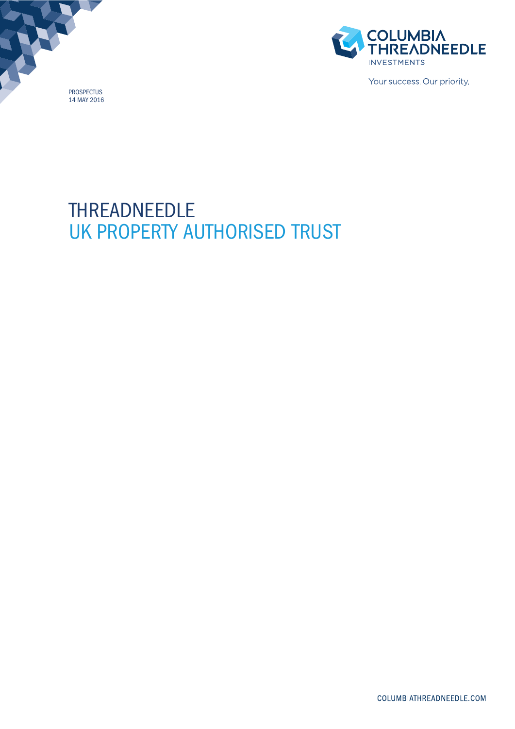COLUMBIA THREADNEEDLE INVESTMENTS

Your success. Our priority.

PROSPECTUS
14 MAY 2016

# THREADNEEDLE UK PROPERTY AUTHORISED TRUST

COLUMBIATHREADNEEDLE.COM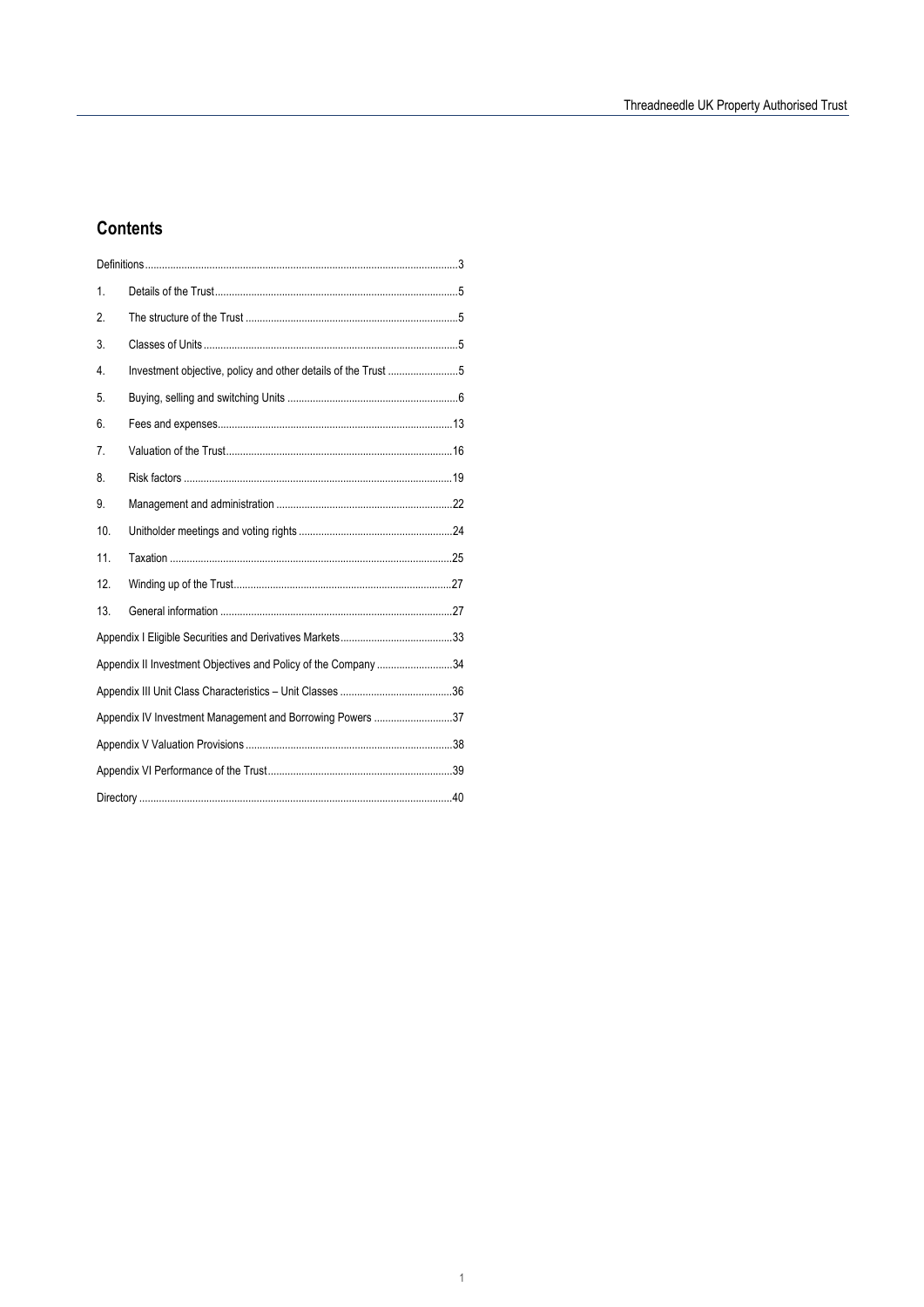## Contents

| | | |
|---|---|---|
| Definitions | | 3 |
| 1. | Details of the Trust | 5 |
| 2. | The structure of the Trust | 5 |
| 3. | Classes of Units | 5 |
| 4. | Investment objective, policy and other details of the Trust | 5 |
| 5. | Buying, selling and switching Units | 6 |
| 6. | Fees and expenses | 13 |
| 7. | Valuation of the Trust | 16 |
| 8. | Risk factors | 19 |
| 9. | Management and administration | 22 |
| 10. | Unitholder meetings and voting rights | 24 |
| 11. | Taxation | 25 |
| 12. | Winding up of the Trust | 27 |
| 13. | General information | 27 |
| Appendix I Eligible Securities and Derivatives Markets | | 33 |
| Appendix II Investment Objectives and Policy of the Company | | 34 |
| Appendix III Unit Class Characteristics – Unit Classes | | 36 |
| Appendix IV Investment Management and Borrowing Powers | | 37 |
| Appendix V Valuation Provisions | | 38 |
| Appendix VI Performance of the Trust | | 39 |
| Directory | | 40 |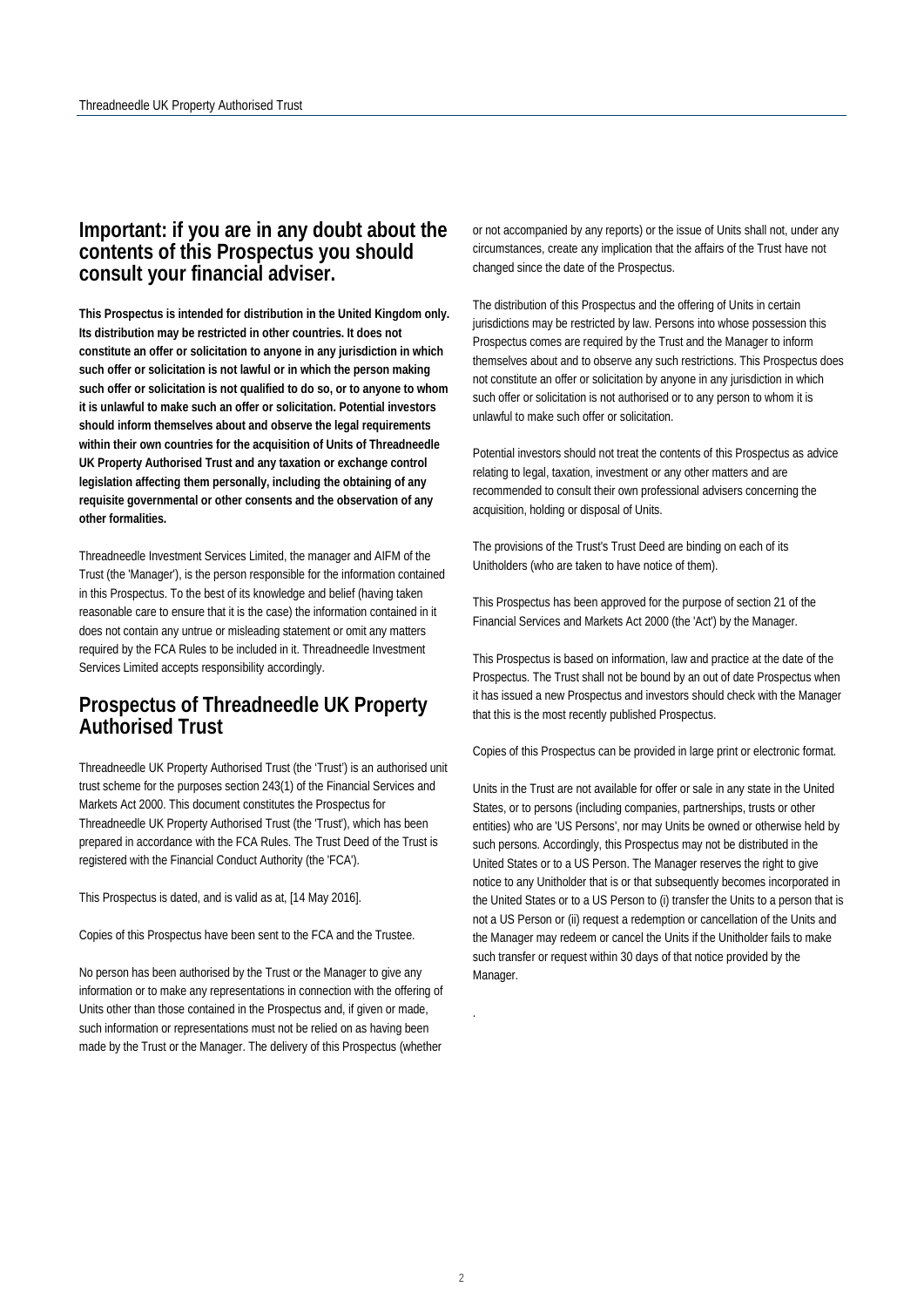## Important: if you are in any doubt about the contents of this Prospectus you should consult your financial adviser.

**This Prospectus is intended for distribution in the United Kingdom only. Its distribution may be restricted in other countries. It does not constitute an offer or solicitation to anyone in any jurisdiction in which such offer or solicitation is not lawful or in which the person making such offer or solicitation is not qualified to do so, or to anyone to whom it is unlawful to make such an offer or solicitation. Potential investors should inform themselves about and observe the legal requirements within their own countries for the acquisition of Units of Threadneedle UK Property Authorised Trust and any taxation or exchange control legislation affecting them personally, including the obtaining of any requisite governmental or other consents and the observation of any other formalities.**

Threadneedle Investment Services Limited, the manager and AIFM of the Trust (the 'Manager'), is the person responsible for the information contained in this Prospectus. To the best of its knowledge and belief (having taken reasonable care to ensure that it is the case) the information contained in it does not contain any untrue or misleading statement or omit any matters required by the FCA Rules to be included in it. Threadneedle Investment Services Limited accepts responsibility accordingly.

## Prospectus of Threadneedle UK Property Authorised Trust

Threadneedle UK Property Authorised Trust (the 'Trust') is an authorised unit trust scheme for the purposes section 243(1) of the Financial Services and Markets Act 2000. This document constitutes the Prospectus for Threadneedle UK Property Authorised Trust (the 'Trust'), which has been prepared in accordance with the FCA Rules. The Trust Deed of the Trust is registered with the Financial Conduct Authority (the 'FCA').

This Prospectus is dated, and is valid as at, [14 May 2016].

Copies of this Prospectus have been sent to the FCA and the Trustee.

No person has been authorised by the Trust or the Manager to give any information or to make any representations in connection with the offering of Units other than those contained in the Prospectus and, if given or made, such information or representations must not be relied on as having been made by the Trust or the Manager. The delivery of this Prospectus (whether or not accompanied by any reports) or the issue of Units shall not, under any circumstances, create any implication that the affairs of the Trust have not changed since the date of the Prospectus.

The distribution of this Prospectus and the offering of Units in certain jurisdictions may be restricted by law. Persons into whose possession this Prospectus comes are required by the Trust and the Manager to inform themselves about and to observe any such restrictions. This Prospectus does not constitute an offer or solicitation by anyone in any jurisdiction in which such offer or solicitation is not authorised or to any person to whom it is unlawful to make such offer or solicitation.

Potential investors should not treat the contents of this Prospectus as advice relating to legal, taxation, investment or any other matters and are recommended to consult their own professional advisers concerning the acquisition, holding or disposal of Units.

The provisions of the Trust's Trust Deed are binding on each of its Unitholders (who are taken to have notice of them).

This Prospectus has been approved for the purpose of section 21 of the Financial Services and Markets Act 2000 (the 'Act') by the Manager.

This Prospectus is based on information, law and practice at the date of the Prospectus. The Trust shall not be bound by an out of date Prospectus when it has issued a new Prospectus and investors should check with the Manager that this is the most recently published Prospectus.

Copies of this Prospectus can be provided in large print or electronic format.

Units in the Trust are not available for offer or sale in any state in the United States, or to persons (including companies, partnerships, trusts or other entities) who are 'US Persons', nor may Units be owned or otherwise held by such persons. Accordingly, this Prospectus may not be distributed in the United States or to a US Person. The Manager reserves the right to give notice to any Unitholder that is or that subsequently becomes incorporated in the United States or to a US Person to (i) transfer the Units to a person that is not a US Person or (ii) request a redemption or cancellation of the Units and the Manager may redeem or cancel the Units if the Unitholder fails to make such transfer or request within 30 days of that notice provided by the Manager.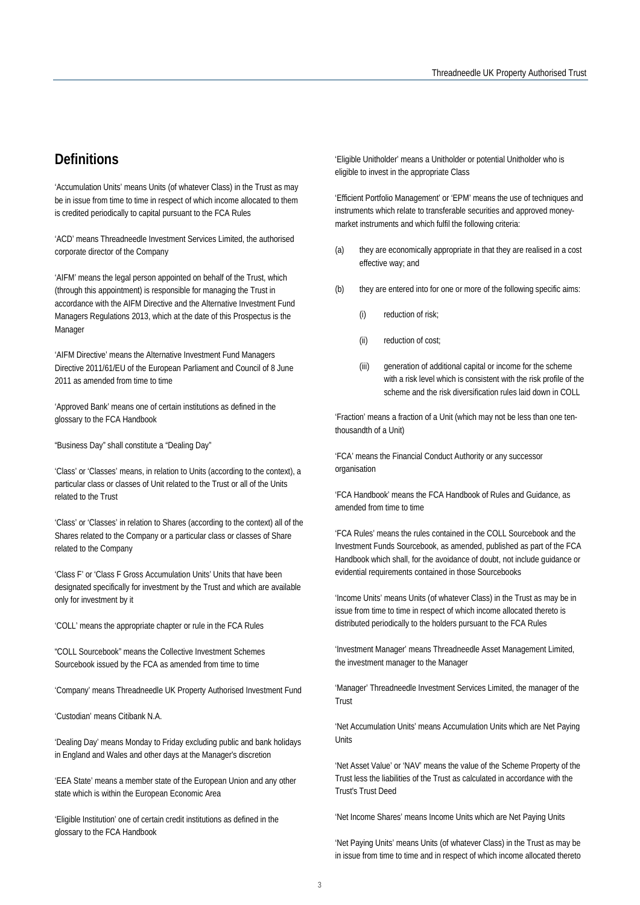## Definitions

'Accumulation Units' means Units (of whatever Class) in the Trust as may be in issue from time to time in respect of which income allocated to them is credited periodically to capital pursuant to the FCA Rules

'ACD' means Threadneedle Investment Services Limited, the authorised corporate director of the Company

'AIFM' means the legal person appointed on behalf of the Trust, which (through this appointment) is responsible for managing the Trust in accordance with the AIFM Directive and the Alternative Investment Fund Managers Regulations 2013, which at the date of this Prospectus is the Manager

'AIFM Directive' means the Alternative Investment Fund Managers Directive 2011/61/EU of the European Parliament and Council of 8 June 2011 as amended from time to time

'Approved Bank' means one of certain institutions as defined in the glossary to the FCA Handbook

"Business Day" shall constitute a "Dealing Day"

'Class' or 'Classes' means, in relation to Units (according to the context), a particular class or classes of Unit related to the Trust or all of the Units related to the Trust

'Class' or 'Classes' in relation to Shares (according to the context) all of the Shares related to the Company or a particular class or classes of Share related to the Company

'Class F' or 'Class F Gross Accumulation Units' Units that have been designated specifically for investment by the Trust and which are available only for investment by it

'COLL' means the appropriate chapter or rule in the FCA Rules

"COLL Sourcebook" means the Collective Investment Schemes Sourcebook issued by the FCA as amended from time to time

'Company' means Threadneedle UK Property Authorised Investment Fund

'Custodian' means Citibank N.A.

'Dealing Day' means Monday to Friday excluding public and bank holidays in England and Wales and other days at the Manager's discretion

'EEA State' means a member state of the European Union and any other state which is within the European Economic Area

'Eligible Institution' one of certain credit institutions as defined in the glossary to the FCA Handbook

'Eligible Unitholder' means a Unitholder or potential Unitholder who is eligible to invest in the appropriate Class

'Efficient Portfolio Management' or 'EPM' means the use of techniques and instruments which relate to transferable securities and approved money-market instruments and which fulfil the following criteria:

(a) they are economically appropriate in that they are realised in a cost effective way; and

(b) they are entered into for one or more of the following specific aims:

   (i) reduction of risk;

   (ii) reduction of cost;

   (iii) generation of additional capital or income for the scheme with a risk level which is consistent with the risk profile of the scheme and the risk diversification rules laid down in COLL

'Fraction' means a fraction of a Unit (which may not be less than one ten-thousandth of a Unit)

'FCA' means the Financial Conduct Authority or any successor organisation

'FCA Handbook' means the FCA Handbook of Rules and Guidance, as amended from time to time

'FCA Rules' means the rules contained in the COLL Sourcebook and the Investment Funds Sourcebook, as amended, published as part of the FCA Handbook which shall, for the avoidance of doubt, not include guidance or evidential requirements contained in those Sourcebooks

'Income Units' means Units (of whatever Class) in the Trust as may be in issue from time to time in respect of which income allocated thereto is distributed periodically to the holders pursuant to the FCA Rules

'Investment Manager' means Threadneedle Asset Management Limited, the investment manager to the Manager

'Manager' Threadneedle Investment Services Limited, the manager of the Trust

'Net Accumulation Units' means Accumulation Units which are Net Paying Units

'Net Asset Value' or 'NAV' means the value of the Scheme Property of the Trust less the liabilities of the Trust as calculated in accordance with the Trust's Trust Deed

'Net Income Shares' means Income Units which are Net Paying Units

'Net Paying Units' means Units (of whatever Class) in the Trust as may be in issue from time to time and in respect of which income allocated thereto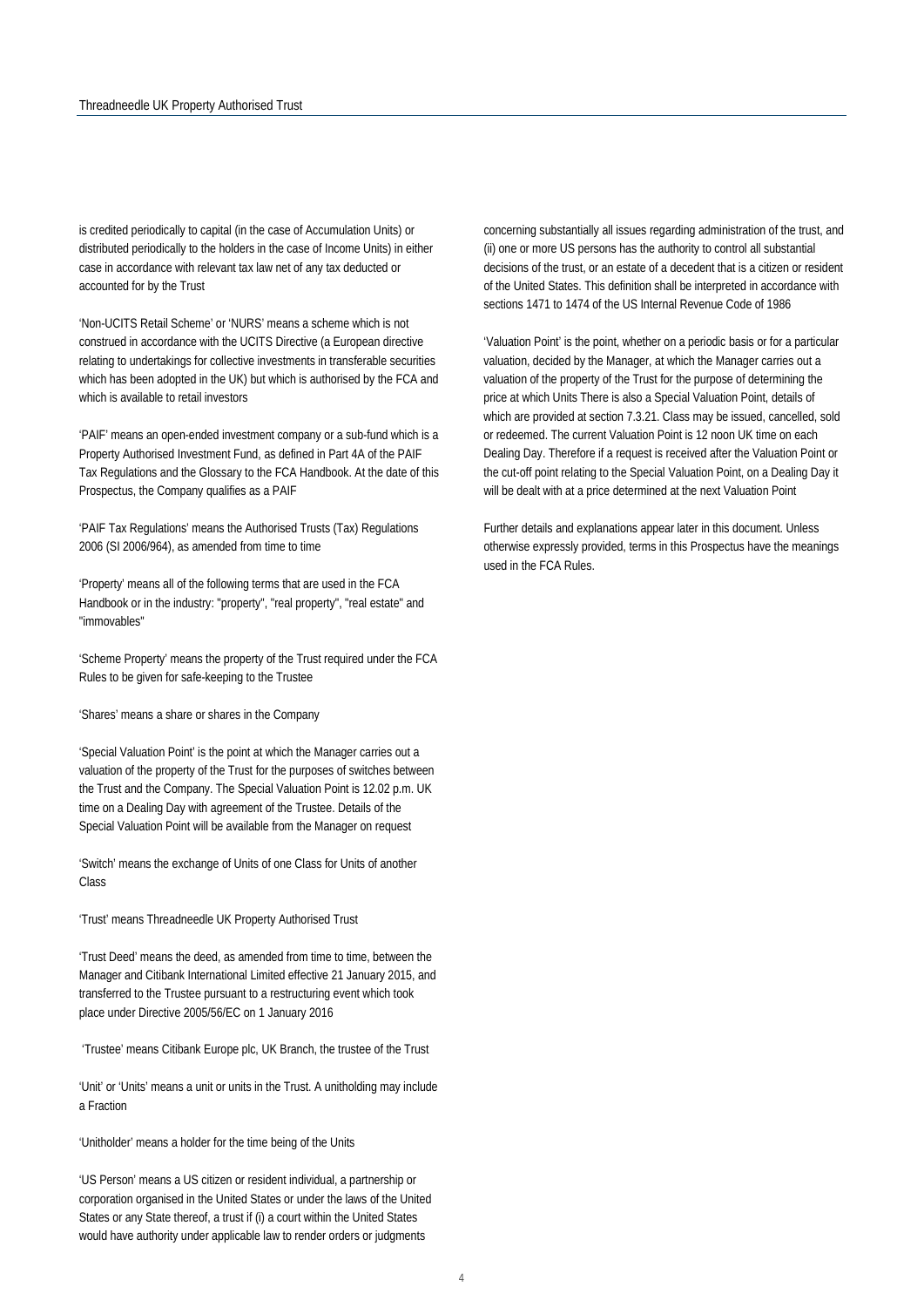is credited periodically to capital (in the case of Accumulation Units) or distributed periodically to the holders in the case of Income Units) in either case in accordance with relevant tax law net of any tax deducted or accounted for by the Trust

'Non-UCITS Retail Scheme' or 'NURS' means a scheme which is not construed in accordance with the UCITS Directive (a European directive relating to undertakings for collective investments in transferable securities which has been adopted in the UK) but which is authorised by the FCA and which is available to retail investors

'PAIF' means an open-ended investment company or a sub-fund which is a Property Authorised Investment Fund, as defined in Part 4A of the PAIF Tax Regulations and the Glossary to the FCA Handbook. At the date of this Prospectus, the Company qualifies as a PAIF

'PAIF Tax Regulations' means the Authorised Trusts (Tax) Regulations 2006 (SI 2006/964), as amended from time to time

'Property' means all of the following terms that are used in the FCA Handbook or in the industry: "property", "real property", "real estate" and "immovables"

'Scheme Property' means the property of the Trust required under the FCA Rules to be given for safe-keeping to the Trustee

'Shares' means a share or shares in the Company

'Special Valuation Point' is the point at which the Manager carries out a valuation of the property of the Trust for the purposes of switches between the Trust and the Company. The Special Valuation Point is 12.02 p.m. UK time on a Dealing Day with agreement of the Trustee. Details of the Special Valuation Point will be available from the Manager on request

'Switch' means the exchange of Units of one Class for Units of another Class

'Trust' means Threadneedle UK Property Authorised Trust

'Trust Deed' means the deed, as amended from time to time, between the Manager and Citibank International Limited effective 21 January 2015, and transferred to the Trustee pursuant to a restructuring event which took place under Directive 2005/56/EC on 1 January 2016

'Trustee' means Citibank Europe plc, UK Branch, the trustee of the Trust

'Unit' or 'Units' means a unit or units in the Trust. A unitholding may include a Fraction

'Unitholder' means a holder for the time being of the Units

'US Person' means a US citizen or resident individual, a partnership or corporation organised in the United States or under the laws of the United States or any State thereof, a trust if (i) a court within the United States would have authority under applicable law to render orders or judgments concerning substantially all issues regarding administration of the trust, and (ii) one or more US persons has the authority to control all substantial decisions of the trust, or an estate of a decedent that is a citizen or resident of the United States. This definition shall be interpreted in accordance with sections 1471 to 1474 of the US Internal Revenue Code of 1986

'Valuation Point' is the point, whether on a periodic basis or for a particular valuation, decided by the Manager, at which the Manager carries out a valuation of the property of the Trust for the purpose of determining the price at which Units There is also a Special Valuation Point, details of which are provided at section 7.3.21. Class may be issued, cancelled, sold or redeemed. The current Valuation Point is 12 noon UK time on each Dealing Day. Therefore if a request is received after the Valuation Point or the cut-off point relating to the Special Valuation Point, on a Dealing Day it will be dealt with at a price determined at the next Valuation Point

Further details and explanations appear later in this document. Unless otherwise expressly provided, terms in this Prospectus have the meanings used in the FCA Rules.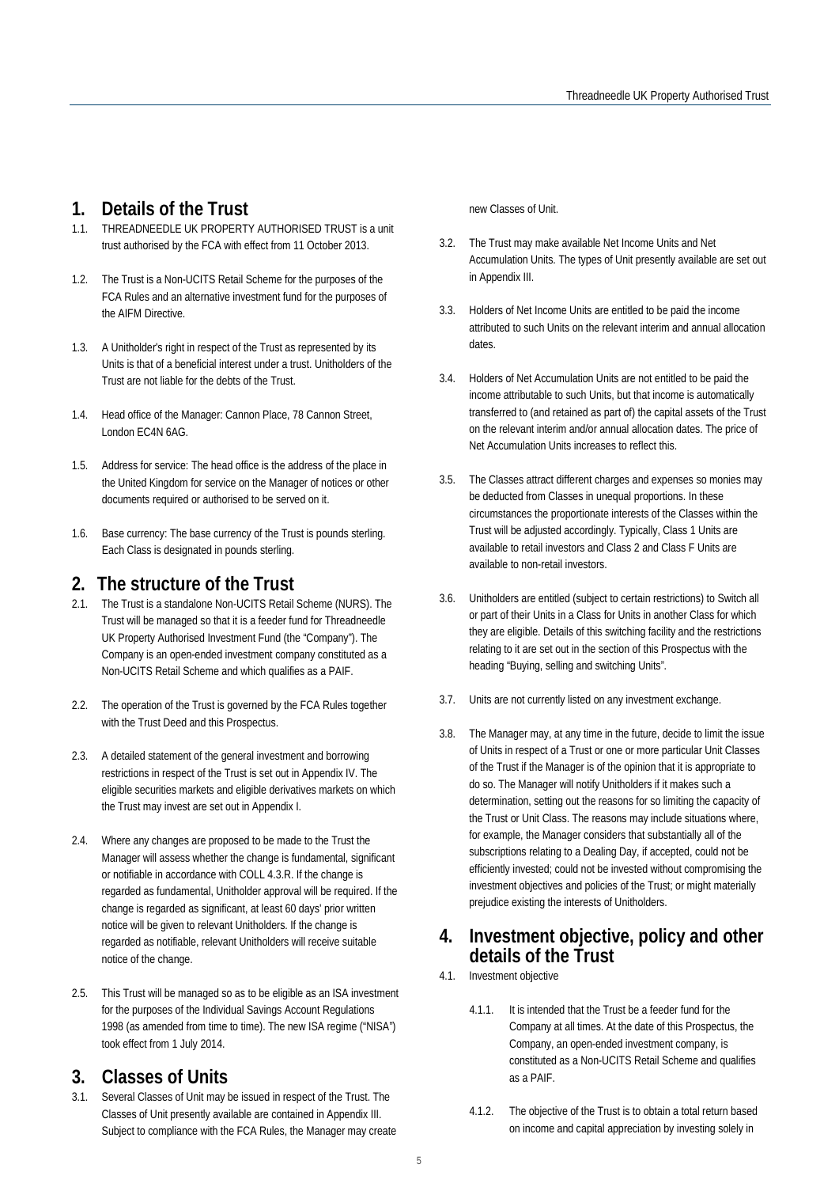## 1. Details of the Trust

1.1. THREADNEEDLE UK PROPERTY AUTHORISED TRUST is a unit trust authorised by the FCA with effect from 11 October 2013.

1.2. The Trust is a Non-UCITS Retail Scheme for the purposes of the FCA Rules and an alternative investment fund for the purposes of the AIFM Directive.

1.3. A Unitholder's right in respect of the Trust as represented by its Units is that of a beneficial interest under a trust. Unitholders of the Trust are not liable for the debts of the Trust.

1.4. Head office of the Manager: Cannon Place, 78 Cannon Street, London EC4N 6AG.

1.5. Address for service: The head office is the address of the place in the United Kingdom for service on the Manager of notices or other documents required or authorised to be served on it.

1.6. Base currency: The base currency of the Trust is pounds sterling. Each Class is designated in pounds sterling.

## 2. The structure of the Trust

2.1. The Trust is a standalone Non-UCITS Retail Scheme (NURS). The Trust will be managed so that it is a feeder fund for Threadneedle UK Property Authorised Investment Fund (the "Company"). The Company is an open-ended investment company constituted as a Non-UCITS Retail Scheme and which qualifies as a PAIF.

2.2. The operation of the Trust is governed by the FCA Rules together with the Trust Deed and this Prospectus.

2.3. A detailed statement of the general investment and borrowing restrictions in respect of the Trust is set out in Appendix IV. The eligible securities markets and eligible derivatives markets on which the Trust may invest are set out in Appendix I.

2.4. Where any changes are proposed to be made to the Trust the Manager will assess whether the change is fundamental, significant or notifiable in accordance with COLL 4.3.R. If the change is regarded as fundamental, Unitholder approval will be required. If the change is regarded as significant, at least 60 days' prior written notice will be given to relevant Unitholders. If the change is regarded as notifiable, relevant Unitholders will receive suitable notice of the change.

2.5. This Trust will be managed so as to be eligible as an ISA investment for the purposes of the Individual Savings Account Regulations 1998 (as amended from time to time). The new ISA regime ("NISA") took effect from 1 July 2014.

## 3. Classes of Units

3.1. Several Classes of Unit may be issued in respect of the Trust. The Classes of Unit presently available are contained in Appendix III. Subject to compliance with the FCA Rules, the Manager may create new Classes of Unit.

3.2. The Trust may make available Net Income Units and Net Accumulation Units. The types of Unit presently available are set out in Appendix III.

3.3. Holders of Net Income Units are entitled to be paid the income attributed to such Units on the relevant interim and annual allocation dates.

3.4. Holders of Net Accumulation Units are not entitled to be paid the income attributable to such Units, but that income is automatically transferred to (and retained as part of) the capital assets of the Trust on the relevant interim and/or annual allocation dates. The price of Net Accumulation Units increases to reflect this.

3.5. The Classes attract different charges and expenses so monies may be deducted from Classes in unequal proportions. In these circumstances the proportionate interests of the Classes within the Trust will be adjusted accordingly. Typically, Class 1 Units are available to retail investors and Class 2 and Class F Units are available to non-retail investors.

3.6. Unitholders are entitled (subject to certain restrictions) to Switch all or part of their Units in a Class for Units in another Class for which they are eligible. Details of this switching facility and the restrictions relating to it are set out in the section of this Prospectus with the heading "Buying, selling and switching Units".

3.7. Units are not currently listed on any investment exchange.

3.8. The Manager may, at any time in the future, decide to limit the issue of Units in respect of a Trust or one or more particular Unit Classes of the Trust if the Manager is of the opinion that it is appropriate to do so. The Manager will notify Unitholders if it makes such a determination, setting out the reasons for so limiting the capacity of the Trust or Unit Class. The reasons may include situations where, for example, the Manager considers that substantially all of the subscriptions relating to a Dealing Day, if accepted, could not be efficiently invested; could not be invested without compromising the investment objectives and policies of the Trust; or might materially prejudice existing the interests of Unitholders.

## 4. Investment objective, policy and other details of the Trust

4.1. Investment objective

4.1.1. It is intended that the Trust be a feeder fund for the Company at all times. At the date of this Prospectus, the Company, an open-ended investment company, is constituted as a Non-UCITS Retail Scheme and qualifies as a PAIF.

4.1.2. The objective of the Trust is to obtain a total return based on income and capital appreciation by investing solely in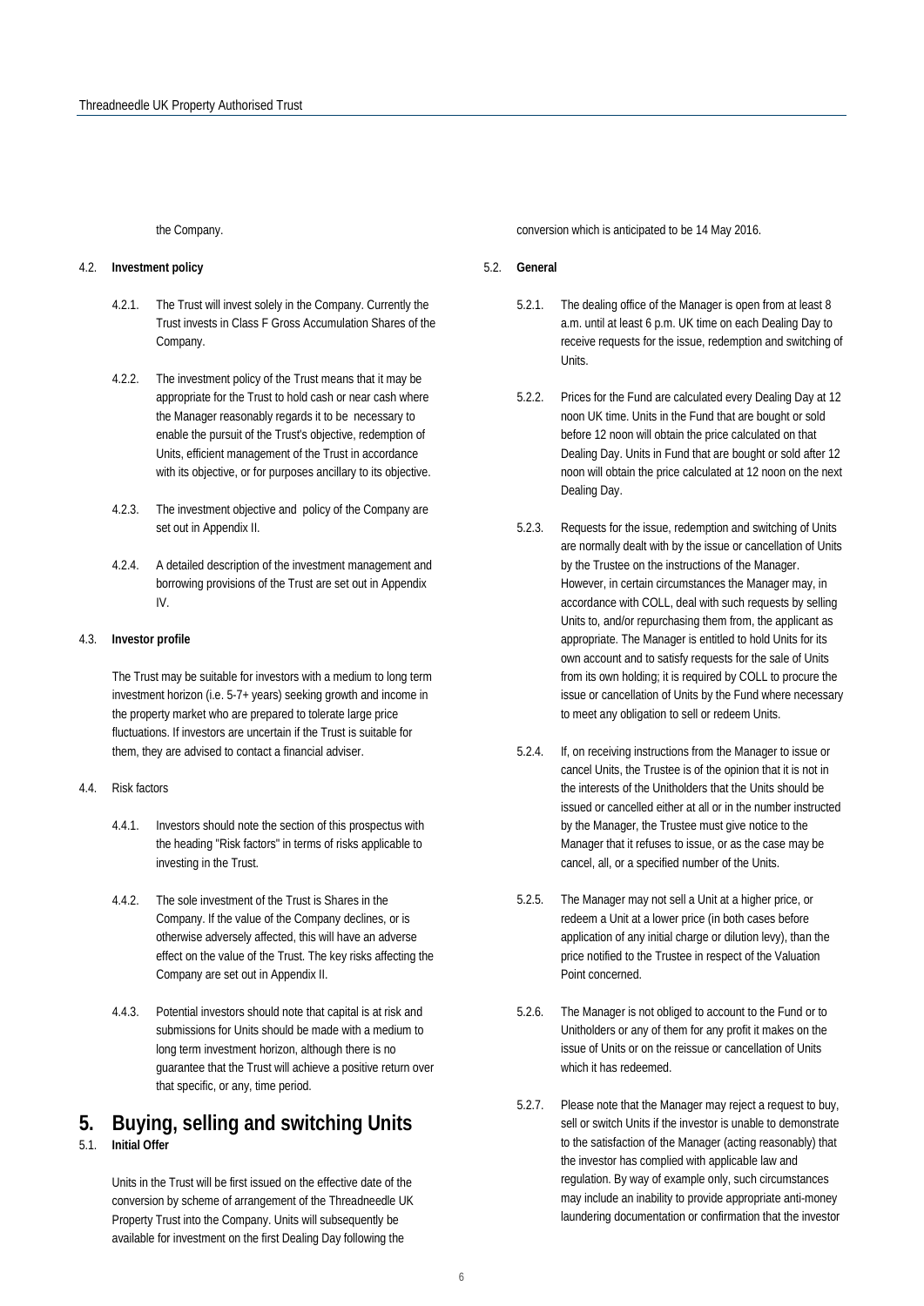the Company.

4.2. **Investment policy**

4.2.1. The Trust will invest solely in the Company. Currently the Trust invests in Class F Gross Accumulation Shares of the Company.

4.2.2. The investment policy of the Trust means that it may be appropriate for the Trust to hold cash or near cash where the Manager reasonably regards it to be necessary to enable the pursuit of the Trust's objective, redemption of Units, efficient management of the Trust in accordance with its objective, or for purposes ancillary to its objective.

4.2.3. The investment objective and policy of the Company are set out in Appendix II.

4.2.4. A detailed description of the investment management and borrowing provisions of the Trust are set out in Appendix IV.

4.3. **Investor profile**

The Trust may be suitable for investors with a medium to long term investment horizon (i.e. 5-7+ years) seeking growth and income in the property market who are prepared to tolerate large price fluctuations. If investors are uncertain if the Trust is suitable for them, they are advised to contact a financial adviser.

4.4. Risk factors

4.4.1. Investors should note the section of this prospectus with the heading "Risk factors" in terms of risks applicable to investing in the Trust.

4.4.2. The sole investment of the Trust is Shares in the Company. If the value of the Company declines, or is otherwise adversely affected, this will have an adverse effect on the value of the Trust. The key risks affecting the Company are set out in Appendix II.

4.4.3. Potential investors should note that capital is at risk and submissions for Units should be made with a medium to long term investment horizon, although there is no guarantee that the Trust will achieve a positive return over that specific, or any, time period.

# 5. Buying, selling and switching Units

5.1. **Initial Offer**

Units in the Trust will be first issued on the effective date of the conversion by scheme of arrangement of the Threadneedle UK Property Trust into the Company. Units will subsequently be available for investment on the first Dealing Day following the conversion which is anticipated to be 14 May 2016.

5.2. **General**

5.2.1. The dealing office of the Manager is open from at least 8 a.m. until at least 6 p.m. UK time on each Dealing Day to receive requests for the issue, redemption and switching of Units.

5.2.2. Prices for the Fund are calculated every Dealing Day at 12 noon UK time. Units in the Fund that are bought or sold before 12 noon will obtain the price calculated on that Dealing Day. Units in Fund that are bought or sold after 12 noon will obtain the price calculated at 12 noon on the next Dealing Day.

5.2.3. Requests for the issue, redemption and switching of Units are normally dealt with by the issue or cancellation of Units by the Trustee on the instructions of the Manager. However, in certain circumstances the Manager may, in accordance with COLL, deal with such requests by selling Units to, and/or repurchasing them from, the applicant as appropriate. The Manager is entitled to hold Units for its own account and to satisfy requests for the sale of Units from its own holding; it is required by COLL to procure the issue or cancellation of Units by the Fund where necessary to meet any obligation to sell or redeem Units.

5.2.4. If, on receiving instructions from the Manager to issue or cancel Units, the Trustee is of the opinion that it is not in the interests of the Unitholders that the Units should be issued or cancelled either at all or in the number instructed by the Manager, the Trustee must give notice to the Manager that it refuses to issue, or as the case may be cancel, all, or a specified number of the Units.

5.2.5. The Manager may not sell a Unit at a higher price, or redeem a Unit at a lower price (in both cases before application of any initial charge or dilution levy), than the price notified to the Trustee in respect of the Valuation Point concerned.

5.2.6. The Manager is not obliged to account to the Fund or to Unitholders or any of them for any profit it makes on the issue of Units or on the reissue or cancellation of Units which it has redeemed.

5.2.7. Please note that the Manager may reject a request to buy, sell or switch Units if the investor is unable to demonstrate to the satisfaction of the Manager (acting reasonably) that the investor has complied with applicable law and regulation. By way of example only, such circumstances may include an inability to provide appropriate anti-money laundering documentation or confirmation that the investor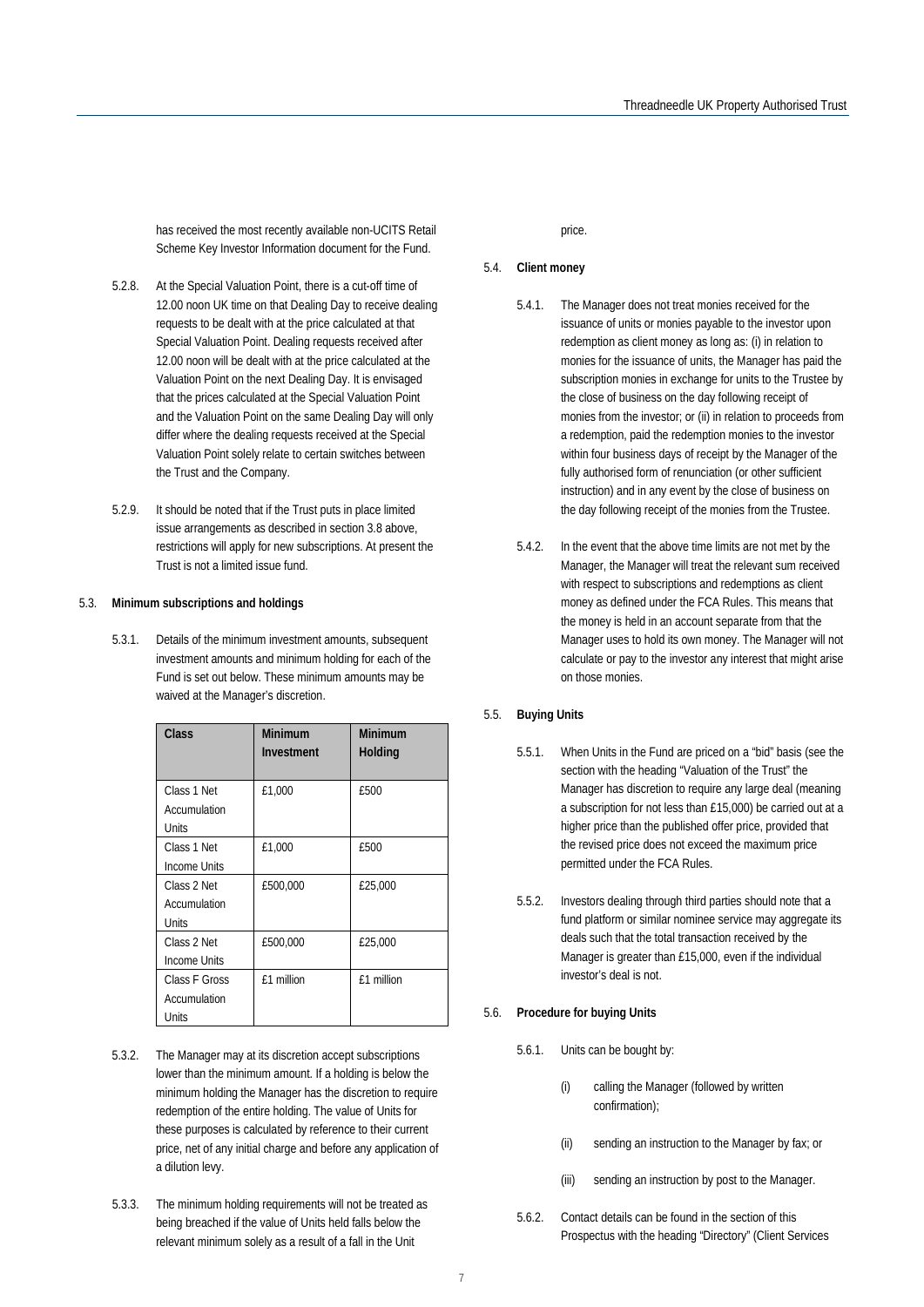has received the most recently available non-UCITS Retail Scheme Key Investor Information document for the Fund.

5.2.8. At the Special Valuation Point, there is a cut-off time of 12.00 noon UK time on that Dealing Day to receive dealing requests to be dealt with at the price calculated at that Special Valuation Point. Dealing requests received after 12.00 noon will be dealt with at the price calculated at the Valuation Point on the next Dealing Day. It is envisaged that the prices calculated at the Special Valuation Point and the Valuation Point on the same Dealing Day will only differ where the dealing requests received at the Special Valuation Point solely relate to certain switches between the Trust and the Company.

5.2.9. It should be noted that if the Trust puts in place limited issue arrangements as described in section 3.8 above, restrictions will apply for new subscriptions. At present the Trust is not a limited issue fund.

## 5.3. Minimum subscriptions and holdings

5.3.1. Details of the minimum investment amounts, subsequent investment amounts and minimum holding for each of the Fund is set out below. These minimum amounts may be waived at the Manager's discretion.

| Class | Minimum Investment | Minimum Holding |
|---|---|---|
| Class 1 Net Accumulation Units | £1,000 | £500 |
| Class 1 Net Income Units | £1,000 | £500 |
| Class 2 Net Accumulation Units | £500,000 | £25,000 |
| Class 2 Net Income Units | £500,000 | £25,000 |
| Class F Gross Accumulation Units | £1 million | £1 million |

5.3.2. The Manager may at its discretion accept subscriptions lower than the minimum amount. If a holding is below the minimum holding the Manager has the discretion to require redemption of the entire holding. The value of Units for these purposes is calculated by reference to their current price, net of any initial charge and before any application of a dilution levy.

5.3.3. The minimum holding requirements will not be treated as being breached if the value of Units held falls below the relevant minimum solely as a result of a fall in the Unit price.

## 5.4. Client money

5.4.1. The Manager does not treat monies received for the issuance of units or monies payable to the investor upon redemption as client money as long as: (i) in relation to monies for the issuance of units, the Manager has paid the subscription monies in exchange for units to the Trustee by the close of business on the day following receipt of monies from the investor; or (ii) in relation to proceeds from a redemption, paid the redemption monies to the investor within four business days of receipt by the Manager of the fully authorised form of renunciation (or other sufficient instruction) and in any event by the close of business on the day following receipt of the monies from the Trustee.

5.4.2. In the event that the above time limits are not met by the Manager, the Manager will treat the relevant sum received with respect to subscriptions and redemptions as client money as defined under the FCA Rules. This means that the money is held in an account separate from that the Manager uses to hold its own money. The Manager will not calculate or pay to the investor any interest that might arise on those monies.

## 5.5. Buying Units

5.5.1. When Units in the Fund are priced on a "bid" basis (see the section with the heading "Valuation of the Trust" the Manager has discretion to require any large deal (meaning a subscription for not less than £15,000) be carried out at a higher price than the published offer price, provided that the revised price does not exceed the maximum price permitted under the FCA Rules.

5.5.2. Investors dealing through third parties should note that a fund platform or similar nominee service may aggregate its deals such that the total transaction received by the Manager is greater than £15,000, even if the individual investor's deal is not.

## 5.6. Procedure for buying Units

5.6.1. Units can be bought by:

(i) calling the Manager (followed by written confirmation);

(ii) sending an instruction to the Manager by fax; or

(iii) sending an instruction by post to the Manager.

5.6.2. Contact details can be found in the section of this Prospectus with the heading "Directory" (Client Services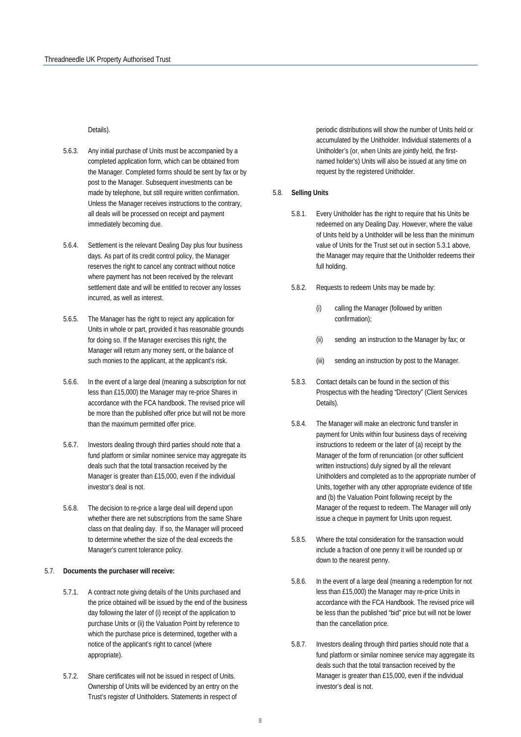Details).

5.6.3. Any initial purchase of Units must be accompanied by a completed application form, which can be obtained from the Manager. Completed forms should be sent by fax or by post to the Manager. Subsequent investments can be made by telephone, but still require written confirmation. Unless the Manager receives instructions to the contrary, all deals will be processed on receipt and payment immediately becoming due.

5.6.4. Settlement is the relevant Dealing Day plus four business days. As part of its credit control policy, the Manager reserves the right to cancel any contract without notice where payment has not been received by the relevant settlement date and will be entitled to recover any losses incurred, as well as interest.

5.6.5. The Manager has the right to reject any application for Units in whole or part, provided it has reasonable grounds for doing so. If the Manager exercises this right, the Manager will return any money sent, or the balance of such monies to the applicant, at the applicant's risk.

5.6.6. In the event of a large deal (meaning a subscription for not less than £15,000) the Manager may re-price Shares in accordance with the FCA handbook. The revised price will be more than the published offer price but will not be more than the maximum permitted offer price.

5.6.7. Investors dealing through third parties should note that a fund platform or similar nominee service may aggregate its deals such that the total transaction received by the Manager is greater than £15,000, even if the individual investor's deal is not.

5.6.8. The decision to re-price a large deal will depend upon whether there are net subscriptions from the same Share class on that dealing day. If so, the Manager will proceed to determine whether the size of the deal exceeds the Manager's current tolerance policy.

**5.7. Documents the purchaser will receive:**

5.7.1. A contract note giving details of the Units purchased and the price obtained will be issued by the end of the business day following the later of (i) receipt of the application to purchase Units or (ii) the Valuation Point by reference to which the purchase price is determined, together with a notice of the applicant's right to cancel (where appropriate).

5.7.2. Share certificates will not be issued in respect of Units. Ownership of Units will be evidenced by an entry on the Trust's register of Unitholders. Statements in respect of periodic distributions will show the number of Units held or accumulated by the Unitholder. Individual statements of a Unitholder's (or, when Units are jointly held, the first-named holder's) Units will also be issued at any time on request by the registered Unitholder.

**5.8. Selling Units**

5.8.1. Every Unitholder has the right to require that his Units be redeemed on any Dealing Day. However, where the value of Units held by a Unitholder will be less than the minimum value of Units for the Trust set out in section 5.3.1 above, the Manager may require that the Unitholder redeems their full holding.

5.8.2. Requests to redeem Units may be made by:

(i) calling the Manager (followed by written confirmation);

(ii) sending an instruction to the Manager by fax; or

(iii) sending an instruction by post to the Manager.

5.8.3. Contact details can be found in the section of this Prospectus with the heading "Directory" (Client Services Details).

5.8.4. The Manager will make an electronic fund transfer in payment for Units within four business days of receiving instructions to redeem or the later of (a) receipt by the Manager of the form of renunciation (or other sufficient written instructions) duly signed by all the relevant Unitholders and completed as to the appropriate number of Units, together with any other appropriate evidence of title and (b) the Valuation Point following receipt by the Manager of the request to redeem. The Manager will only issue a cheque in payment for Units upon request.

5.8.5. Where the total consideration for the transaction would include a fraction of one penny it will be rounded up or down to the nearest penny.

5.8.6. In the event of a large deal (meaning a redemption for not less than £15,000) the Manager may re-price Units in accordance with the FCA Handbook. The revised price will be less than the published "bid" price but will not be lower than the cancellation price.

5.8.7. Investors dealing through third parties should note that a fund platform or similar nominee service may aggregate its deals such that the total transaction received by the Manager is greater than £15,000, even if the individual investor's deal is not.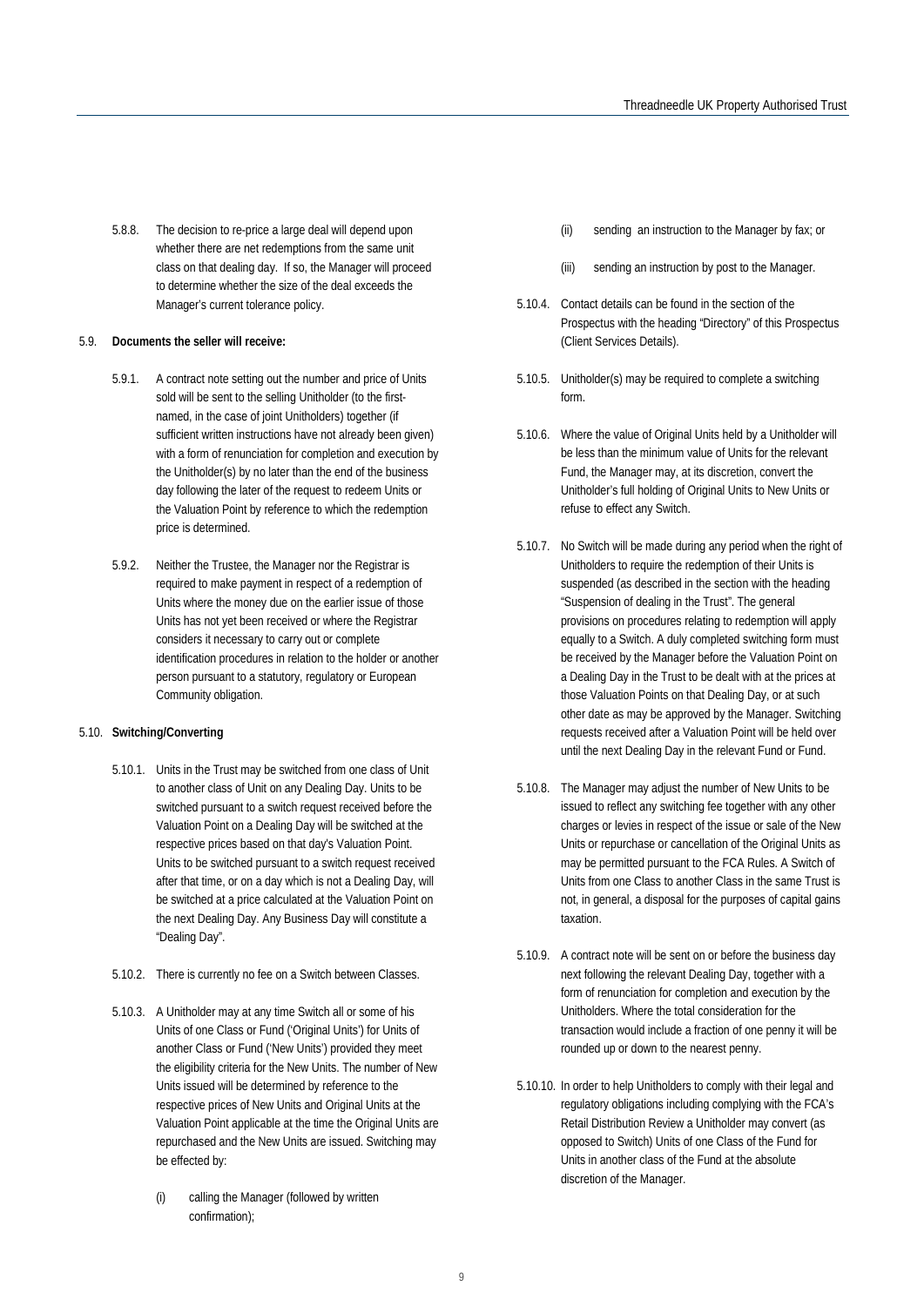5.8.8. The decision to re-price a large deal will depend upon whether there are net redemptions from the same unit class on that dealing day. If so, the Manager will proceed to determine whether the size of the deal exceeds the Manager's current tolerance policy.

5.9. **Documents the seller will receive:**

5.9.1. A contract note setting out the number and price of Units sold will be sent to the selling Unitholder (to the first-named, in the case of joint Unitholders) together (if sufficient written instructions have not already been given) with a form of renunciation for completion and execution by the Unitholder(s) by no later than the end of the business day following the later of the request to redeem Units or the Valuation Point by reference to which the redemption price is determined.

5.9.2. Neither the Trustee, the Manager nor the Registrar is required to make payment in respect of a redemption of Units where the money due on the earlier issue of those Units has not yet been received or where the Registrar considers it necessary to carry out or complete identification procedures in relation to the holder or another person pursuant to a statutory, regulatory or European Community obligation.

5.10. **Switching/Converting**

5.10.1. Units in the Trust may be switched from one class of Unit to another class of Unit on any Dealing Day. Units to be switched pursuant to a switch request received before the Valuation Point on a Dealing Day will be switched at the respective prices based on that day's Valuation Point. Units to be switched pursuant to a switch request received after that time, or on a day which is not a Dealing Day, will be switched at a price calculated at the Valuation Point on the next Dealing Day. Any Business Day will constitute a "Dealing Day".

5.10.2. There is currently no fee on a Switch between Classes.

5.10.3. A Unitholder may at any time Switch all or some of his Units of one Class or Fund ('Original Units') for Units of another Class or Fund ('New Units') provided they meet the eligibility criteria for the New Units. The number of New Units issued will be determined by reference to the respective prices of New Units and Original Units at the Valuation Point applicable at the time the Original Units are repurchased and the New Units are issued. Switching may be effected by:

(i) calling the Manager (followed by written confirmation);

(ii) sending an instruction to the Manager by fax; or

(iii) sending an instruction by post to the Manager.

5.10.4. Contact details can be found in the section of the Prospectus with the heading "Directory" of this Prospectus (Client Services Details).

5.10.5. Unitholder(s) may be required to complete a switching form.

5.10.6. Where the value of Original Units held by a Unitholder will be less than the minimum value of Units for the relevant Fund, the Manager may, at its discretion, convert the Unitholder's full holding of Original Units to New Units or refuse to effect any Switch.

5.10.7. No Switch will be made during any period when the right of Unitholders to require the redemption of their Units is suspended (as described in the section with the heading "Suspension of dealing in the Trust". The general provisions on procedures relating to redemption will apply equally to a Switch. A duly completed switching form must be received by the Manager before the Valuation Point on a Dealing Day in the Trust to be dealt with at the prices at those Valuation Points on that Dealing Day, or at such other date as may be approved by the Manager. Switching requests received after a Valuation Point will be held over until the next Dealing Day in the relevant Fund or Fund.

5.10.8. The Manager may adjust the number of New Units to be issued to reflect any switching fee together with any other charges or levies in respect of the issue or sale of the New Units or repurchase or cancellation of the Original Units as may be permitted pursuant to the FCA Rules. A Switch of Units from one Class to another Class in the same Trust is not, in general, a disposal for the purposes of capital gains taxation.

5.10.9. A contract note will be sent on or before the business day next following the relevant Dealing Day, together with a form of renunciation for completion and execution by the Unitholders. Where the total consideration for the transaction would include a fraction of one penny it will be rounded up or down to the nearest penny.

5.10.10. In order to help Unitholders to comply with their legal and regulatory obligations including complying with the FCA's Retail Distribution Review a Unitholder may convert (as opposed to Switch) Units of one Class of the Fund for Units in another class of the Fund at the absolute discretion of the Manager.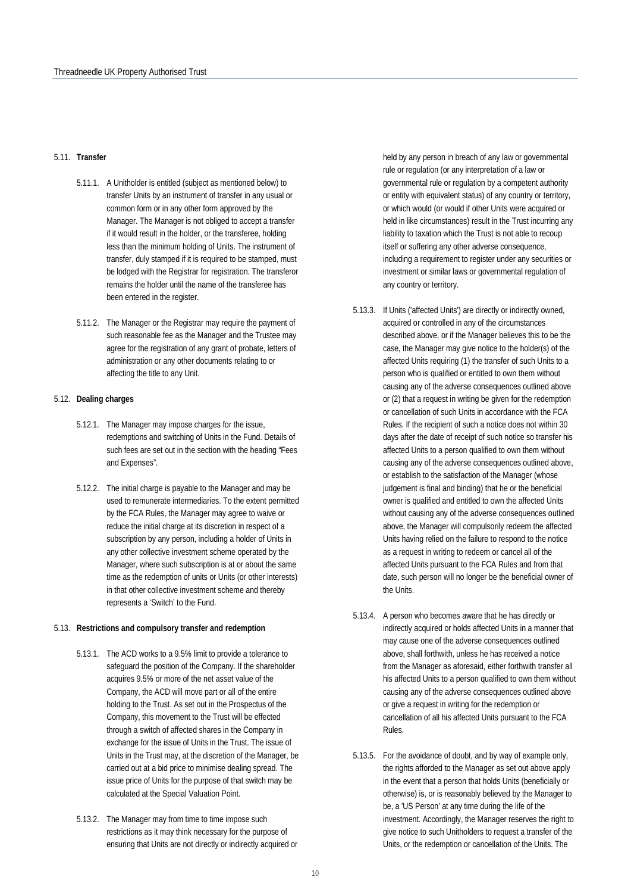## 5.11. Transfer

5.11.1. A Unitholder is entitled (subject as mentioned below) to transfer Units by an instrument of transfer in any usual or common form or in any other form approved by the Manager. The Manager is not obliged to accept a transfer if it would result in the holder, or the transferee, holding less than the minimum holding of Units. The instrument of transfer, duly stamped if it is required to be stamped, must be lodged with the Registrar for registration. The transferor remains the holder until the name of the transferee has been entered in the register.

5.11.2. The Manager or the Registrar may require the payment of such reasonable fee as the Manager and the Trustee may agree for the registration of any grant of probate, letters of administration or any other documents relating to or affecting the title to any Unit.

## 5.12. Dealing charges

5.12.1. The Manager may impose charges for the issue, redemptions and switching of Units in the Fund. Details of such fees are set out in the section with the heading "Fees and Expenses".

5.12.2. The initial charge is payable to the Manager and may be used to remunerate intermediaries. To the extent permitted by the FCA Rules, the Manager may agree to waive or reduce the initial charge at its discretion in respect of a subscription by any person, including a holder of Units in any other collective investment scheme operated by the Manager, where such subscription is at or about the same time as the redemption of units or Units (or other interests) in that other collective investment scheme and thereby represents a 'Switch' to the Fund.

## 5.13. Restrictions and compulsory transfer and redemption

5.13.1. The ACD works to a 9.5% limit to provide a tolerance to safeguard the position of the Company. If the shareholder acquires 9.5% or more of the net asset value of the Company, the ACD will move part or all of the entire holding to the Trust. As set out in the Prospectus of the Company, this movement to the Trust will be effected through a switch of affected shares in the Company in exchange for the issue of Units in the Trust. The issue of Units in the Trust may, at the discretion of the Manager, be carried out at a bid price to minimise dealing spread. The issue price of Units for the purpose of that switch may be calculated at the Special Valuation Point.

5.13.2. The Manager may from time to time impose such restrictions as it may think necessary for the purpose of ensuring that Units are not directly or indirectly acquired or held by any person in breach of any law or governmental rule or regulation (or any interpretation of a law or governmental rule or regulation by a competent authority or entity with equivalent status) of any country or territory, or which would (or would if other Units were acquired or held in like circumstances) result in the Trust incurring any liability to taxation which the Trust is not able to recoup itself or suffering any other adverse consequence, including a requirement to register under any securities or investment or similar laws or governmental regulation of any country or territory.

5.13.3. If Units ('affected Units') are directly or indirectly owned, acquired or controlled in any of the circumstances described above, or if the Manager believes this to be the case, the Manager may give notice to the holder(s) of the affected Units requiring (1) the transfer of such Units to a person who is qualified or entitled to own them without causing any of the adverse consequences outlined above or (2) that a request in writing be given for the redemption or cancellation of such Units in accordance with the FCA Rules. If the recipient of such a notice does not within 30 days after the date of receipt of such notice so transfer his affected Units to a person qualified to own them without causing any of the adverse consequences outlined above, or establish to the satisfaction of the Manager (whose judgement is final and binding) that he or the beneficial owner is qualified and entitled to own the affected Units without causing any of the adverse consequences outlined above, the Manager will compulsorily redeem the affected Units having relied on the failure to respond to the notice as a request in writing to redeem or cancel all of the affected Units pursuant to the FCA Rules and from that date, such person will no longer be the beneficial owner of the Units.

5.13.4. A person who becomes aware that he has directly or indirectly acquired or holds affected Units in a manner that may cause one of the adverse consequences outlined above, shall forthwith, unless he has received a notice from the Manager as aforesaid, either forthwith transfer all his affected Units to a person qualified to own them without causing any of the adverse consequences outlined above or give a request in writing for the redemption or cancellation of all his affected Units pursuant to the FCA Rules.

5.13.5. For the avoidance of doubt, and by way of example only, the rights afforded to the Manager as set out above apply in the event that a person that holds Units (beneficially or otherwise) is, or is reasonably believed by the Manager to be, a 'US Person' at any time during the life of the investment. Accordingly, the Manager reserves the right to give notice to such Unitholders to request a transfer of the Units, or the redemption or cancellation of the Units. The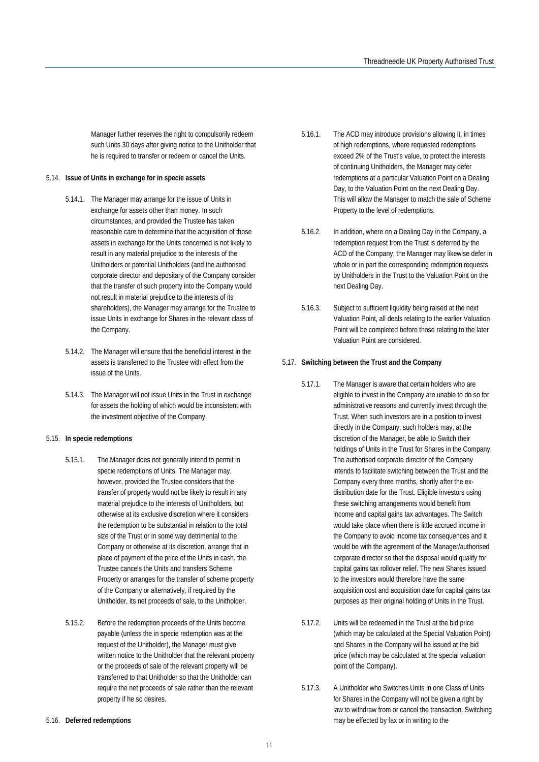Manager further reserves the right to compulsorily redeem such Units 30 days after giving notice to the Unitholder that he is required to transfer or redeem or cancel the Units.

5.14. **Issue of Units in exchange for in specie assets**

5.14.1. The Manager may arrange for the issue of Units in exchange for assets other than money. In such circumstances, and provided the Trustee has taken reasonable care to determine that the acquisition of those assets in exchange for the Units concerned is not likely to result in any material prejudice to the interests of the Unitholders or potential Unitholders (and the authorised corporate director and depositary of the Company consider that the transfer of such property into the Company would not result in material prejudice to the interests of its shareholders), the Manager may arrange for the Trustee to issue Units in exchange for Shares in the relevant class of the Company.

5.14.2. The Manager will ensure that the beneficial interest in the assets is transferred to the Trustee with effect from the issue of the Units.

5.14.3. The Manager will not issue Units in the Trust in exchange for assets the holding of which would be inconsistent with the investment objective of the Company.

5.15. **In specie redemptions**

5.15.1. The Manager does not generally intend to permit in specie redemptions of Units. The Manager may, however, provided the Trustee considers that the transfer of property would not be likely to result in any material prejudice to the interests of Unitholders, but otherwise at its exclusive discretion where it considers the redemption to be substantial in relation to the total size of the Trust or in some way detrimental to the Company or otherwise at its discretion, arrange that in place of payment of the price of the Units in cash, the Trustee cancels the Units and transfers Scheme Property or arranges for the transfer of scheme property of the Company or alternatively, if required by the Unitholder, its net proceeds of sale, to the Unitholder.

5.15.2. Before the redemption proceeds of the Units become payable (unless the in specie redemption was at the request of the Unitholder), the Manager must give written notice to the Unitholder that the relevant property or the proceeds of sale of the relevant property will be transferred to that Unitholder so that the Unitholder can require the net proceeds of sale rather than the relevant property if he so desires.

5.16. **Deferred redemptions**

5.16.1. The ACD may introduce provisions allowing it, in times of high redemptions, where requested redemptions exceed 2% of the Trust's value, to protect the interests of continuing Unitholders, the Manager may defer redemptions at a particular Valuation Point on a Dealing Day, to the Valuation Point on the next Dealing Day. This will allow the Manager to match the sale of Scheme Property to the level of redemptions.

5.16.2. In addition, where on a Dealing Day in the Company, a redemption request from the Trust is deferred by the ACD of the Company, the Manager may likewise defer in whole or in part the corresponding redemption requests by Unitholders in the Trust to the Valuation Point on the next Dealing Day.

5.16.3. Subject to sufficient liquidity being raised at the next Valuation Point, all deals relating to the earlier Valuation Point will be completed before those relating to the later Valuation Point are considered.

5.17. **Switching between the Trust and the Company**

5.17.1. The Manager is aware that certain holders who are eligible to invest in the Company are unable to do so for administrative reasons and currently invest through the Trust. When such investors are in a position to invest directly in the Company, such holders may, at the discretion of the Manager, be able to Switch their holdings of Units in the Trust for Shares in the Company. The authorised corporate director of the Company intends to facilitate switching between the Trust and the Company every three months, shortly after the ex-distribution date for the Trust. Eligible investors using these switching arrangements would benefit from income and capital gains tax advantages. The Switch would take place when there is little accrued income in the Company to avoid income tax consequences and it would be with the agreement of the Manager/authorised corporate director so that the disposal would qualify for capital gains tax rollover relief. The new Shares issued to the investors would therefore have the same acquisition cost and acquisition date for capital gains tax purposes as their original holding of Units in the Trust.

5.17.2. Units will be redeemed in the Trust at the bid price (which may be calculated at the Special Valuation Point) and Shares in the Company will be issued at the bid price (which may be calculated at the special valuation point of the Company).

5.17.3. A Unitholder who Switches Units in one Class of Units for Shares in the Company will not be given a right by law to withdraw from or cancel the transaction. Switching may be effected by fax or in writing to the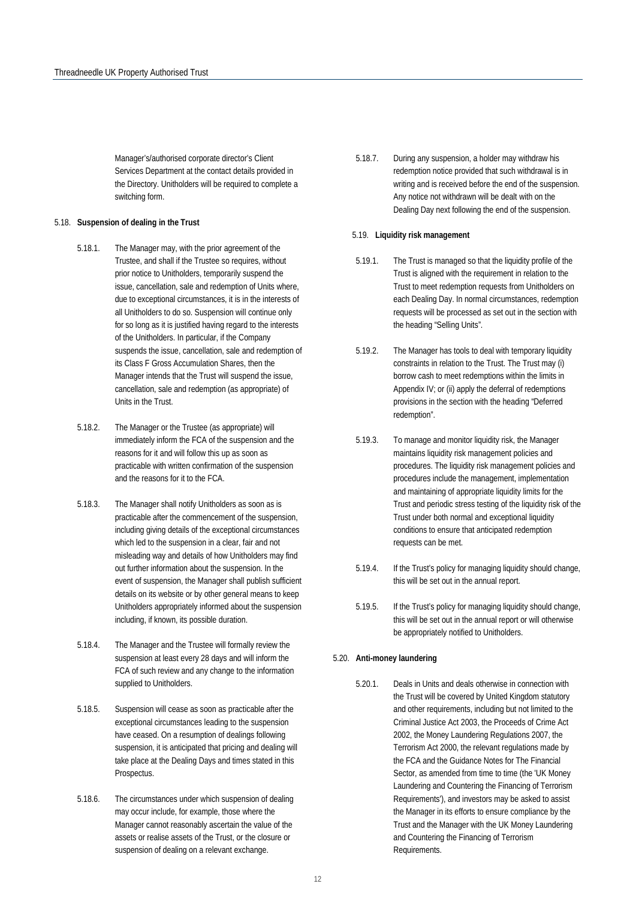Manager's/authorised corporate director's Client Services Department at the contact details provided in the Directory. Unitholders will be required to complete a switching form.

5.18. **Suspension of dealing in the Trust**

5.18.1. The Manager may, with the prior agreement of the Trustee, and shall if the Trustee so requires, without prior notice to Unitholders, temporarily suspend the issue, cancellation, sale and redemption of Units where, due to exceptional circumstances, it is in the interests of all Unitholders to do so. Suspension will continue only for so long as it is justified having regard to the interests of the Unitholders. In particular, if the Company suspends the issue, cancellation, sale and redemption of its Class F Gross Accumulation Shares, then the Manager intends that the Trust will suspend the issue, cancellation, sale and redemption (as appropriate) of Units in the Trust.

5.18.2. The Manager or the Trustee (as appropriate) will immediately inform the FCA of the suspension and the reasons for it and will follow this up as soon as practicable with written confirmation of the suspension and the reasons for it to the FCA.

5.18.3. The Manager shall notify Unitholders as soon as is practicable after the commencement of the suspension, including giving details of the exceptional circumstances which led to the suspension in a clear, fair and not misleading way and details of how Unitholders may find out further information about the suspension. In the event of suspension, the Manager shall publish sufficient details on its website or by other general means to keep Unitholders appropriately informed about the suspension including, if known, its possible duration.

5.18.4. The Manager and the Trustee will formally review the suspension at least every 28 days and will inform the FCA of such review and any change to the information supplied to Unitholders.

5.18.5. Suspension will cease as soon as practicable after the exceptional circumstances leading to the suspension have ceased. On a resumption of dealings following suspension, it is anticipated that pricing and dealing will take place at the Dealing Days and times stated in this Prospectus.

5.18.6. The circumstances under which suspension of dealing may occur include, for example, those where the Manager cannot reasonably ascertain the value of the assets or realise assets of the Trust, or the closure or suspension of dealing on a relevant exchange.

5.18.7. During any suspension, a holder may withdraw his redemption notice provided that such withdrawal is in writing and is received before the end of the suspension. Any notice not withdrawn will be dealt with on the Dealing Day next following the end of the suspension.

5.19. **Liquidity risk management**

5.19.1. The Trust is managed so that the liquidity profile of the Trust is aligned with the requirement in relation to the Trust to meet redemption requests from Unitholders on each Dealing Day. In normal circumstances, redemption requests will be processed as set out in the section with the heading "Selling Units".

5.19.2. The Manager has tools to deal with temporary liquidity constraints in relation to the Trust. The Trust may (i) borrow cash to meet redemptions within the limits in Appendix IV; or (ii) apply the deferral of redemptions provisions in the section with the heading "Deferred redemption".

5.19.3. To manage and monitor liquidity risk, the Manager maintains liquidity risk management policies and procedures. The liquidity risk management policies and procedures include the management, implementation and maintaining of appropriate liquidity limits for the Trust and periodic stress testing of the liquidity risk of the Trust under both normal and exceptional liquidity conditions to ensure that anticipated redemption requests can be met.

5.19.4. If the Trust's policy for managing liquidity should change, this will be set out in the annual report.

5.19.5. If the Trust's policy for managing liquidity should change, this will be set out in the annual report or will otherwise be appropriately notified to Unitholders.

5.20. **Anti-money laundering**

5.20.1. Deals in Units and deals otherwise in connection with the Trust will be covered by United Kingdom statutory and other requirements, including but not limited to the Criminal Justice Act 2003, the Proceeds of Crime Act 2002, the Money Laundering Regulations 2007, the Terrorism Act 2000, the relevant regulations made by the FCA and the Guidance Notes for The Financial Sector, as amended from time to time (the 'UK Money Laundering and Countering the Financing of Terrorism Requirements'), and investors may be asked to assist the Manager in its efforts to ensure compliance by the Trust and the Manager with the UK Money Laundering and Countering the Financing of Terrorism Requirements.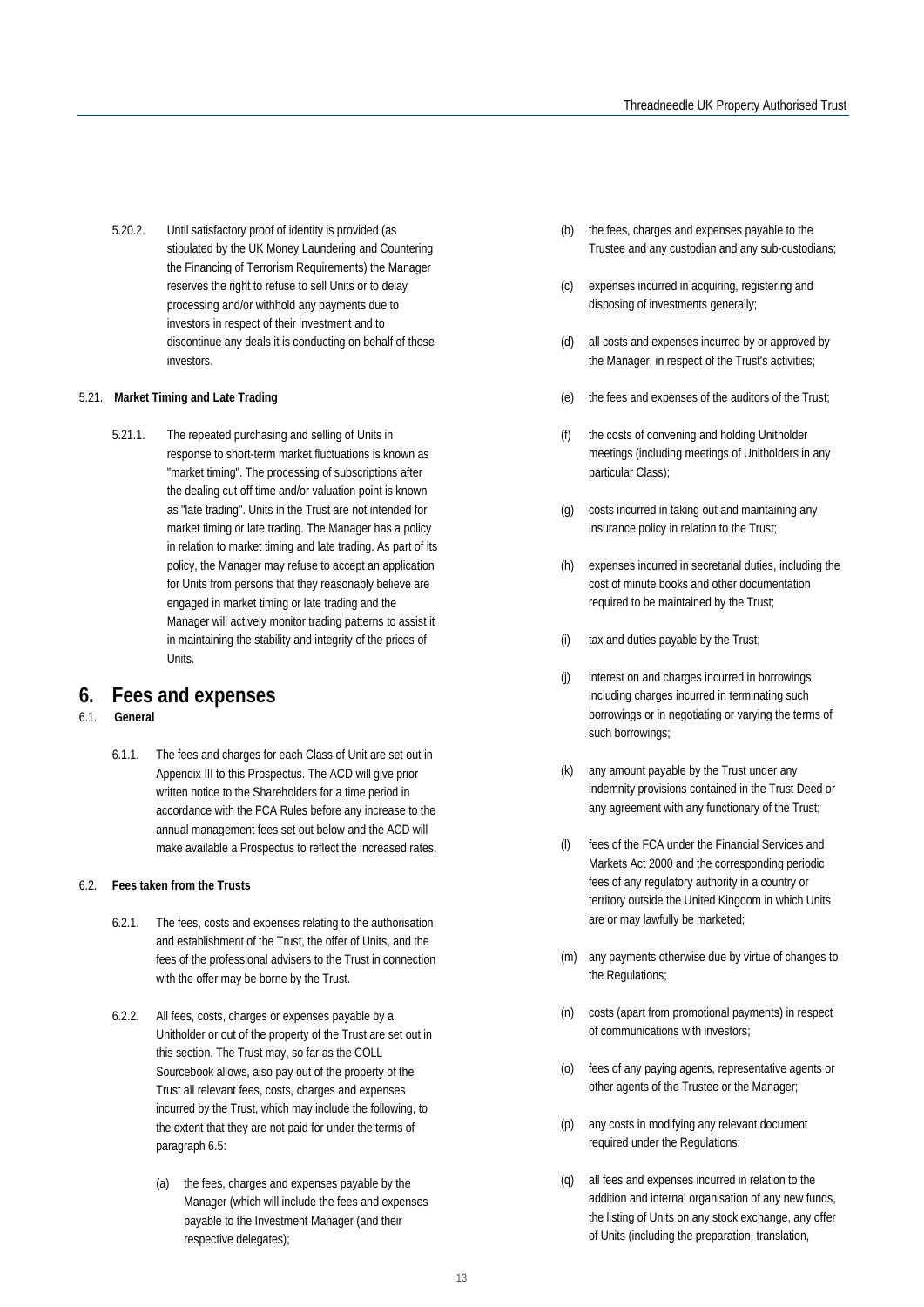5.20.2. Until satisfactory proof of identity is provided (as stipulated by the UK Money Laundering and Countering the Financing of Terrorism Requirements) the Manager reserves the right to refuse to sell Units or to delay processing and/or withhold any payments due to investors in respect of their investment and to discontinue any deals it is conducting on behalf of those investors.

5.21. **Market Timing and Late Trading**

5.21.1. The repeated purchasing and selling of Units in response to short-term market fluctuations is known as "market timing". The processing of subscriptions after the dealing cut off time and/or valuation point is known as "late trading". Units in the Trust are not intended for market timing or late trading. The Manager has a policy in relation to market timing and late trading. As part of its policy, the Manager may refuse to accept an application for Units from persons that they reasonably believe are engaged in market timing or late trading and the Manager will actively monitor trading patterns to assist it in maintaining the stability and integrity of the prices of Units.

# 6. Fees and expenses

6.1. **General**

6.1.1. The fees and charges for each Class of Unit are set out in Appendix III to this Prospectus. The ACD will give prior written notice to the Shareholders for a time period in accordance with the FCA Rules before any increase to the annual management fees set out below and the ACD will make available a Prospectus to reflect the increased rates.

6.2. **Fees taken from the Trusts**

6.2.1. The fees, costs and expenses relating to the authorisation and establishment of the Trust, the offer of Units, and the fees of the professional advisers to the Trust in connection with the offer may be borne by the Trust.

6.2.2. All fees, costs, charges or expenses payable by a Unitholder or out of the property of the Trust are set out in this section. The Trust may, so far as the COLL Sourcebook allows, also pay out of the property of the Trust all relevant fees, costs, charges and expenses incurred by the Trust, which may include the following, to the extent that they are not paid for under the terms of paragraph 6.5:

(a) the fees, charges and expenses payable by the Manager (which will include the fees and expenses payable to the Investment Manager (and their respective delegates);

(b) the fees, charges and expenses payable to the Trustee and any custodian and any sub-custodians;

(c) expenses incurred in acquiring, registering and disposing of investments generally;

(d) all costs and expenses incurred by or approved by the Manager, in respect of the Trust's activities;

(e) the fees and expenses of the auditors of the Trust;

(f) the costs of convening and holding Unitholder meetings (including meetings of Unitholders in any particular Class);

(g) costs incurred in taking out and maintaining any insurance policy in relation to the Trust;

(h) expenses incurred in secretarial duties, including the cost of minute books and other documentation required to be maintained by the Trust;

(i) tax and duties payable by the Trust;

(j) interest on and charges incurred in borrowings including charges incurred in terminating such borrowings or in negotiating or varying the terms of such borrowings;

(k) any amount payable by the Trust under any indemnity provisions contained in the Trust Deed or any agreement with any functionary of the Trust;

(l) fees of the FCA under the Financial Services and Markets Act 2000 and the corresponding periodic fees of any regulatory authority in a country or territory outside the United Kingdom in which Units are or may lawfully be marketed;

(m) any payments otherwise due by virtue of changes to the Regulations;

(n) costs (apart from promotional payments) in respect of communications with investors;

(o) fees of any paying agents, representative agents or other agents of the Trustee or the Manager;

(p) any costs in modifying any relevant document required under the Regulations;

(q) all fees and expenses incurred in relation to the addition and internal organisation of any new funds, the listing of Units on any stock exchange, any offer of Units (including the preparation, translation,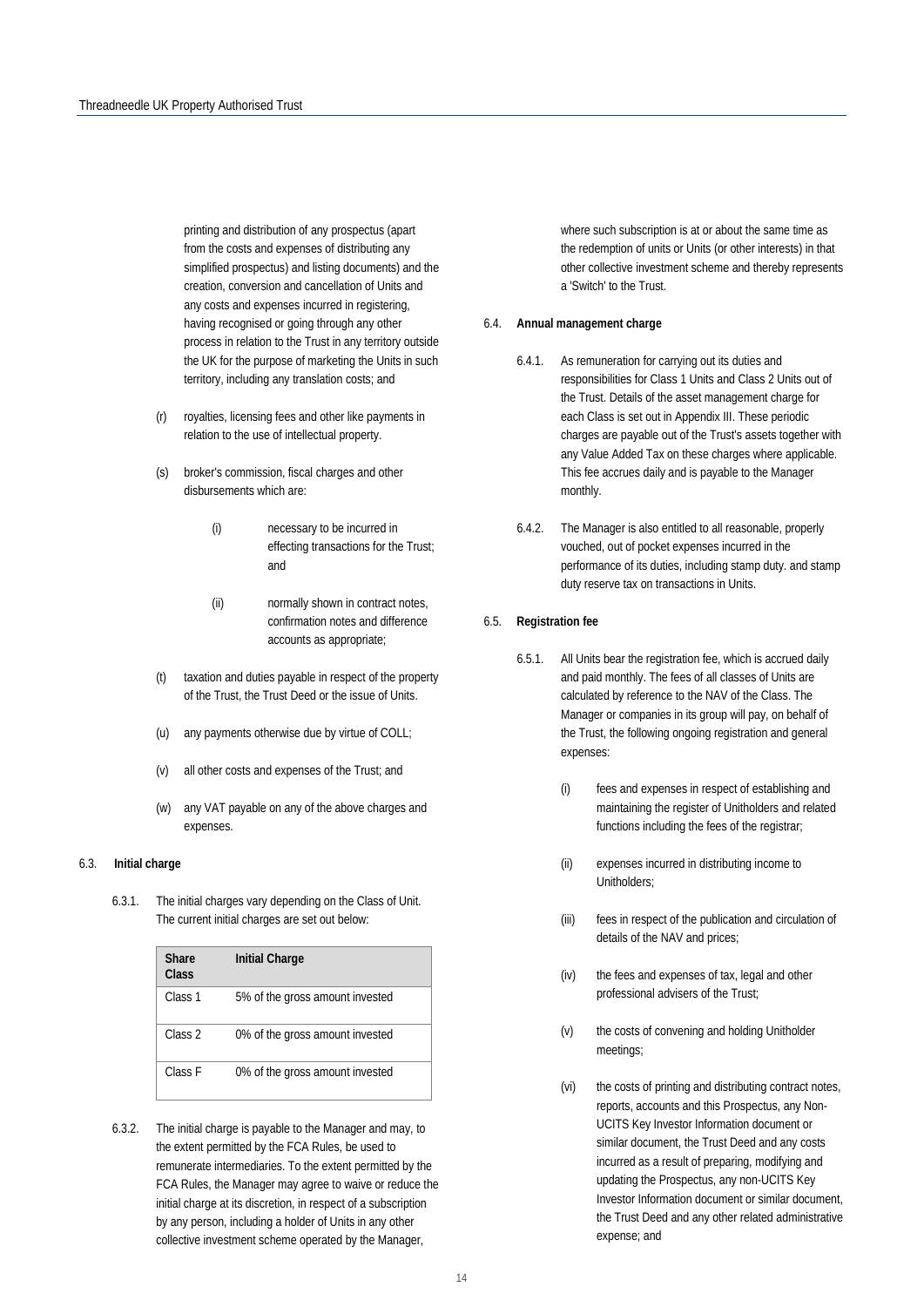printing and distribution of any prospectus (apart from the costs and expenses of distributing any simplified prospectus) and listing documents) and the creation, conversion and cancellation of Units and any costs and expenses incurred in registering, having recognised or going through any other process in relation to the Trust in any territory outside the UK for the purpose of marketing the Units in such territory, including any translation costs; and

(r) royalties, licensing fees and other like payments in relation to the use of intellectual property.

(s) broker's commission, fiscal charges and other disbursements which are:

   (i) necessary to be incurred in effecting transactions for the Trust; and

   (ii) normally shown in contract notes, confirmation notes and difference accounts as appropriate;

(t) taxation and duties payable in respect of the property of the Trust, the Trust Deed or the issue of Units.

(u) any payments otherwise due by virtue of COLL;

(v) all other costs and expenses of the Trust; and

(w) any VAT payable on any of the above charges and expenses.

### 6.3. Initial charge

6.3.1. The initial charges vary depending on the Class of Unit. The current initial charges are set out below:

| Share Class | Initial Charge |
|---|---|
| Class 1 | 5% of the gross amount invested |
| Class 2 | 0% of the gross amount invested |
| Class F | 0% of the gross amount invested |

6.3.2. The initial charge is payable to the Manager and may, to the extent permitted by the FCA Rules, be used to remunerate intermediaries. To the extent permitted by the FCA Rules, the Manager may agree to waive or reduce the initial charge at its discretion, in respect of a subscription by any person, including a holder of Units in any other collective investment scheme operated by the Manager, where such subscription is at or about the same time as the redemption of units or Units (or other interests) in that other collective investment scheme and thereby represents a 'Switch' to the Trust.

### 6.4. Annual management charge

6.4.1. As remuneration for carrying out its duties and responsibilities for Class 1 Units and Class 2 Units out of the Trust. Details of the asset management charge for each Class is set out in Appendix III. These periodic charges are payable out of the Trust's assets together with any Value Added Tax on these charges where applicable. This fee accrues daily and is payable to the Manager monthly.

6.4.2. The Manager is also entitled to all reasonable, properly vouched, out of pocket expenses incurred in the performance of its duties, including stamp duty. and stamp duty reserve tax on transactions in Units.

### 6.5. Registration fee

6.5.1. All Units bear the registration fee, which is accrued daily and paid monthly. The fees of all classes of Units are calculated by reference to the NAV of the Class. The Manager or companies in its group will pay, on behalf of the Trust, the following ongoing registration and general expenses:

   (i) fees and expenses in respect of establishing and maintaining the register of Unitholders and related functions including the fees of the registrar;

   (ii) expenses incurred in distributing income to Unitholders;

   (iii) fees in respect of the publication and circulation of details of the NAV and prices;

   (iv) the fees and expenses of tax, legal and other professional advisers of the Trust;

   (v) the costs of convening and holding Unitholder meetings;

   (vi) the costs of printing and distributing contract notes, reports, accounts and this Prospectus, any Non-UCITS Key Investor Information document or similar document, the Trust Deed and any costs incurred as a result of preparing, modifying and updating the Prospectus, any non-UCITS Key Investor Information document or similar document, the Trust Deed and any other related administrative expense; and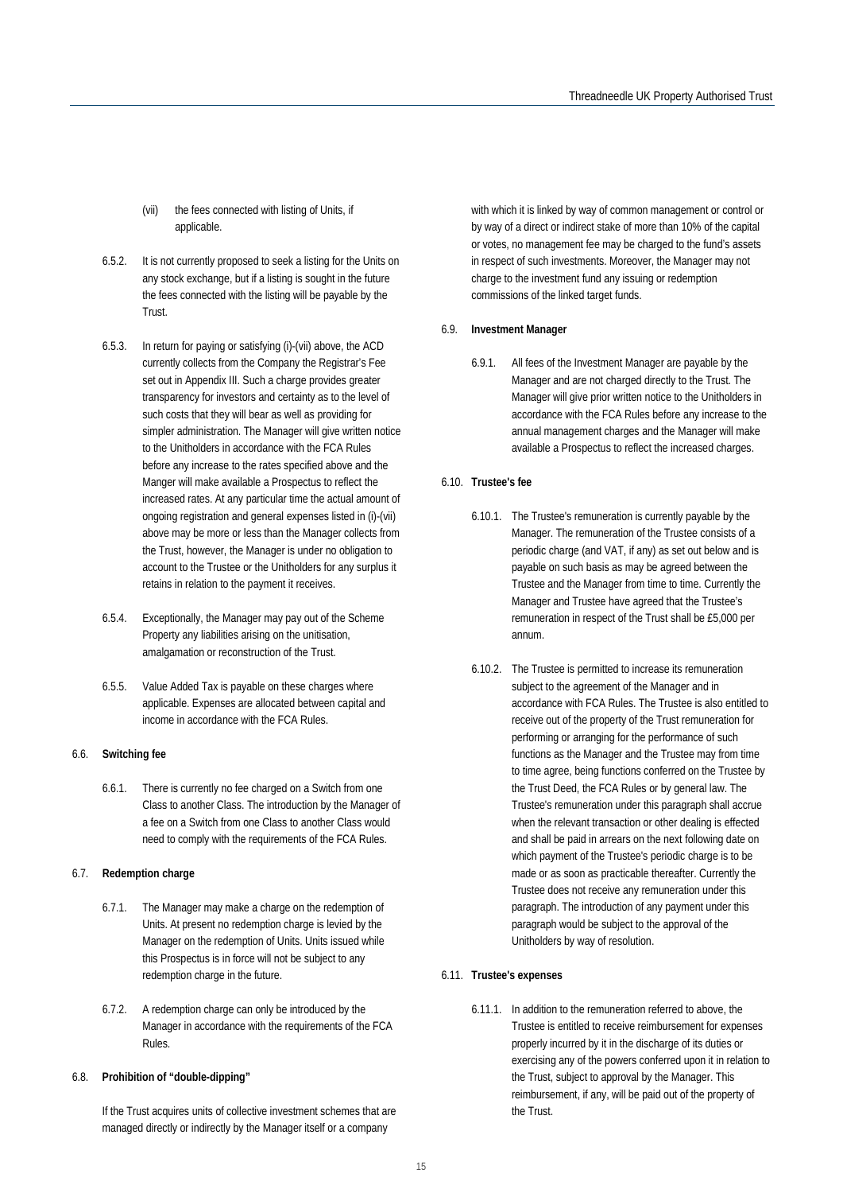(vii) the fees connected with listing of Units, if applicable.

6.5.2. It is not currently proposed to seek a listing for the Units on any stock exchange, but if a listing is sought in the future the fees connected with the listing will be payable by the Trust.

6.5.3. In return for paying or satisfying (i)-(vii) above, the ACD currently collects from the Company the Registrar's Fee set out in Appendix III. Such a charge provides greater transparency for investors and certainty as to the level of such costs that they will bear as well as providing for simpler administration. The Manager will give written notice to the Unitholders in accordance with the FCA Rules before any increase to the rates specified above and the Manger will make available a Prospectus to reflect the increased rates. At any particular time the actual amount of ongoing registration and general expenses listed in (i)-(vii) above may be more or less than the Manager collects from the Trust, however, the Manager is under no obligation to account to the Trustee or the Unitholders for any surplus it retains in relation to the payment it receives.

6.5.4. Exceptionally, the Manager may pay out of the Scheme Property any liabilities arising on the unitisation, amalgamation or reconstruction of the Trust.

6.5.5. Value Added Tax is payable on these charges where applicable. Expenses are allocated between capital and income in accordance with the FCA Rules.

6.6. **Switching fee**

6.6.1. There is currently no fee charged on a Switch from one Class to another Class. The introduction by the Manager of a fee on a Switch from one Class to another Class would need to comply with the requirements of the FCA Rules.

6.7. **Redemption charge**

6.7.1. The Manager may make a charge on the redemption of Units. At present no redemption charge is levied by the Manager on the redemption of Units. Units issued while this Prospectus is in force will not be subject to any redemption charge in the future.

6.7.2. A redemption charge can only be introduced by the Manager in accordance with the requirements of the FCA Rules.

6.8. **Prohibition of "double-dipping"**

If the Trust acquires units of collective investment schemes that are managed directly or indirectly by the Manager itself or a company with which it is linked by way of common management or control or by way of a direct or indirect stake of more than 10% of the capital or votes, no management fee may be charged to the fund's assets in respect of such investments. Moreover, the Manager may not charge to the investment fund any issuing or redemption commissions of the linked target funds.

6.9. **Investment Manager**

6.9.1. All fees of the Investment Manager are payable by the Manager and are not charged directly to the Trust. The Manager will give prior written notice to the Unitholders in accordance with the FCA Rules before any increase to the annual management charges and the Manager will make available a Prospectus to reflect the increased charges.

6.10. **Trustee's fee**

6.10.1. The Trustee's remuneration is currently payable by the Manager. The remuneration of the Trustee consists of a periodic charge (and VAT, if any) as set out below and is payable on such basis as may be agreed between the Trustee and the Manager from time to time. Currently the Manager and Trustee have agreed that the Trustee's remuneration in respect of the Trust shall be £5,000 per annum.

6.10.2. The Trustee is permitted to increase its remuneration subject to the agreement of the Manager and in accordance with FCA Rules. The Trustee is also entitled to receive out of the property of the Trust remuneration for performing or arranging for the performance of such functions as the Manager and the Trustee may from time to time agree, being functions conferred on the Trustee by the Trust Deed, the FCA Rules or by general law. The Trustee's remuneration under this paragraph shall accrue when the relevant transaction or other dealing is effected and shall be paid in arrears on the next following date on which payment of the Trustee's periodic charge is to be made or as soon as practicable thereafter. Currently the Trustee does not receive any remuneration under this paragraph. The introduction of any payment under this paragraph would be subject to the approval of the Unitholders by way of resolution.

6.11. **Trustee's expenses**

6.11.1. In addition to the remuneration referred to above, the Trustee is entitled to receive reimbursement for expenses properly incurred by it in the discharge of its duties or exercising any of the powers conferred upon it in relation to the Trust, subject to approval by the Manager. This reimbursement, if any, will be paid out of the property of the Trust.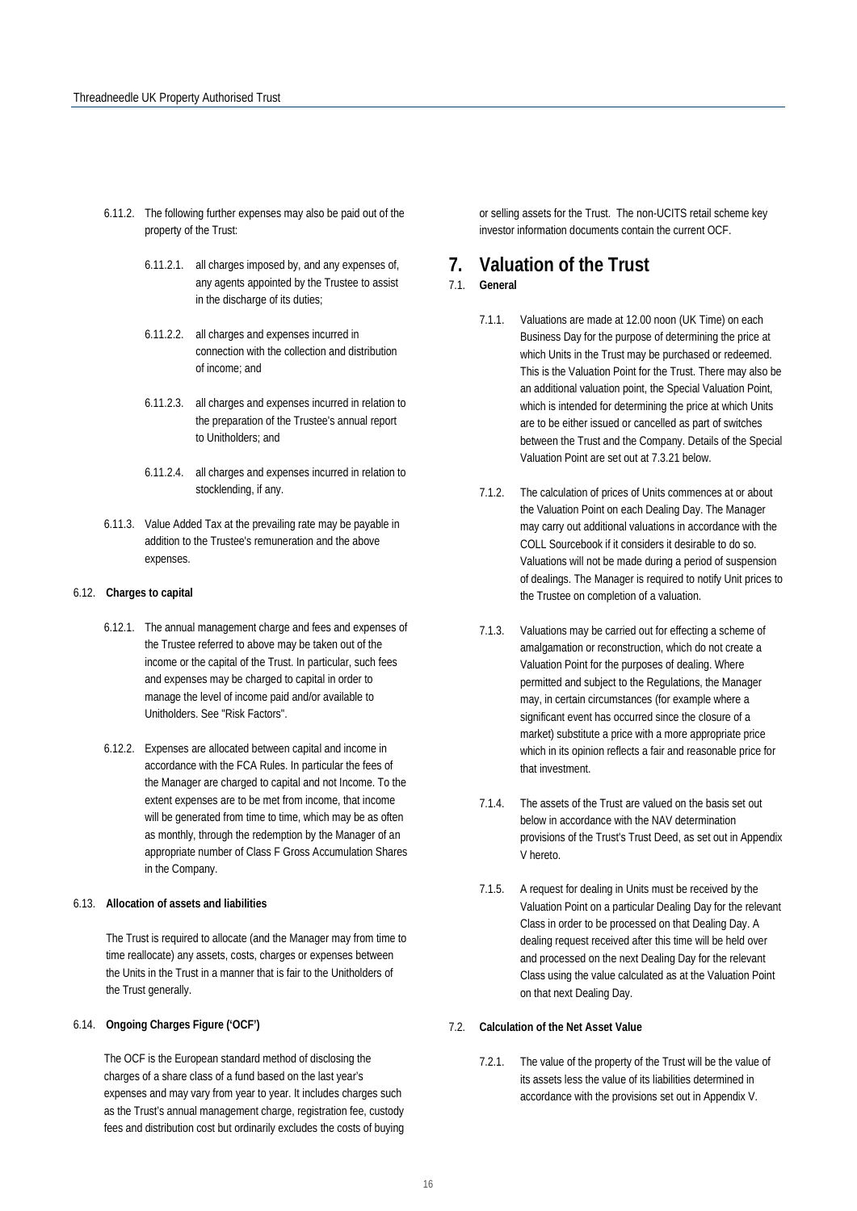6.11.2. The following further expenses may also be paid out of the property of the Trust:

6.11.2.1. all charges imposed by, and any expenses of, any agents appointed by the Trustee to assist in the discharge of its duties;

6.11.2.2. all charges and expenses incurred in connection with the collection and distribution of income; and

6.11.2.3. all charges and expenses incurred in relation to the preparation of the Trustee's annual report to Unitholders; and

6.11.2.4. all charges and expenses incurred in relation to stocklending, if any.

6.11.3. Value Added Tax at the prevailing rate may be payable in addition to the Trustee's remuneration and the above expenses.

6.12. **Charges to capital**

6.12.1. The annual management charge and fees and expenses of the Trustee referred to above may be taken out of the income or the capital of the Trust. In particular, such fees and expenses may be charged to capital in order to manage the level of income paid and/or available to Unitholders. See "Risk Factors".

6.12.2. Expenses are allocated between capital and income in accordance with the FCA Rules. In particular the fees of the Manager are charged to capital and not Income. To the extent expenses are to be met from income, that income will be generated from time to time, which may be as often as monthly, through the redemption by the Manager of an appropriate number of Class F Gross Accumulation Shares in the Company.

6.13. **Allocation of assets and liabilities**

The Trust is required to allocate (and the Manager may from time to time reallocate) any assets, costs, charges or expenses between the Units in the Trust in a manner that is fair to the Unitholders of the Trust generally.

6.14. **Ongoing Charges Figure ('OCF')**

The OCF is the European standard method of disclosing the charges of a share class of a fund based on the last year's expenses and may vary from year to year. It includes charges such as the Trust's annual management charge, registration fee, custody fees and distribution cost but ordinarily excludes the costs of buying or selling assets for the Trust. The non-UCITS retail scheme key investor information documents contain the current OCF.

# 7. Valuation of the Trust

7.1. **General**

7.1.1. Valuations are made at 12.00 noon (UK Time) on each Business Day for the purpose of determining the price at which Units in the Trust may be purchased or redeemed. This is the Valuation Point for the Trust. There may also be an additional valuation point, the Special Valuation Point, which is intended for determining the price at which Units are to be either issued or cancelled as part of switches between the Trust and the Company. Details of the Special Valuation Point are set out at 7.3.21 below.

7.1.2. The calculation of prices of Units commences at or about the Valuation Point on each Dealing Day. The Manager may carry out additional valuations in accordance with the COLL Sourcebook if it considers it desirable to do so. Valuations will not be made during a period of suspension of dealings. The Manager is required to notify Unit prices to the Trustee on completion of a valuation.

7.1.3. Valuations may be carried out for effecting a scheme of amalgamation or reconstruction, which do not create a Valuation Point for the purposes of dealing. Where permitted and subject to the Regulations, the Manager may, in certain circumstances (for example where a significant event has occurred since the closure of a market) substitute a price with a more appropriate price which in its opinion reflects a fair and reasonable price for that investment.

7.1.4. The assets of the Trust are valued on the basis set out below in accordance with the NAV determination provisions of the Trust's Trust Deed, as set out in Appendix V hereto.

7.1.5. A request for dealing in Units must be received by the Valuation Point on a particular Dealing Day for the relevant Class in order to be processed on that Dealing Day. A dealing request received after this time will be held over and processed on the next Dealing Day for the relevant Class using the value calculated as at the Valuation Point on that next Dealing Day.

7.2. **Calculation of the Net Asset Value**

7.2.1. The value of the property of the Trust will be the value of its assets less the value of its liabilities determined in accordance with the provisions set out in Appendix V.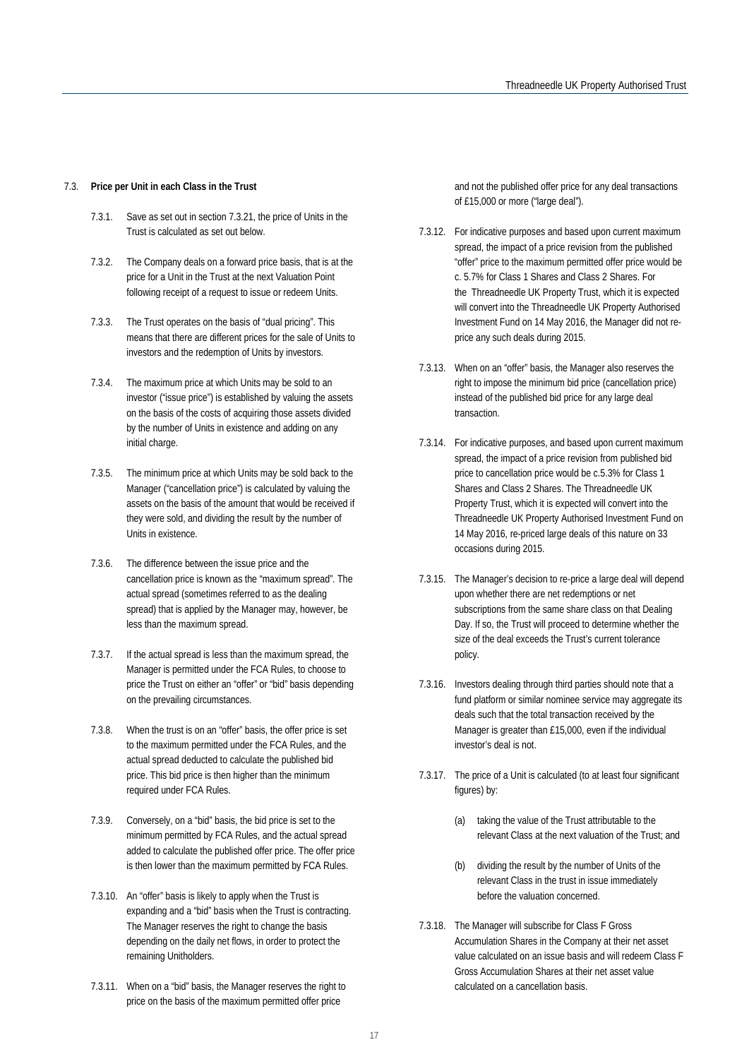### 7.3. Price per Unit in each Class in the Trust

7.3.1. Save as set out in section 7.3.21, the price of Units in the Trust is calculated as set out below.

7.3.2. The Company deals on a forward price basis, that is at the price for a Unit in the Trust at the next Valuation Point following receipt of a request to issue or redeem Units.

7.3.3. The Trust operates on the basis of "dual pricing". This means that there are different prices for the sale of Units to investors and the redemption of Units by investors.

7.3.4. The maximum price at which Units may be sold to an investor ("issue price") is established by valuing the assets on the basis of the costs of acquiring those assets divided by the number of Units in existence and adding on any initial charge.

7.3.5. The minimum price at which Units may be sold back to the Manager ("cancellation price") is calculated by valuing the assets on the basis of the amount that would be received if they were sold, and dividing the result by the number of Units in existence.

7.3.6. The difference between the issue price and the cancellation price is known as the "maximum spread". The actual spread (sometimes referred to as the dealing spread) that is applied by the Manager may, however, be less than the maximum spread.

7.3.7. If the actual spread is less than the maximum spread, the Manager is permitted under the FCA Rules, to choose to price the Trust on either an "offer" or "bid" basis depending on the prevailing circumstances.

7.3.8. When the trust is on an "offer" basis, the offer price is set to the maximum permitted under the FCA Rules, and the actual spread deducted to calculate the published bid price. This bid price is then higher than the minimum required under FCA Rules.

7.3.9. Conversely, on a "bid" basis, the bid price is set to the minimum permitted by FCA Rules, and the actual spread added to calculate the published offer price. The offer price is then lower than the maximum permitted by FCA Rules.

7.3.10. An "offer" basis is likely to apply when the Trust is expanding and a "bid" basis when the Trust is contracting. The Manager reserves the right to change the basis depending on the daily net flows, in order to protect the remaining Unitholders.

7.3.11. When on a "bid" basis, the Manager reserves the right to price on the basis of the maximum permitted offer price and not the published offer price for any deal transactions of £15,000 or more ("large deal").

7.3.12. For indicative purposes and based upon current maximum spread, the impact of a price revision from the published "offer" price to the maximum permitted offer price would be c. 5.7% for Class 1 Shares and Class 2 Shares. For the Threadneedle UK Property Trust, which it is expected will convert into the Threadneedle UK Property Authorised Investment Fund on 14 May 2016, the Manager did not re-price any such deals during 2015.

7.3.13. When on an "offer" basis, the Manager also reserves the right to impose the minimum bid price (cancellation price) instead of the published bid price for any large deal transaction.

7.3.14. For indicative purposes, and based upon current maximum spread, the impact of a price revision from published bid price to cancellation price would be c.5.3% for Class 1 Shares and Class 2 Shares. The Threadneedle UK Property Trust, which it is expected will convert into the Threadneedle UK Property Authorised Investment Fund on 14 May 2016, re-priced large deals of this nature on 33 occasions during 2015.

7.3.15. The Manager's decision to re-price a large deal will depend upon whether there are net redemptions or net subscriptions from the same share class on that Dealing Day. If so, the Trust will proceed to determine whether the size of the deal exceeds the Trust's current tolerance policy.

7.3.16. Investors dealing through third parties should note that a fund platform or similar nominee service may aggregate its deals such that the total transaction received by the Manager is greater than £15,000, even if the individual investor's deal is not.

7.3.17. The price of a Unit is calculated (to at least four significant figures) by:

(a) taking the value of the Trust attributable to the relevant Class at the next valuation of the Trust; and

(b) dividing the result by the number of Units of the relevant Class in the trust in issue immediately before the valuation concerned.

7.3.18. The Manager will subscribe for Class F Gross Accumulation Shares in the Company at their net asset value calculated on an issue basis and will redeem Class F Gross Accumulation Shares at their net asset value calculated on a cancellation basis.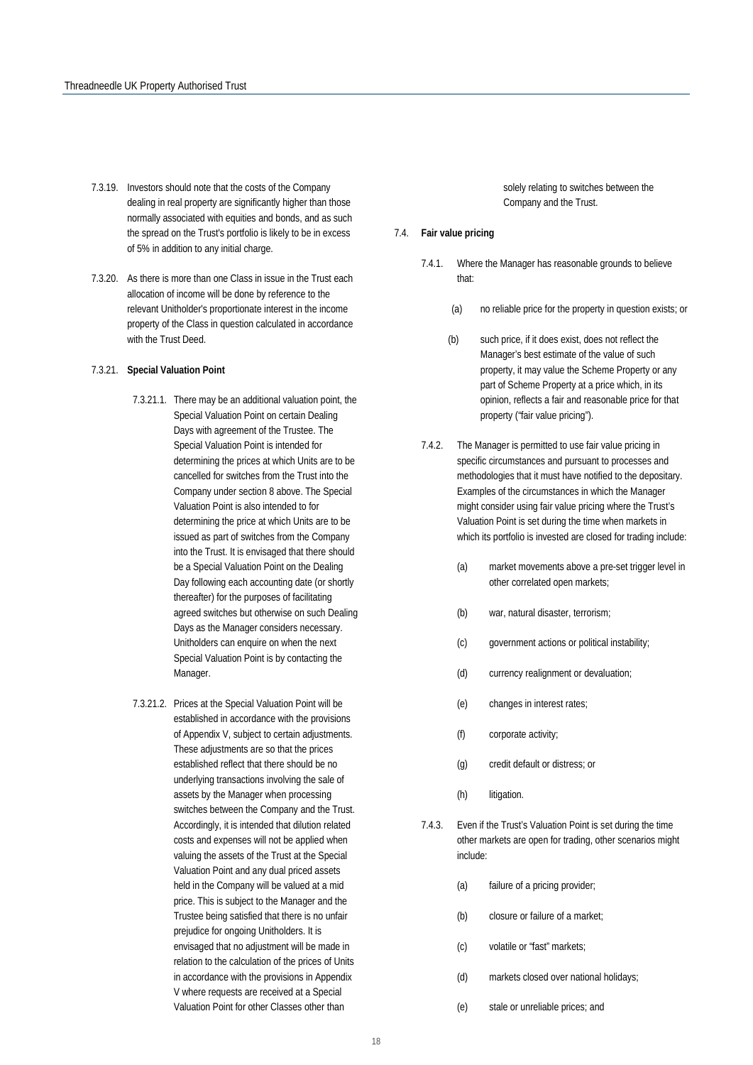7.3.19. Investors should note that the costs of the Company dealing in real property are significantly higher than those normally associated with equities and bonds, and as such the spread on the Trust's portfolio is likely to be in excess of 5% in addition to any initial charge.

7.3.20. As there is more than one Class in issue in the Trust each allocation of income will be done by reference to the relevant Unitholder's proportionate interest in the income property of the Class in question calculated in accordance with the Trust Deed.

7.3.21. **Special Valuation Point**

7.3.21.1. There may be an additional valuation point, the Special Valuation Point on certain Dealing Days with agreement of the Trustee. The Special Valuation Point is intended for determining the prices at which Units are to be cancelled for switches from the Trust into the Company under section 8 above. The Special Valuation Point is also intended to for determining the price at which Units are to be issued as part of switches from the Company into the Trust. It is envisaged that there should be a Special Valuation Point on the Dealing Day following each accounting date (or shortly thereafter) for the purposes of facilitating agreed switches but otherwise on such Dealing Days as the Manager considers necessary. Unitholders can enquire on when the next Special Valuation Point is by contacting the Manager.

7.3.21.2. Prices at the Special Valuation Point will be established in accordance with the provisions of Appendix V, subject to certain adjustments. These adjustments are so that the prices established reflect that there should be no underlying transactions involving the sale of assets by the Manager when processing switches between the Company and the Trust. Accordingly, it is intended that dilution related costs and expenses will not be applied when valuing the assets of the Trust at the Special Valuation Point and any dual priced assets held in the Company will be valued at a mid price. This is subject to the Manager and the Trustee being satisfied that there is no unfair prejudice for ongoing Unitholders. It is envisaged that no adjustment will be made in relation to the calculation of the prices of Units in accordance with the provisions in Appendix V where requests are received at a Special Valuation Point for other Classes other than solely relating to switches between the Company and the Trust.

7.4. **Fair value pricing**

7.4.1. Where the Manager has reasonable grounds to believe that:

(a) no reliable price for the property in question exists; or

(b) such price, if it does exist, does not reflect the Manager's best estimate of the value of such property, it may value the Scheme Property or any part of Scheme Property at a price which, in its opinion, reflects a fair and reasonable price for that property ("fair value pricing").

7.4.2. The Manager is permitted to use fair value pricing in specific circumstances and pursuant to processes and methodologies that it must have notified to the depositary. Examples of the circumstances in which the Manager might consider using fair value pricing where the Trust's Valuation Point is set during the time when markets in which its portfolio is invested are closed for trading include:

(a) market movements above a pre-set trigger level in other correlated open markets;

(b) war, natural disaster, terrorism;

(c) government actions or political instability;

(d) currency realignment or devaluation;

(e) changes in interest rates;

(f) corporate activity;

(g) credit default or distress; or

(h) litigation.

7.4.3. Even if the Trust's Valuation Point is set during the time other markets are open for trading, other scenarios might include:

(a) failure of a pricing provider;

(b) closure or failure of a market;

(c) volatile or "fast" markets;

(d) markets closed over national holidays;

(e) stale or unreliable prices; and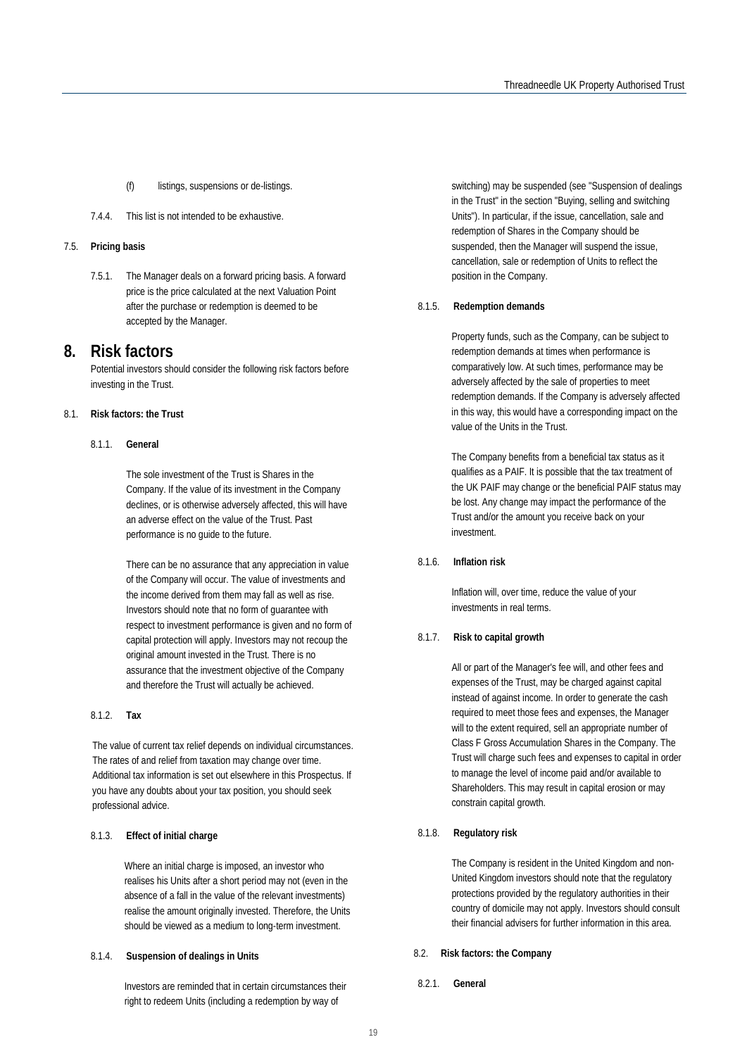(f) listings, suspensions or de-listings.

7.4.4. This list is not intended to be exhaustive.

7.5. **Pricing basis**

7.5.1. The Manager deals on a forward pricing basis. A forward price is the price calculated at the next Valuation Point after the purchase or redemption is deemed to be accepted by the Manager.

# 8. Risk factors

Potential investors should consider the following risk factors before investing in the Trust.

8.1. **Risk factors: the Trust**

8.1.1. **General**

The sole investment of the Trust is Shares in the Company. If the value of its investment in the Company declines, or is otherwise adversely affected, this will have an adverse effect on the value of the Trust. Past performance is no guide to the future.

There can be no assurance that any appreciation in value of the Company will occur. The value of investments and the income derived from them may fall as well as rise. Investors should note that no form of guarantee with respect to investment performance is given and no form of capital protection will apply. Investors may not recoup the original amount invested in the Trust. There is no assurance that the investment objective of the Company and therefore the Trust will actually be achieved.

8.1.2. **Tax**

The value of current tax relief depends on individual circumstances. The rates of and relief from taxation may change over time. Additional tax information is set out elsewhere in this Prospectus. If you have any doubts about your tax position, you should seek professional advice.

8.1.3. **Effect of initial charge**

Where an initial charge is imposed, an investor who realises his Units after a short period may not (even in the absence of a fall in the value of the relevant investments) realise the amount originally invested. Therefore, the Units should be viewed as a medium to long-term investment.

8.1.4. **Suspension of dealings in Units**

Investors are reminded that in certain circumstances their right to redeem Units (including a redemption by way of switching) may be suspended (see "Suspension of dealings in the Trust" in the section "Buying, selling and switching Units"). In particular, if the issue, cancellation, sale and redemption of Shares in the Company should be suspended, then the Manager will suspend the issue, cancellation, sale or redemption of Units to reflect the position in the Company.

8.1.5. **Redemption demands**

Property funds, such as the Company, can be subject to redemption demands at times when performance is comparatively low. At such times, performance may be adversely affected by the sale of properties to meet redemption demands. If the Company is adversely affected in this way, this would have a corresponding impact on the value of the Units in the Trust.

The Company benefits from a beneficial tax status as it qualifies as a PAIF. It is possible that the tax treatment of the UK PAIF may change or the beneficial PAIF status may be lost. Any change may impact the performance of the Trust and/or the amount you receive back on your investment.

8.1.6. **Inflation risk**

Inflation will, over time, reduce the value of your investments in real terms.

8.1.7. **Risk to capital growth**

All or part of the Manager's fee will, and other fees and expenses of the Trust, may be charged against capital instead of against income. In order to generate the cash required to meet those fees and expenses, the Manager will to the extent required, sell an appropriate number of Class F Gross Accumulation Shares in the Company. The Trust will charge such fees and expenses to capital in order to manage the level of income paid and/or available to Shareholders. This may result in capital erosion or may constrain capital growth.

8.1.8. **Regulatory risk**

The Company is resident in the United Kingdom and non-United Kingdom investors should note that the regulatory protections provided by the regulatory authorities in their country of domicile may not apply. Investors should consult their financial advisers for further information in this area.

8.2. **Risk factors: the Company**

8.2.1. **General**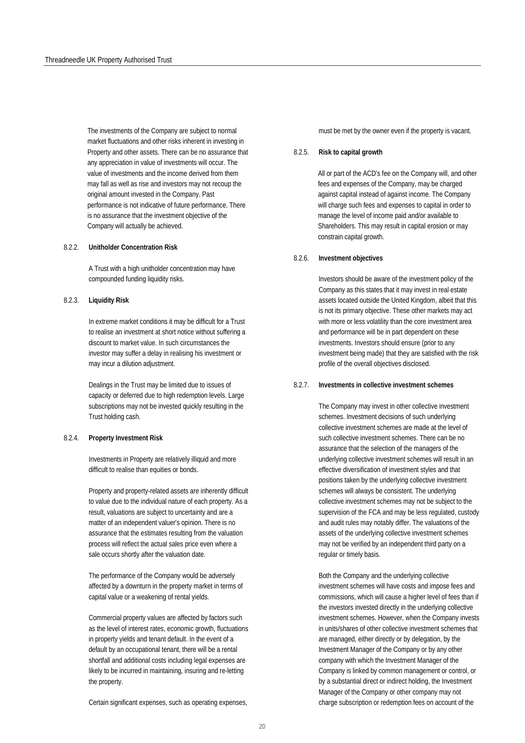The investments of the Company are subject to normal market fluctuations and other risks inherent in investing in Property and other assets. There can be no assurance that any appreciation in value of investments will occur. The value of investments and the income derived from them may fall as well as rise and investors may not recoup the original amount invested in the Company. Past performance is not indicative of future performance. There is no assurance that the investment objective of the Company will actually be achieved.

#### 8.2.2. Unitholder Concentration Risk

A Trust with a high unitholder concentration may have compounded funding liquidity risks.

#### 8.2.3. Liquidity Risk

In extreme market conditions it may be difficult for a Trust to realise an investment at short notice without suffering a discount to market value. In such circumstances the investor may suffer a delay in realising his investment or may incur a dilution adjustment.

Dealings in the Trust may be limited due to issues of capacity or deferred due to high redemption levels. Large subscriptions may not be invested quickly resulting in the Trust holding cash.

#### 8.2.4. Property Investment Risk

Investments in Property are relatively illiquid and more difficult to realise than equities or bonds.

Property and property-related assets are inherently difficult to value due to the individual nature of each property. As a result, valuations are subject to uncertainty and are a matter of an independent valuer's opinion. There is no assurance that the estimates resulting from the valuation process will reflect the actual sales price even where a sale occurs shortly after the valuation date.

The performance of the Company would be adversely affected by a downturn in the property market in terms of capital value or a weakening of rental yields.

Commercial property values are affected by factors such as the level of interest rates, economic growth, fluctuations in property yields and tenant default. In the event of a default by an occupational tenant, there will be a rental shortfall and additional costs including legal expenses are likely to be incurred in maintaining, insuring and re-letting the property.

Certain significant expenses, such as operating expenses, must be met by the owner even if the property is vacant.

#### 8.2.5. Risk to capital growth

All or part of the ACD's fee on the Company will, and other fees and expenses of the Company, may be charged against capital instead of against income. The Company will charge such fees and expenses to capital in order to manage the level of income paid and/or available to Shareholders. This may result in capital erosion or may constrain capital growth.

#### 8.2.6. Investment objectives

Investors should be aware of the investment policy of the Company as this states that it may invest in real estate assets located outside the United Kingdom, albeit that this is not its primary objective. These other markets may act with more or less volatility than the core investment area and performance will be in part dependent on these investments. Investors should ensure (prior to any investment being made) that they are satisfied with the risk profile of the overall objectives disclosed.

#### 8.2.7. Investments in collective investment schemes

The Company may invest in other collective investment schemes. Investment decisions of such underlying collective investment schemes are made at the level of such collective investment schemes. There can be no assurance that the selection of the managers of the underlying collective investment schemes will result in an effective diversification of investment styles and that positions taken by the underlying collective investment schemes will always be consistent. The underlying collective investment schemes may not be subject to the supervision of the FCA and may be less regulated, custody and audit rules may notably differ. The valuations of the assets of the underlying collective investment schemes may not be verified by an independent third party on a regular or timely basis.

Both the Company and the underlying collective investment schemes will have costs and impose fees and commissions, which will cause a higher level of fees than if the investors invested directly in the underlying collective investment schemes. However, when the Company invests in units/shares of other collective investment schemes that are managed, either directly or by delegation, by the Investment Manager of the Company or by any other company with which the Investment Manager of the Company is linked by common management or control, or by a substantial direct or indirect holding, the Investment Manager of the Company or other company may not charge subscription or redemption fees on account of the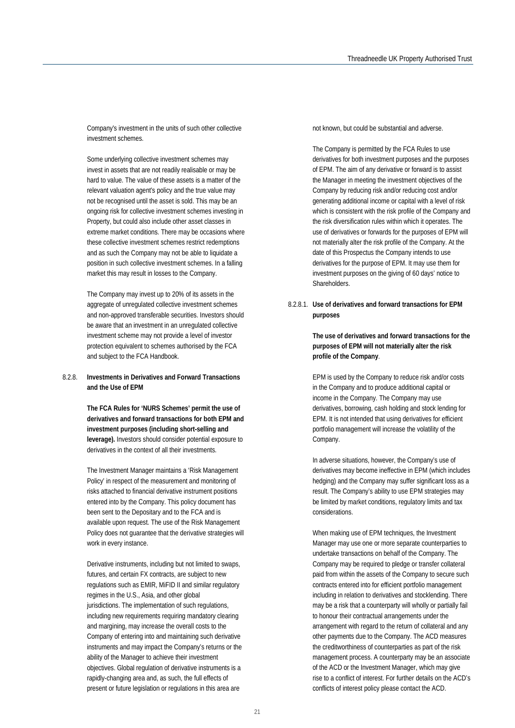Company's investment in the units of such other collective investment schemes.

Some underlying collective investment schemes may invest in assets that are not readily realisable or may be hard to value. The value of these assets is a matter of the relevant valuation agent's policy and the true value may not be recognised until the asset is sold. This may be an ongoing risk for collective investment schemes investing in Property, but could also include other asset classes in extreme market conditions. There may be occasions where these collective investment schemes restrict redemptions and as such the Company may not be able to liquidate a position in such collective investment schemes. In a falling market this may result in losses to the Company.

The Company may invest up to 20% of its assets in the aggregate of unregulated collective investment schemes and non-approved transferable securities. Investors should be aware that an investment in an unregulated collective investment scheme may not provide a level of investor protection equivalent to schemes authorised by the FCA and subject to the FCA Handbook.

### 8.2.8. Investments in Derivatives and Forward Transactions and the Use of EPM

**The FCA Rules for 'NURS Schemes' permit the use of derivatives and forward transactions for both EPM and investment purposes (including short-selling and leverage).** Investors should consider potential exposure to derivatives in the context of all their investments.

The Investment Manager maintains a 'Risk Management Policy' in respect of the measurement and monitoring of risks attached to financial derivative instrument positions entered into by the Company. This policy document has been sent to the Depositary and to the FCA and is available upon request. The use of the Risk Management Policy does not guarantee that the derivative strategies will work in every instance.

Derivative instruments, including but not limited to swaps, futures, and certain FX contracts, are subject to new regulations such as EMIR, MiFID II and similar regulatory regimes in the U.S., Asia, and other global jurisdictions. The implementation of such regulations, including new requirements requiring mandatory clearing and margining, may increase the overall costs to the Company of entering into and maintaining such derivative instruments and may impact the Company's returns or the ability of the Manager to achieve their investment objectives. Global regulation of derivative instruments is a rapidly-changing area and, as such, the full effects of present or future legislation or regulations in this area are not known, but could be substantial and adverse.

The Company is permitted by the FCA Rules to use derivatives for both investment purposes and the purposes of EPM. The aim of any derivative or forward is to assist the Manager in meeting the investment objectives of the Company by reducing risk and/or reducing cost and/or generating additional income or capital with a level of risk which is consistent with the risk profile of the Company and the risk diversification rules within which it operates. The use of derivatives or forwards for the purposes of EPM will not materially alter the risk profile of the Company. At the date of this Prospectus the Company intends to use derivatives for the purpose of EPM. It may use them for investment purposes on the giving of 60 days' notice to Shareholders.

#### 8.2.8.1. Use of derivatives and forward transactions for EPM purposes

**The use of derivatives and forward transactions for the purposes of EPM will not materially alter the risk profile of the Company**.

EPM is used by the Company to reduce risk and/or costs in the Company and to produce additional capital or income in the Company. The Company may use derivatives, borrowing, cash holding and stock lending for EPM. It is not intended that using derivatives for efficient portfolio management will increase the volatility of the Company.

In adverse situations, however, the Company's use of derivatives may become ineffective in EPM (which includes hedging) and the Company may suffer significant loss as a result. The Company's ability to use EPM strategies may be limited by market conditions, regulatory limits and tax considerations.

When making use of EPM techniques, the Investment Manager may use one or more separate counterparties to undertake transactions on behalf of the Company. The Company may be required to pledge or transfer collateral paid from within the assets of the Company to secure such contracts entered into for efficient portfolio management including in relation to derivatives and stocklending. There may be a risk that a counterparty will wholly or partially fail to honour their contractual arrangements under the arrangement with regard to the return of collateral and any other payments due to the Company. The ACD measures the creditworthiness of counterparties as part of the risk management process. A counterparty may be an associate of the ACD or the Investment Manager, which may give rise to a conflict of interest. For further details on the ACD's conflicts of interest policy please contact the ACD.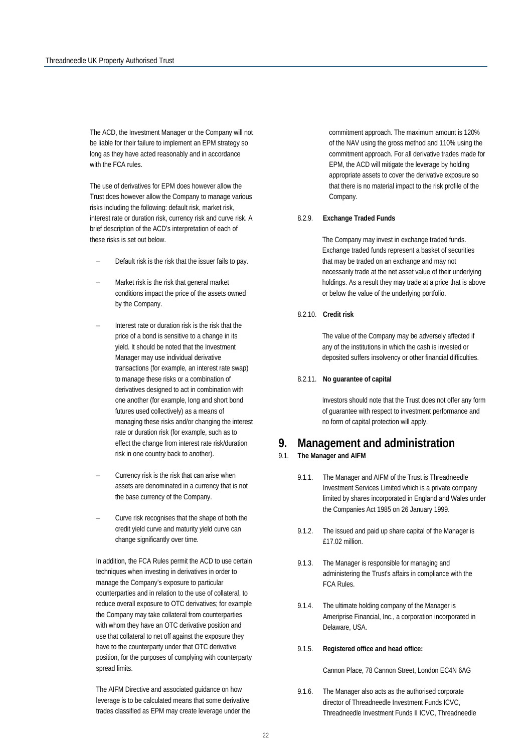The ACD, the Investment Manager or the Company will not be liable for their failure to implement an EPM strategy so long as they have acted reasonably and in accordance with the FCA rules.

The use of derivatives for EPM does however allow the Trust does however allow the Company to manage various risks including the following: default risk, market risk, interest rate or duration risk, currency risk and curve risk. A brief description of the ACD's interpretation of each of these risks is set out below.

- Default risk is the risk that the issuer fails to pay.
- Market risk is the risk that general market conditions impact the price of the assets owned by the Company.
- Interest rate or duration risk is the risk that the price of a bond is sensitive to a change in its yield. It should be noted that the Investment Manager may use individual derivative transactions (for example, an interest rate swap) to manage these risks or a combination of derivatives designed to act in combination with one another (for example, long and short bond futures used collectively) as a means of managing these risks and/or changing the interest rate or duration risk (for example, such as to effect the change from interest rate risk/duration risk in one country back to another).
- Currency risk is the risk that can arise when assets are denominated in a currency that is not the base currency of the Company.
- Curve risk recognises that the shape of both the credit yield curve and maturity yield curve can change significantly over time.

In addition, the FCA Rules permit the ACD to use certain techniques when investing in derivatives in order to manage the Company's exposure to particular counterparties and in relation to the use of collateral, to reduce overall exposure to OTC derivatives; for example the Company may take collateral from counterparties with whom they have an OTC derivative position and use that collateral to net off against the exposure they have to the counterparty under that OTC derivative position, for the purposes of complying with counterparty spread limits.

The AIFM Directive and associated guidance on how leverage is to be calculated means that some derivative trades classified as EPM may create leverage under the commitment approach. The maximum amount is 120% of the NAV using the gross method and 110% using the commitment approach. For all derivative trades made for EPM, the ACD will mitigate the leverage by holding appropriate assets to cover the derivative exposure so that there is no material impact to the risk profile of the Company.

8.2.9. **Exchange Traded Funds**

The Company may invest in exchange traded funds. Exchange traded funds represent a basket of securities that may be traded on an exchange and may not necessarily trade at the net asset value of their underlying holdings. As a result they may trade at a price that is above or below the value of the underlying portfolio.

8.2.10. **Credit risk**

The value of the Company may be adversely affected if any of the institutions in which the cash is invested or deposited suffers insolvency or other financial difficulties.

8.2.11. **No guarantee of capital**

Investors should note that the Trust does not offer any form of guarantee with respect to investment performance and no form of capital protection will apply.

# 9. Management and administration

9.1. **The Manager and AIFM**

9.1.1. The Manager and AIFM of the Trust is Threadneedle Investment Services Limited which is a private company limited by shares incorporated in England and Wales under the Companies Act 1985 on 26 January 1999.

9.1.2. The issued and paid up share capital of the Manager is £17.02 million.

9.1.3. The Manager is responsible for managing and administering the Trust's affairs in compliance with the FCA Rules.

9.1.4. The ultimate holding company of the Manager is Ameriprise Financial, Inc., a corporation incorporated in Delaware, USA.

9.1.5. **Registered office and head office:**

Cannon Place, 78 Cannon Street, London EC4N 6AG

9.1.6. The Manager also acts as the authorised corporate director of Threadneedle Investment Funds ICVC, Threadneedle Investment Funds II ICVC, Threadneedle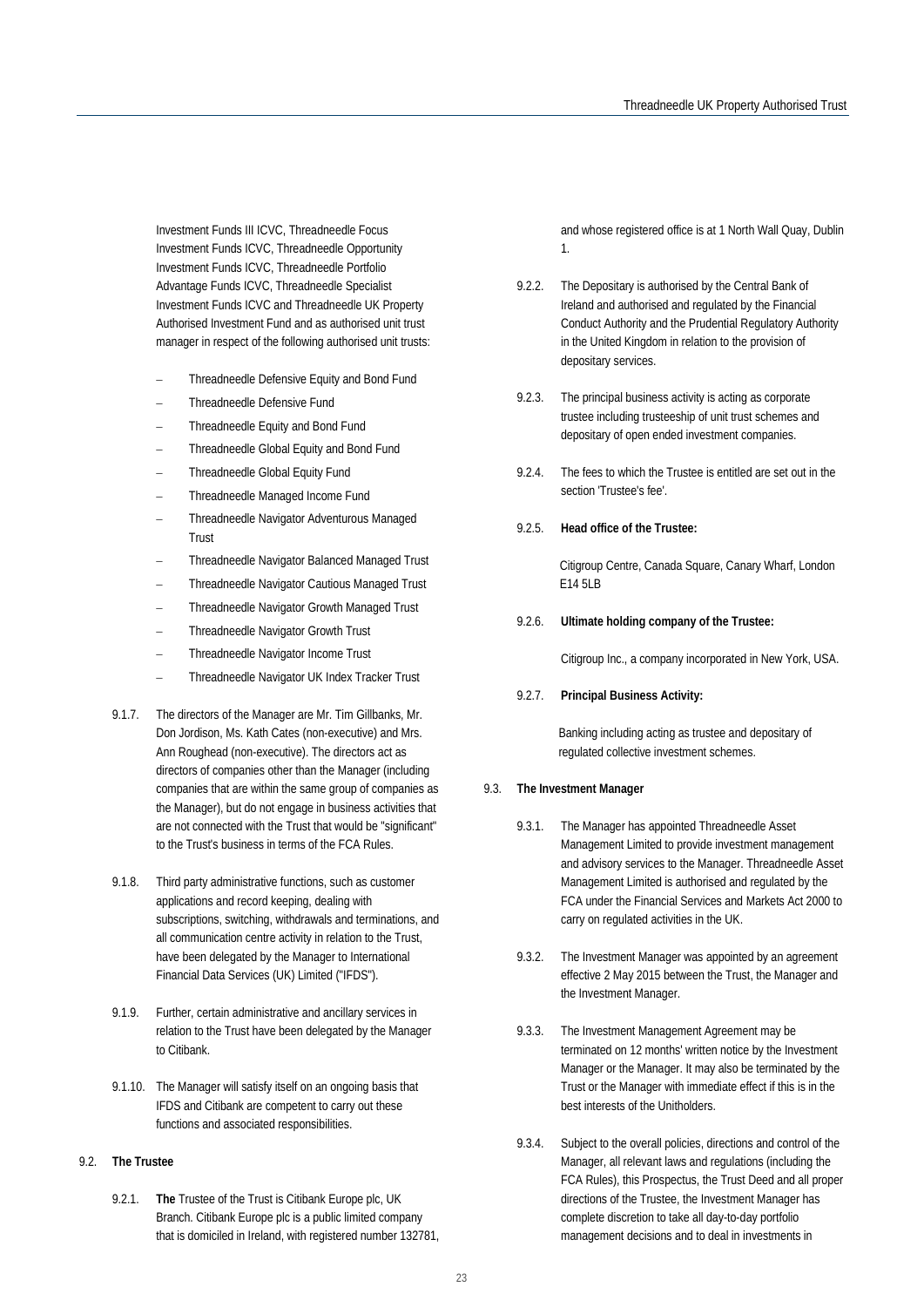Investment Funds III ICVC, Threadneedle Focus Investment Funds ICVC, Threadneedle Opportunity Investment Funds ICVC, Threadneedle Portfolio Advantage Funds ICVC, Threadneedle Specialist Investment Funds ICVC and Threadneedle UK Property Authorised Investment Fund and as authorised unit trust manager in respect of the following authorised unit trusts:

- Threadneedle Defensive Equity and Bond Fund
- Threadneedle Defensive Fund
- Threadneedle Equity and Bond Fund
- Threadneedle Global Equity and Bond Fund
- Threadneedle Global Equity Fund
- Threadneedle Managed Income Fund
- Threadneedle Navigator Adventurous Managed Trust
- Threadneedle Navigator Balanced Managed Trust
- Threadneedle Navigator Cautious Managed Trust
- Threadneedle Navigator Growth Managed Trust
- Threadneedle Navigator Growth Trust
- Threadneedle Navigator Income Trust
- Threadneedle Navigator UK Index Tracker Trust

9.1.7. The directors of the Manager are Mr. Tim Gillbanks, Mr. Don Jordison, Ms. Kath Cates (non-executive) and Mrs. Ann Roughead (non-executive). The directors act as directors of companies other than the Manager (including companies that are within the same group of companies as the Manager), but do not engage in business activities that are not connected with the Trust that would be "significant" to the Trust's business in terms of the FCA Rules.

9.1.8. Third party administrative functions, such as customer applications and record keeping, dealing with subscriptions, switching, withdrawals and terminations, and all communication centre activity in relation to the Trust, have been delegated by the Manager to International Financial Data Services (UK) Limited ("IFDS").

9.1.9. Further, certain administrative and ancillary services in relation to the Trust have been delegated by the Manager to Citibank.

9.1.10. The Manager will satisfy itself on an ongoing basis that IFDS and Citibank are competent to carry out these functions and associated responsibilities.

## 9.2. The Trustee

9.2.1. **The** Trustee of the Trust is Citibank Europe plc, UK Branch. Citibank Europe plc is a public limited company that is domiciled in Ireland, with registered number 132781, and whose registered office is at 1 North Wall Quay, Dublin 1.

9.2.2. The Depositary is authorised by the Central Bank of Ireland and authorised and regulated by the Financial Conduct Authority and the Prudential Regulatory Authority in the United Kingdom in relation to the provision of depositary services.

9.2.3. The principal business activity is acting as corporate trustee including trusteeship of unit trust schemes and depositary of open ended investment companies.

9.2.4. The fees to which the Trustee is entitled are set out in the section 'Trustee's fee'.

9.2.5. **Head office of the Trustee:**

Citigroup Centre, Canada Square, Canary Wharf, London E14 5LB

9.2.6. **Ultimate holding company of the Trustee:**

Citigroup Inc., a company incorporated in New York, USA.

9.2.7. **Principal Business Activity:**

Banking including acting as trustee and depositary of regulated collective investment schemes.

## 9.3. The Investment Manager

9.3.1. The Manager has appointed Threadneedle Asset Management Limited to provide investment management and advisory services to the Manager. Threadneedle Asset Management Limited is authorised and regulated by the FCA under the Financial Services and Markets Act 2000 to carry on regulated activities in the UK.

9.3.2. The Investment Manager was appointed by an agreement effective 2 May 2015 between the Trust, the Manager and the Investment Manager.

9.3.3. The Investment Management Agreement may be terminated on 12 months' written notice by the Investment Manager or the Manager. It may also be terminated by the Trust or the Manager with immediate effect if this is in the best interests of the Unitholders.

9.3.4. Subject to the overall policies, directions and control of the Manager, all relevant laws and regulations (including the FCA Rules), this Prospectus, the Trust Deed and all proper directions of the Trustee, the Investment Manager has complete discretion to take all day-to-day portfolio management decisions and to deal in investments in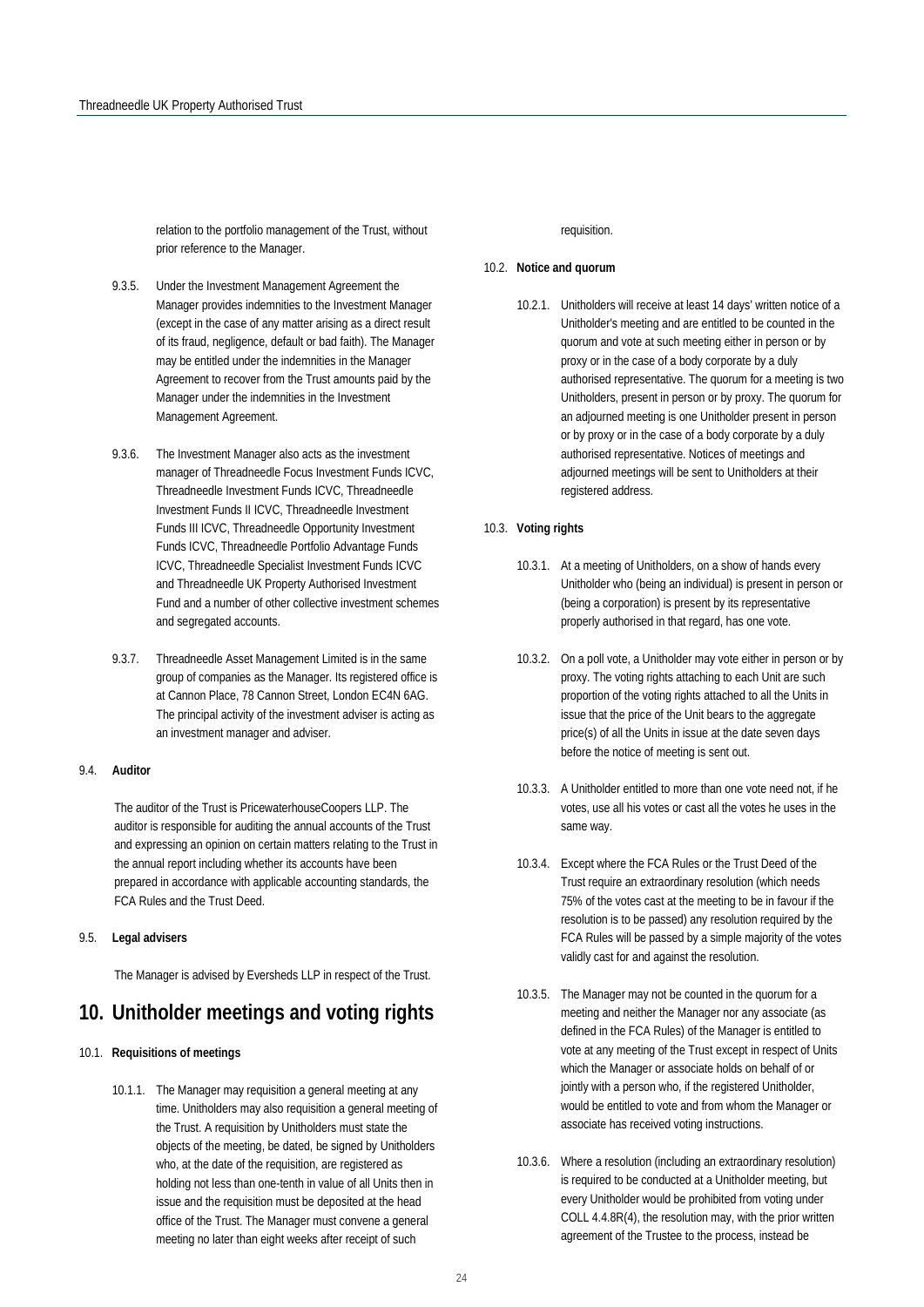relation to the portfolio management of the Trust, without prior reference to the Manager.

9.3.5. Under the Investment Management Agreement the Manager provides indemnities to the Investment Manager (except in the case of any matter arising as a direct result of its fraud, negligence, default or bad faith). The Manager may be entitled under the indemnities in the Manager Agreement to recover from the Trust amounts paid by the Manager under the indemnities in the Investment Management Agreement.

9.3.6. The Investment Manager also acts as the investment manager of Threadneedle Focus Investment Funds ICVC, Threadneedle Investment Funds ICVC, Threadneedle Investment Funds II ICVC, Threadneedle Investment Funds III ICVC, Threadneedle Opportunity Investment Funds ICVC, Threadneedle Portfolio Advantage Funds ICVC, Threadneedle Specialist Investment Funds ICVC and Threadneedle UK Property Authorised Investment Fund and a number of other collective investment schemes and segregated accounts.

9.3.7. Threadneedle Asset Management Limited is in the same group of companies as the Manager. Its registered office is at Cannon Place, 78 Cannon Street, London EC4N 6AG. The principal activity of the investment adviser is acting as an investment manager and adviser.

9.4. **Auditor**

The auditor of the Trust is PricewaterhouseCoopers LLP. The auditor is responsible for auditing the annual accounts of the Trust and expressing an opinion on certain matters relating to the Trust in the annual report including whether its accounts have been prepared in accordance with applicable accounting standards, the FCA Rules and the Trust Deed.

9.5. **Legal advisers**

The Manager is advised by Eversheds LLP in respect of the Trust.

# 10. Unitholder meetings and voting rights

10.1. **Requisitions of meetings**

10.1.1. The Manager may requisition a general meeting at any time. Unitholders may also requisition a general meeting of the Trust. A requisition by Unitholders must state the objects of the meeting, be dated, be signed by Unitholders who, at the date of the requisition, are registered as holding not less than one-tenth in value of all Units then in issue and the requisition must be deposited at the head office of the Trust. The Manager must convene a general meeting no later than eight weeks after receipt of such requisition.

10.2. **Notice and quorum**

10.2.1. Unitholders will receive at least 14 days' written notice of a Unitholder's meeting and are entitled to be counted in the quorum and vote at such meeting either in person or by proxy or in the case of a body corporate by a duly authorised representative. The quorum for a meeting is two Unitholders, present in person or by proxy. The quorum for an adjourned meeting is one Unitholder present in person or by proxy or in the case of a body corporate by a duly authorised representative. Notices of meetings and adjourned meetings will be sent to Unitholders at their registered address.

10.3. **Voting rights**

10.3.1. At a meeting of Unitholders, on a show of hands every Unitholder who (being an individual) is present in person or (being a corporation) is present by its representative properly authorised in that regard, has one vote.

10.3.2. On a poll vote, a Unitholder may vote either in person or by proxy. The voting rights attaching to each Unit are such proportion of the voting rights attached to all the Units in issue that the price of the Unit bears to the aggregate price(s) of all the Units in issue at the date seven days before the notice of meeting is sent out.

10.3.3. A Unitholder entitled to more than one vote need not, if he votes, use all his votes or cast all the votes he uses in the same way.

10.3.4. Except where the FCA Rules or the Trust Deed of the Trust require an extraordinary resolution (which needs 75% of the votes cast at the meeting to be in favour if the resolution is to be passed) any resolution required by the FCA Rules will be passed by a simple majority of the votes validly cast for and against the resolution.

10.3.5. The Manager may not be counted in the quorum for a meeting and neither the Manager nor any associate (as defined in the FCA Rules) of the Manager is entitled to vote at any meeting of the Trust except in respect of Units which the Manager or associate holds on behalf of or jointly with a person who, if the registered Unitholder, would be entitled to vote and from whom the Manager or associate has received voting instructions.

10.3.6. Where a resolution (including an extraordinary resolution) is required to be conducted at a Unitholder meeting, but every Unitholder would be prohibited from voting under COLL 4.4.8R(4), the resolution may, with the prior written agreement of the Trustee to the process, instead be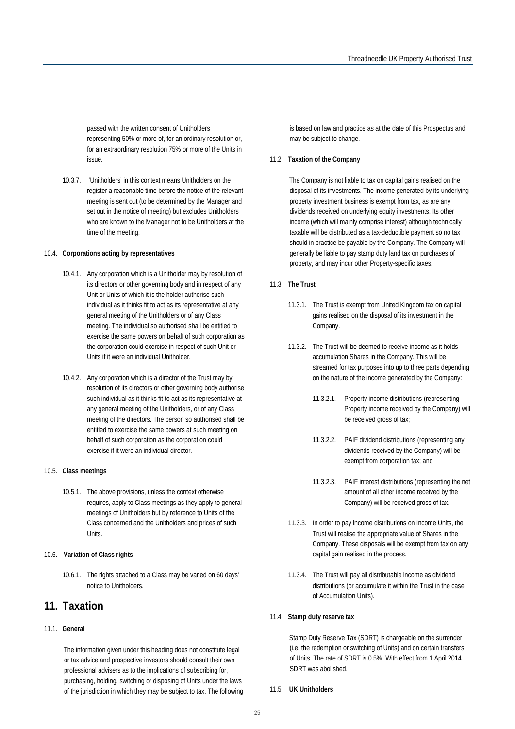passed with the written consent of Unitholders representing 50% or more of, for an ordinary resolution or, for an extraordinary resolution 75% or more of the Units in issue.

10.3.7. 'Unitholders' in this context means Unitholders on the register a reasonable time before the notice of the relevant meeting is sent out (to be determined by the Manager and set out in the notice of meeting) but excludes Unitholders who are known to the Manager not to be Unitholders at the time of the meeting.

10.4. **Corporations acting by representatives**

10.4.1. Any corporation which is a Unitholder may by resolution of its directors or other governing body and in respect of any Unit or Units of which it is the holder authorise such individual as it thinks fit to act as its representative at any general meeting of the Unitholders or of any Class meeting. The individual so authorised shall be entitled to exercise the same powers on behalf of such corporation as the corporation could exercise in respect of such Unit or Units if it were an individual Unitholder.

10.4.2. Any corporation which is a director of the Trust may by resolution of its directors or other governing body authorise such individual as it thinks fit to act as its representative at any general meeting of the Unitholders, or of any Class meeting of the directors. The person so authorised shall be entitled to exercise the same powers at such meeting on behalf of such corporation as the corporation could exercise if it were an individual director.

10.5. **Class meetings**

10.5.1. The above provisions, unless the context otherwise requires, apply to Class meetings as they apply to general meetings of Unitholders but by reference to Units of the Class concerned and the Unitholders and prices of such Units.

10.6. **Variation of Class rights**

10.6.1. The rights attached to a Class may be varied on 60 days' notice to Unitholders.

# 11. Taxation

11.1. **General**

The information given under this heading does not constitute legal or tax advice and prospective investors should consult their own professional advisers as to the implications of subscribing for, purchasing, holding, switching or disposing of Units under the laws of the jurisdiction in which they may be subject to tax. The following is based on law and practice as at the date of this Prospectus and may be subject to change.

11.2. **Taxation of the Company**

The Company is not liable to tax on capital gains realised on the disposal of its investments. The income generated by its underlying property investment business is exempt from tax, as are any dividends received on underlying equity investments. Its other income (which will mainly comprise interest) although technically taxable will be distributed as a tax-deductible payment so no tax should in practice be payable by the Company. The Company will generally be liable to pay stamp duty land tax on purchases of property, and may incur other Property-specific taxes.

11.3. **The Trust**

11.3.1. The Trust is exempt from United Kingdom tax on capital gains realised on the disposal of its investment in the Company.

11.3.2. The Trust will be deemed to receive income as it holds accumulation Shares in the Company. This will be streamed for tax purposes into up to three parts depending on the nature of the income generated by the Company:

11.3.2.1. Property income distributions (representing Property income received by the Company) will be received gross of tax;

11.3.2.2. PAIF dividend distributions (representing any dividends received by the Company) will be exempt from corporation tax; and

11.3.2.3. PAIF interest distributions (representing the net amount of all other income received by the Company) will be received gross of tax.

11.3.3. In order to pay income distributions on Income Units, the Trust will realise the appropriate value of Shares in the Company. These disposals will be exempt from tax on any capital gain realised in the process.

11.3.4. The Trust will pay all distributable income as dividend distributions (or accumulate it within the Trust in the case of Accumulation Units).

11.4. **Stamp duty reserve tax**

Stamp Duty Reserve Tax (SDRT) is chargeable on the surrender (i.e. the redemption or switching of Units) and on certain transfers of Units. The rate of SDRT is 0.5%. With effect from 1 April 2014 SDRT was abolished.

11.5. **UK Unitholders**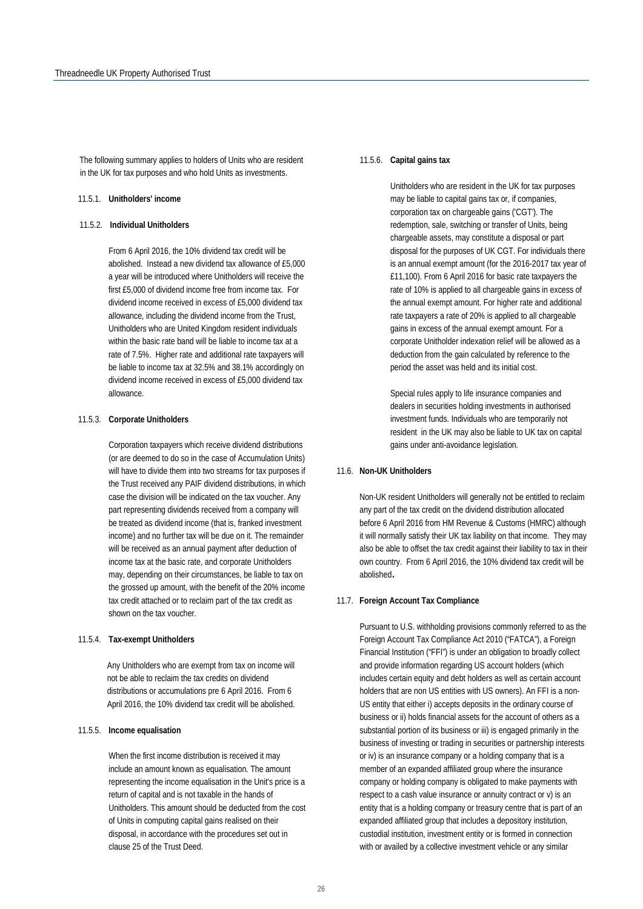The following summary applies to holders of Units who are resident in the UK for tax purposes and who hold Units as investments.

11.5.1. **Unitholders' income**

11.5.2. **Individual Unitholders**

From 6 April 2016, the 10% dividend tax credit will be abolished. Instead a new dividend tax allowance of £5,000 a year will be introduced where Unitholders will receive the first £5,000 of dividend income free from income tax. For dividend income received in excess of £5,000 dividend tax allowance, including the dividend income from the Trust, Unitholders who are United Kingdom resident individuals within the basic rate band will be liable to income tax at a rate of 7.5%. Higher rate and additional rate taxpayers will be liable to income tax at 32.5% and 38.1% accordingly on dividend income received in excess of £5,000 dividend tax allowance.

11.5.3. **Corporate Unitholders**

Corporation taxpayers which receive dividend distributions (or are deemed to do so in the case of Accumulation Units) will have to divide them into two streams for tax purposes if the Trust received any PAIF dividend distributions, in which case the division will be indicated on the tax voucher. Any part representing dividends received from a company will be treated as dividend income (that is, franked investment income) and no further tax will be due on it. The remainder will be received as an annual payment after deduction of income tax at the basic rate, and corporate Unitholders may, depending on their circumstances, be liable to tax on the grossed up amount, with the benefit of the 20% income tax credit attached or to reclaim part of the tax credit as shown on the tax voucher.

11.5.4. **Tax-exempt Unitholders**

Any Unitholders who are exempt from tax on income will not be able to reclaim the tax credits on dividend distributions or accumulations pre 6 April 2016. From 6 April 2016, the 10% dividend tax credit will be abolished.

11.5.5. **Income equalisation**

When the first income distribution is received it may include an amount known as equalisation. The amount representing the income equalisation in the Unit's price is a return of capital and is not taxable in the hands of Unitholders. This amount should be deducted from the cost of Units in computing capital gains realised on their disposal, in accordance with the procedures set out in clause 25 of the Trust Deed.

11.5.6. **Capital gains tax**

Unitholders who are resident in the UK for tax purposes may be liable to capital gains tax or, if companies, corporation tax on chargeable gains ('CGT'). The redemption, sale, switching or transfer of Units, being chargeable assets, may constitute a disposal or part disposal for the purposes of UK CGT. For individuals there is an annual exempt amount (for the 2016-2017 tax year of £11,100). From 6 April 2016 for basic rate taxpayers the rate of 10% is applied to all chargeable gains in excess of the annual exempt amount. For higher rate and additional rate taxpayers a rate of 20% is applied to all chargeable gains in excess of the annual exempt amount. For a corporate Unitholder indexation relief will be allowed as a deduction from the gain calculated by reference to the period the asset was held and its initial cost.

Special rules apply to life insurance companies and dealers in securities holding investments in authorised investment funds. Individuals who are temporarily not resident in the UK may also be liable to UK tax on capital gains under anti-avoidance legislation.

11.6. **Non-UK Unitholders**

Non-UK resident Unitholders will generally not be entitled to reclaim any part of the tax credit on the dividend distribution allocated before 6 April 2016 from HM Revenue & Customs (HMRC) although it will normally satisfy their UK tax liability on that income. They may also be able to offset the tax credit against their liability to tax in their own country. From 6 April 2016, the 10% dividend tax credit will be abolished.

11.7. **Foreign Account Tax Compliance**

Pursuant to U.S. withholding provisions commonly referred to as the Foreign Account Tax Compliance Act 2010 ("FATCA"), a Foreign Financial Institution ("FFI") is under an obligation to broadly collect and provide information regarding US account holders (which includes certain equity and debt holders as well as certain account holders that are non US entities with US owners). An FFI is a non-US entity that either i) accepts deposits in the ordinary course of business or ii) holds financial assets for the account of others as a substantial portion of its business or iii) is engaged primarily in the business of investing or trading in securities or partnership interests or iv) is an insurance company or a holding company that is a member of an expanded affiliated group where the insurance company or holding company is obligated to make payments with respect to a cash value insurance or annuity contract or v) is an entity that is a holding company or treasury centre that is part of an expanded affiliated group that includes a depository institution, custodial institution, investment entity or is formed in connection with or availed by a collective investment vehicle or any similar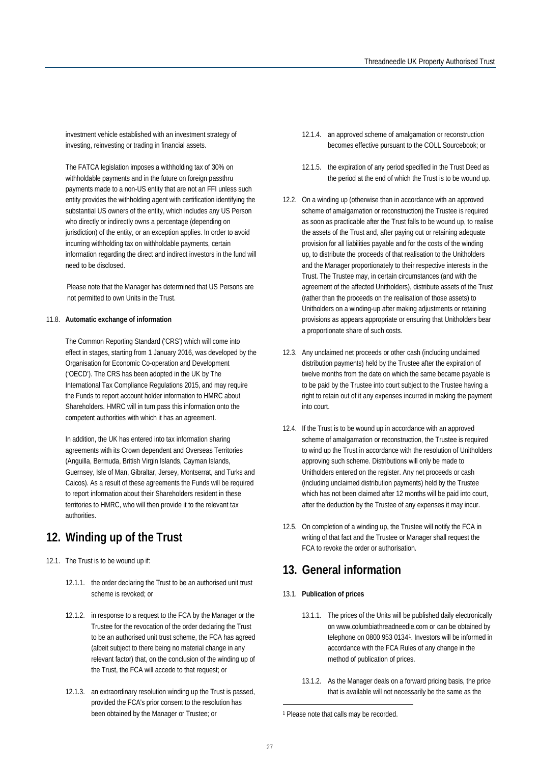investment vehicle established with an investment strategy of investing, reinvesting or trading in financial assets.

The FATCA legislation imposes a withholding tax of 30% on withholdable payments and in the future on foreign passthru payments made to a non-US entity that are not an FFI unless such entity provides the withholding agent with certification identifying the substantial US owners of the entity, which includes any US Person who directly or indirectly owns a percentage (depending on jurisdiction) of the entity, or an exception applies. In order to avoid incurring withholding tax on withholdable payments, certain information regarding the direct and indirect investors in the fund will need to be disclosed.

Please note that the Manager has determined that US Persons are not permitted to own Units in the Trust.

11.8. **Automatic exchange of information**

The Common Reporting Standard ('CRS') which will come into effect in stages, starting from 1 January 2016, was developed by the Organisation for Economic Co-operation and Development ('OECD'). The CRS has been adopted in the UK by The International Tax Compliance Regulations 2015, and may require the Funds to report account holder information to HMRC about Shareholders. HMRC will in turn pass this information onto the competent authorities with which it has an agreement.

In addition, the UK has entered into tax information sharing agreements with its Crown dependent and Overseas Territories (Anguilla, Bermuda, British Virgin Islands, Cayman Islands, Guernsey, Isle of Man, Gibraltar, Jersey, Montserrat, and Turks and Caicos). As a result of these agreements the Funds will be required to report information about their Shareholders resident in these territories to HMRC, who will then provide it to the relevant tax authorities.

## 12. Winding up of the Trust

12.1. The Trust is to be wound up if:

12.1.1. the order declaring the Trust to be an authorised unit trust scheme is revoked; or

12.1.2. in response to a request to the FCA by the Manager or the Trustee for the revocation of the order declaring the Trust to be an authorised unit trust scheme, the FCA has agreed (albeit subject to there being no material change in any relevant factor) that, on the conclusion of the winding up of the Trust, the FCA will accede to that request; or

12.1.3. an extraordinary resolution winding up the Trust is passed, provided the FCA's prior consent to the resolution has been obtained by the Manager or Trustee; or

12.1.4. an approved scheme of amalgamation or reconstruction becomes effective pursuant to the COLL Sourcebook; or

12.1.5. the expiration of any period specified in the Trust Deed as the period at the end of which the Trust is to be wound up.

12.2. On a winding up (otherwise than in accordance with an approved scheme of amalgamation or reconstruction) the Trustee is required as soon as practicable after the Trust falls to be wound up, to realise the assets of the Trust and, after paying out or retaining adequate provision for all liabilities payable and for the costs of the winding up, to distribute the proceeds of that realisation to the Unitholders and the Manager proportionately to their respective interests in the Trust. The Trustee may, in certain circumstances (and with the agreement of the affected Unitholders), distribute assets of the Trust (rather than the proceeds on the realisation of those assets) to Unitholders on a winding-up after making adjustments or retaining provisions as appears appropriate or ensuring that Unitholders bear a proportionate share of such costs.

12.3. Any unclaimed net proceeds or other cash (including unclaimed distribution payments) held by the Trustee after the expiration of twelve months from the date on which the same became payable is to be paid by the Trustee into court subject to the Trustee having a right to retain out of it any expenses incurred in making the payment into court.

12.4. If the Trust is to be wound up in accordance with an approved scheme of amalgamation or reconstruction, the Trustee is required to wind up the Trust in accordance with the resolution of Unitholders approving such scheme. Distributions will only be made to Unitholders entered on the register. Any net proceeds or cash (including unclaimed distribution payments) held by the Trustee which has not been claimed after 12 months will be paid into court, after the deduction by the Trustee of any expenses it may incur.

12.5. On completion of a winding up, the Trustee will notify the FCA in writing of that fact and the Trustee or Manager shall request the FCA to revoke the order or authorisation.

## 13. General information

13.1. **Publication of prices**

13.1.1. The prices of the Units will be published daily electronically on www.columbiathreadneedle.com or can be obtained by telephone on 0800 953 0134[1]. Investors will be informed in accordance with the FCA Rules of any change in the method of publication of prices.

13.1.2. As the Manager deals on a forward pricing basis, the price that is available will not necessarily be the same as the

[1] Please note that calls may be recorded.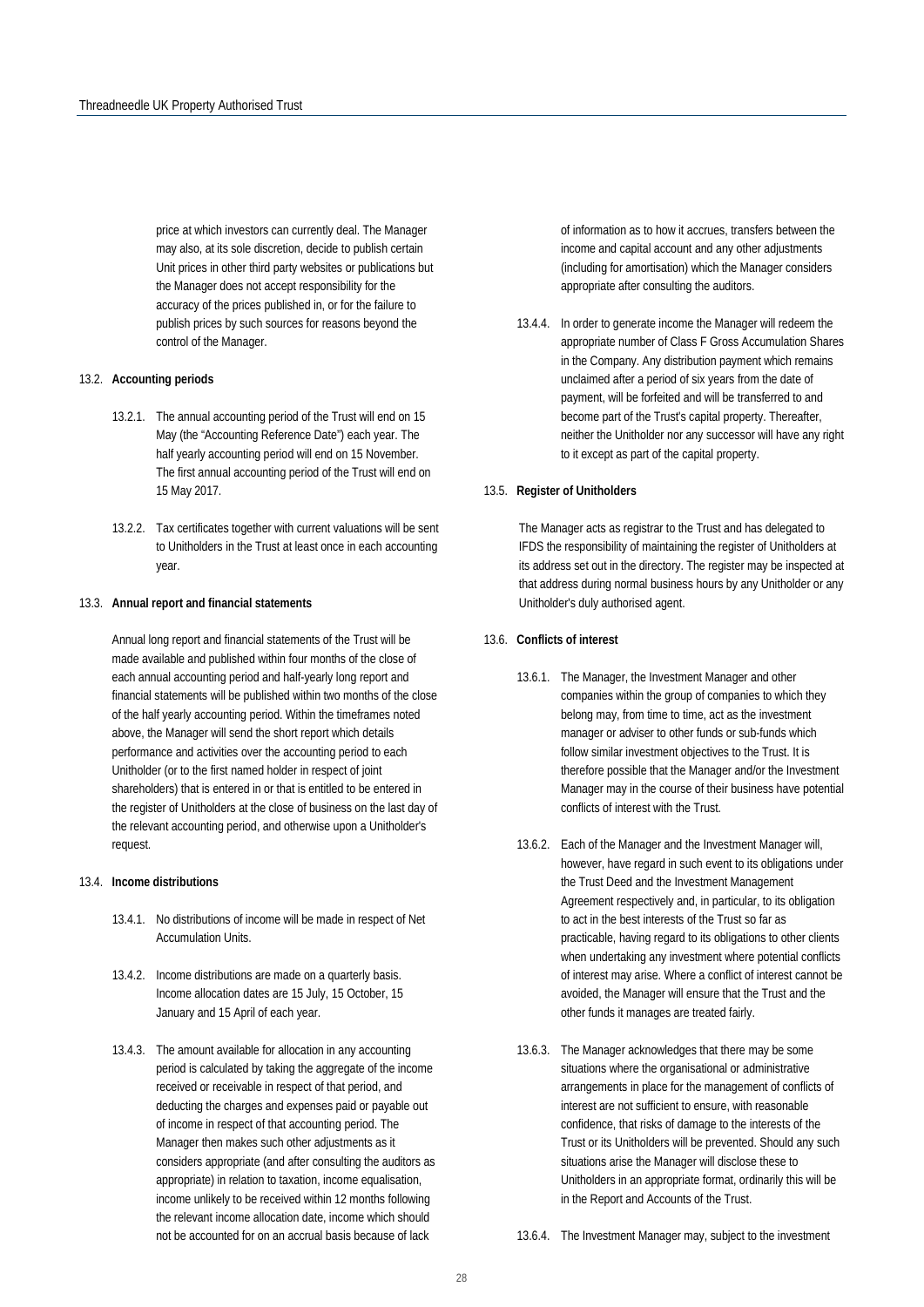price at which investors can currently deal. The Manager may also, at its sole discretion, decide to publish certain Unit prices in other third party websites or publications but the Manager does not accept responsibility for the accuracy of the prices published in, or for the failure to publish prices by such sources for reasons beyond the control of the Manager.

13.2. **Accounting periods**

13.2.1. The annual accounting period of the Trust will end on 15 May (the "Accounting Reference Date") each year. The half yearly accounting period will end on 15 November. The first annual accounting period of the Trust will end on 15 May 2017.

13.2.2. Tax certificates together with current valuations will be sent to Unitholders in the Trust at least once in each accounting year.

13.3. **Annual report and financial statements**

Annual long report and financial statements of the Trust will be made available and published within four months of the close of each annual accounting period and half-yearly long report and financial statements will be published within two months of the close of the half yearly accounting period. Within the timeframes noted above, the Manager will send the short report which details performance and activities over the accounting period to each Unitholder (or to the first named holder in respect of joint shareholders) that is entered in or that is entitled to be entered in the register of Unitholders at the close of business on the last day of the relevant accounting period, and otherwise upon a Unitholder's request.

13.4. **Income distributions**

13.4.1. No distributions of income will be made in respect of Net Accumulation Units.

13.4.2. Income distributions are made on a quarterly basis. Income allocation dates are 15 July, 15 October, 15 January and 15 April of each year.

13.4.3. The amount available for allocation in any accounting period is calculated by taking the aggregate of the income received or receivable in respect of that period, and deducting the charges and expenses paid or payable out of income in respect of that accounting period. The Manager then makes such other adjustments as it considers appropriate (and after consulting the auditors as appropriate) in relation to taxation, income equalisation, income unlikely to be received within 12 months following the relevant income allocation date, income which should not be accounted for on an accrual basis because of lack of information as to how it accrues, transfers between the income and capital account and any other adjustments (including for amortisation) which the Manager considers appropriate after consulting the auditors.

13.4.4. In order to generate income the Manager will redeem the appropriate number of Class F Gross Accumulation Shares in the Company. Any distribution payment which remains unclaimed after a period of six years from the date of payment, will be forfeited and will be transferred to and become part of the Trust's capital property. Thereafter, neither the Unitholder nor any successor will have any right to it except as part of the capital property.

13.5. **Register of Unitholders**

The Manager acts as registrar to the Trust and has delegated to IFDS the responsibility of maintaining the register of Unitholders at its address set out in the directory. The register may be inspected at that address during normal business hours by any Unitholder or any Unitholder's duly authorised agent.

13.6. **Conflicts of interest**

13.6.1. The Manager, the Investment Manager and other companies within the group of companies to which they belong may, from time to time, act as the investment manager or adviser to other funds or sub-funds which follow similar investment objectives to the Trust. It is therefore possible that the Manager and/or the Investment Manager may in the course of their business have potential conflicts of interest with the Trust.

13.6.2. Each of the Manager and the Investment Manager will, however, have regard in such event to its obligations under the Trust Deed and the Investment Management Agreement respectively and, in particular, to its obligation to act in the best interests of the Trust so far as practicable, having regard to its obligations to other clients when undertaking any investment where potential conflicts of interest may arise. Where a conflict of interest cannot be avoided, the Manager will ensure that the Trust and the other funds it manages are treated fairly.

13.6.3. The Manager acknowledges that there may be some situations where the organisational or administrative arrangements in place for the management of conflicts of interest are not sufficient to ensure, with reasonable confidence, that risks of damage to the interests of the Trust or its Unitholders will be prevented. Should any such situations arise the Manager will disclose these to Unitholders in an appropriate format, ordinarily this will be in the Report and Accounts of the Trust.

13.6.4. The Investment Manager may, subject to the investment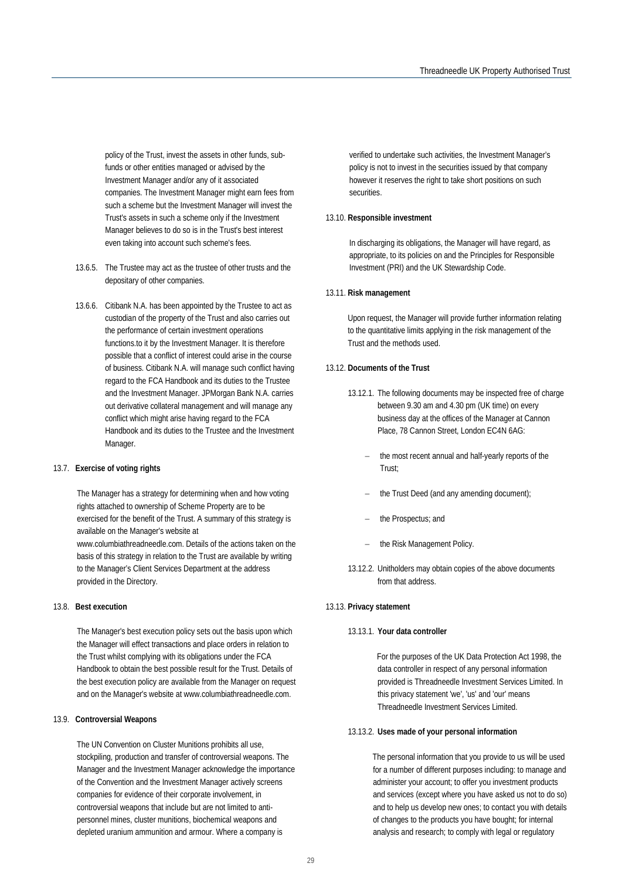policy of the Trust, invest the assets in other funds, sub-funds or other entities managed or advised by the Investment Manager and/or any of it associated companies. The Investment Manager might earn fees from such a scheme but the Investment Manager will invest the Trust's assets in such a scheme only if the Investment Manager believes to do so is in the Trust's best interest even taking into account such scheme's fees.

13.6.5. The Trustee may act as the trustee of other trusts and the depositary of other companies.

13.6.6. Citibank N.A. has been appointed by the Trustee to act as custodian of the property of the Trust and also carries out the performance of certain investment operations functions.to it by the Investment Manager. It is therefore possible that a conflict of interest could arise in the course of business. Citibank N.A. will manage such conflict having regard to the FCA Handbook and its duties to the Trustee and the Investment Manager. JPMorgan Bank N.A. carries out derivative collateral management and will manage any conflict which might arise having regard to the FCA Handbook and its duties to the Trustee and the Investment Manager.

13.7. **Exercise of voting rights**

The Manager has a strategy for determining when and how voting rights attached to ownership of Scheme Property are to be exercised for the benefit of the Trust. A summary of this strategy is available on the Manager's website at www.columbiathreadneedle.com. Details of the actions taken on the basis of this strategy in relation to the Trust are available by writing to the Manager's Client Services Department at the address provided in the Directory.

13.8. **Best execution**

The Manager's best execution policy sets out the basis upon which the Manager will effect transactions and place orders in relation to the Trust whilst complying with its obligations under the FCA Handbook to obtain the best possible result for the Trust. Details of the best execution policy are available from the Manager on request and on the Manager's website at www.columbiathreadneedle.com.

13.9. **Controversial Weapons**

The UN Convention on Cluster Munitions prohibits all use, stockpiling, production and transfer of controversial weapons. The Manager and the Investment Manager acknowledge the importance of the Convention and the Investment Manager actively screens companies for evidence of their corporate involvement, in controversial weapons that include but are not limited to anti-personnel mines, cluster munitions, biochemical weapons and depleted uranium ammunition and armour. Where a company is verified to undertake such activities, the Investment Manager's policy is not to invest in the securities issued by that company however it reserves the right to take short positions on such securities.

13.10. **Responsible investment**

In discharging its obligations, the Manager will have regard, as appropriate, to its policies on and the Principles for Responsible Investment (PRI) and the UK Stewardship Code.

13.11. **Risk management**

Upon request, the Manager will provide further information relating to the quantitative limits applying in the risk management of the Trust and the methods used.

13.12. **Documents of the Trust**

13.12.1. The following documents may be inspected free of charge between 9.30 am and 4.30 pm (UK time) on every business day at the offices of the Manager at Cannon Place, 78 Cannon Street, London EC4N 6AG:

- the most recent annual and half-yearly reports of the Trust;
- the Trust Deed (and any amending document);
- the Prospectus; and
- the Risk Management Policy.

13.12.2. Unitholders may obtain copies of the above documents from that address.

13.13. **Privacy statement**

13.13.1. **Your data controller**

For the purposes of the UK Data Protection Act 1998, the data controller in respect of any personal information provided is Threadneedle Investment Services Limited. In this privacy statement 'we', 'us' and 'our' means Threadneedle Investment Services Limited.

13.13.2. **Uses made of your personal information**

The personal information that you provide to us will be used for a number of different purposes including: to manage and administer your account; to offer you investment products and services (except where you have asked us not to do so) and to help us develop new ones; to contact you with details of changes to the products you have bought; for internal analysis and research; to comply with legal or regulatory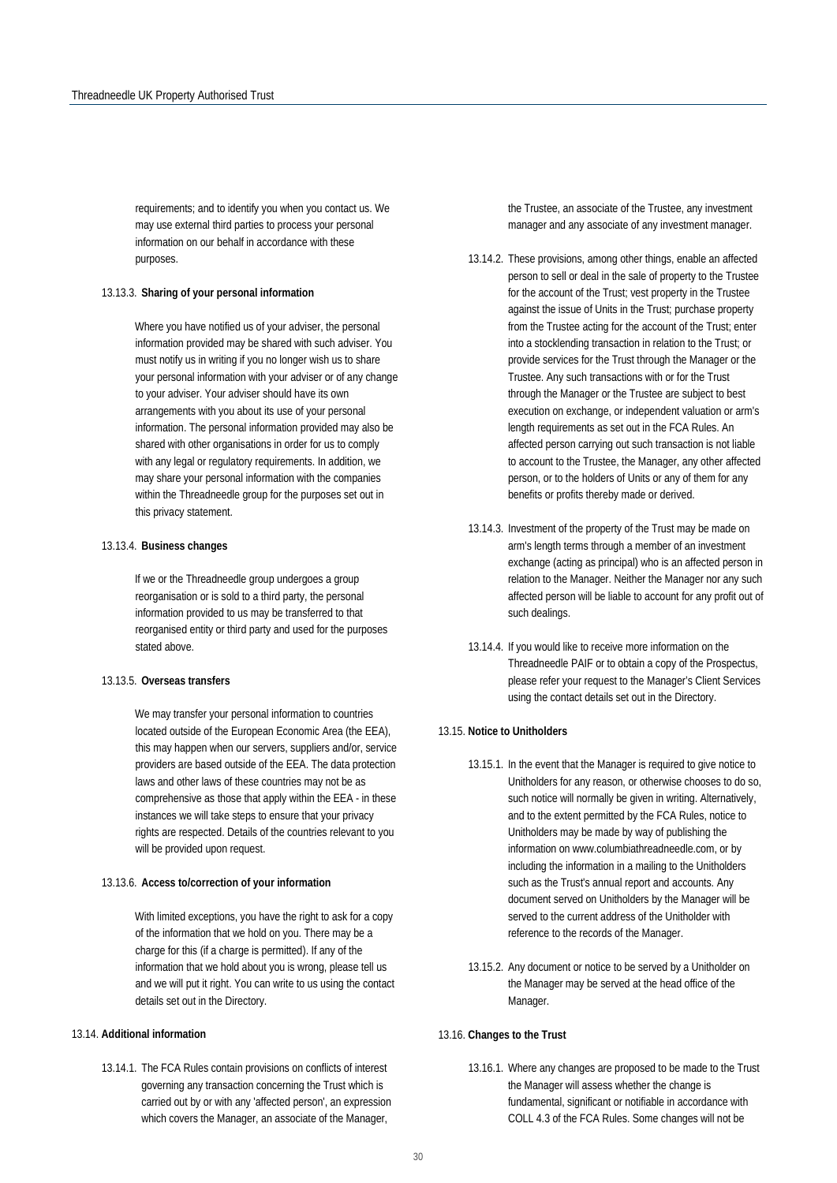requirements; and to identify you when you contact us. We may use external third parties to process your personal information on our behalf in accordance with these purposes.

13.13.3. **Sharing of your personal information**

Where you have notified us of your adviser, the personal information provided may be shared with such adviser. You must notify us in writing if you no longer wish us to share your personal information with your adviser or of any change to your adviser. Your adviser should have its own arrangements with you about its use of your personal information. The personal information provided may also be shared with other organisations in order for us to comply with any legal or regulatory requirements. In addition, we may share your personal information with the companies within the Threadneedle group for the purposes set out in this privacy statement.

13.13.4. **Business changes**

If we or the Threadneedle group undergoes a group reorganisation or is sold to a third party, the personal information provided to us may be transferred to that reorganised entity or third party and used for the purposes stated above.

13.13.5. **Overseas transfers**

We may transfer your personal information to countries located outside of the European Economic Area (the EEA), this may happen when our servers, suppliers and/or, service providers are based outside of the EEA. The data protection laws and other laws of these countries may not be as comprehensive as those that apply within the EEA - in these instances we will take steps to ensure that your privacy rights are respected. Details of the countries relevant to you will be provided upon request.

13.13.6. **Access to/correction of your information**

With limited exceptions, you have the right to ask for a copy of the information that we hold on you. There may be a charge for this (if a charge is permitted). If any of the information that we hold about you is wrong, please tell us and we will put it right. You can write to us using the contact details set out in the Directory.

13.14. **Additional information**

13.14.1. The FCA Rules contain provisions on conflicts of interest governing any transaction concerning the Trust which is carried out by or with any 'affected person', an expression which covers the Manager, an associate of the Manager, the Trustee, an associate of the Trustee, any investment manager and any associate of any investment manager.

13.14.2. These provisions, among other things, enable an affected person to sell or deal in the sale of property to the Trustee for the account of the Trust; vest property in the Trustee against the issue of Units in the Trust; purchase property from the Trustee acting for the account of the Trust; enter into a stocklending transaction in relation to the Trust; or provide services for the Trust through the Manager or the Trustee. Any such transactions with or for the Trust through the Manager or the Trustee are subject to best execution on exchange, or independent valuation or arm's length requirements as set out in the FCA Rules. An affected person carrying out such transaction is not liable to account to the Trustee, the Manager, any other affected person, or to the holders of Units or any of them for any benefits or profits thereby made or derived.

13.14.3. Investment of the property of the Trust may be made on arm's length terms through a member of an investment exchange (acting as principal) who is an affected person in relation to the Manager. Neither the Manager nor any such affected person will be liable to account for any profit out of such dealings.

13.14.4. If you would like to receive more information on the Threadneedle PAIF or to obtain a copy of the Prospectus, please refer your request to the Manager's Client Services using the contact details set out in the Directory.

13.15. **Notice to Unitholders**

13.15.1. In the event that the Manager is required to give notice to Unitholders for any reason, or otherwise chooses to do so, such notice will normally be given in writing. Alternatively, and to the extent permitted by the FCA Rules, notice to Unitholders may be made by way of publishing the information on www.columbiathreadneedle.com, or by including the information in a mailing to the Unitholders such as the Trust's annual report and accounts. Any document served on Unitholders by the Manager will be served to the current address of the Unitholder with reference to the records of the Manager.

13.15.2. Any document or notice to be served by a Unitholder on the Manager may be served at the head office of the Manager.

13.16. **Changes to the Trust**

13.16.1. Where any changes are proposed to be made to the Trust the Manager will assess whether the change is fundamental, significant or notifiable in accordance with COLL 4.3 of the FCA Rules. Some changes will not be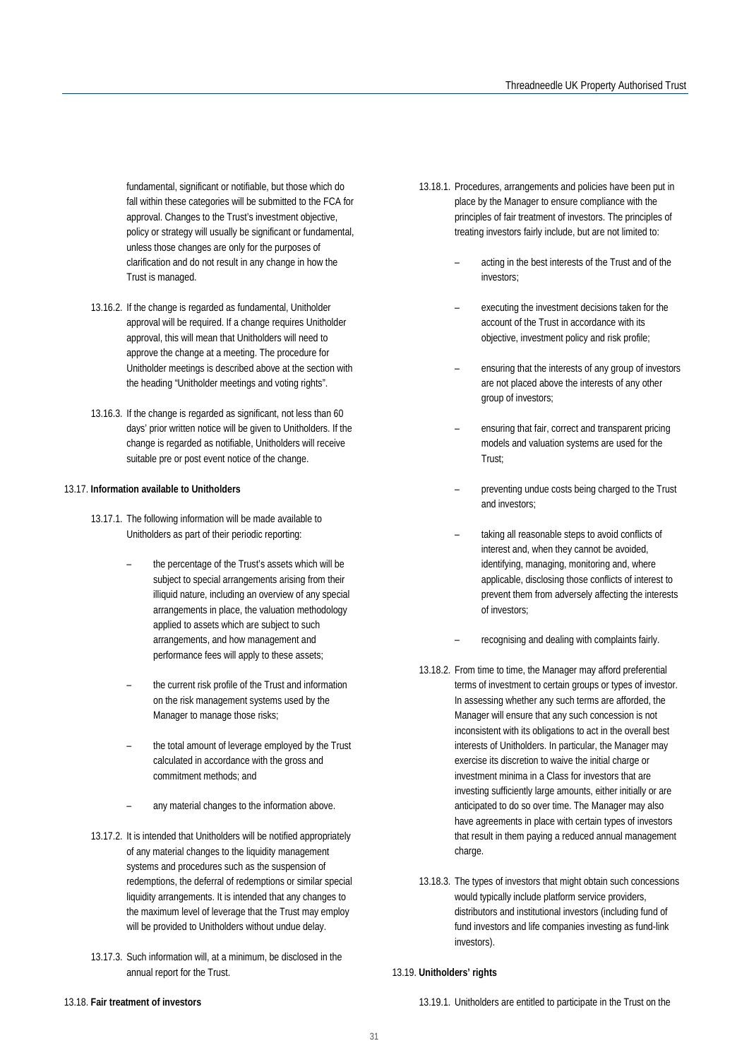fundamental, significant or notifiable, but those which do fall within these categories will be submitted to the FCA for approval. Changes to the Trust's investment objective, policy or strategy will usually be significant or fundamental, unless those changes are only for the purposes of clarification and do not result in any change in how the Trust is managed.

13.16.2. If the change is regarded as fundamental, Unitholder approval will be required. If a change requires Unitholder approval, this will mean that Unitholders will need to approve the change at a meeting. The procedure for Unitholder meetings is described above at the section with the heading "Unitholder meetings and voting rights".

13.16.3. If the change is regarded as significant, not less than 60 days' prior written notice will be given to Unitholders. If the change is regarded as notifiable, Unitholders will receive suitable pre or post event notice of the change.

13.17. **Information available to Unitholders**

13.17.1. The following information will be made available to Unitholders as part of their periodic reporting:

- the percentage of the Trust's assets which will be subject to special arrangements arising from their illiquid nature, including an overview of any special arrangements in place, the valuation methodology applied to assets which are subject to such arrangements, and how management and performance fees will apply to these assets;
- the current risk profile of the Trust and information on the risk management systems used by the Manager to manage those risks;
- the total amount of leverage employed by the Trust calculated in accordance with the gross and commitment methods; and
- any material changes to the information above.

13.17.2. It is intended that Unitholders will be notified appropriately of any material changes to the liquidity management systems and procedures such as the suspension of redemptions, the deferral of redemptions or similar special liquidity arrangements. It is intended that any changes to the maximum level of leverage that the Trust may employ will be provided to Unitholders without undue delay.

13.17.3. Such information will, at a minimum, be disclosed in the annual report for the Trust.

13.18. **Fair treatment of investors**

13.18.1. Procedures, arrangements and policies have been put in place by the Manager to ensure compliance with the principles of fair treatment of investors. The principles of treating investors fairly include, but are not limited to:

- acting in the best interests of the Trust and of the investors;
- executing the investment decisions taken for the account of the Trust in accordance with its objective, investment policy and risk profile;
- ensuring that the interests of any group of investors are not placed above the interests of any other group of investors;
- ensuring that fair, correct and transparent pricing models and valuation systems are used for the Trust;
- preventing undue costs being charged to the Trust and investors;
- taking all reasonable steps to avoid conflicts of interest and, when they cannot be avoided, identifying, managing, monitoring and, where applicable, disclosing those conflicts of interest to prevent them from adversely affecting the interests of investors;
- recognising and dealing with complaints fairly.

13.18.2. From time to time, the Manager may afford preferential terms of investment to certain groups or types of investor. In assessing whether any such terms are afforded, the Manager will ensure that any such concession is not inconsistent with its obligations to act in the overall best interests of Unitholders. In particular, the Manager may exercise its discretion to waive the initial charge or investment minima in a Class for investors that are investing sufficiently large amounts, either initially or are anticipated to do so over time. The Manager may also have agreements in place with certain types of investors that result in them paying a reduced annual management charge.

13.18.3. The types of investors that might obtain such concessions would typically include platform service providers, distributors and institutional investors (including fund of fund investors and life companies investing as fund-link investors).

13.19. **Unitholders' rights**

13.19.1. Unitholders are entitled to participate in the Trust on the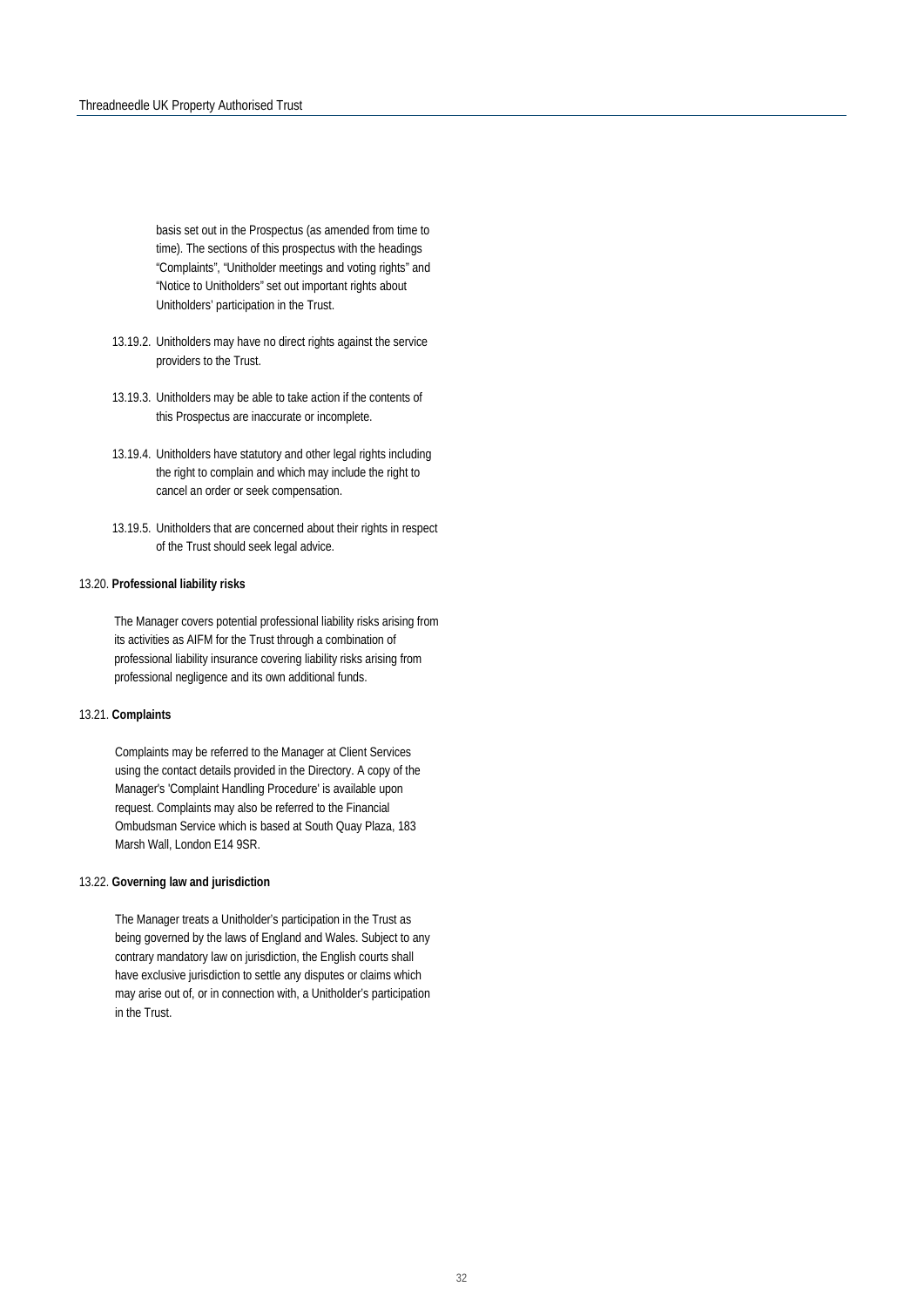basis set out in the Prospectus (as amended from time to time). The sections of this prospectus with the headings "Complaints", "Unitholder meetings and voting rights" and "Notice to Unitholders" set out important rights about Unitholders' participation in the Trust.

13.19.2. Unitholders may have no direct rights against the service providers to the Trust.

13.19.3. Unitholders may be able to take action if the contents of this Prospectus are inaccurate or incomplete.

13.19.4. Unitholders have statutory and other legal rights including the right to complain and which may include the right to cancel an order or seek compensation.

13.19.5. Unitholders that are concerned about their rights in respect of the Trust should seek legal advice.

13.20. **Professional liability risks**

The Manager covers potential professional liability risks arising from its activities as AIFM for the Trust through a combination of professional liability insurance covering liability risks arising from professional negligence and its own additional funds.

13.21. **Complaints**

Complaints may be referred to the Manager at Client Services using the contact details provided in the Directory. A copy of the Manager's 'Complaint Handling Procedure' is available upon request. Complaints may also be referred to the Financial Ombudsman Service which is based at South Quay Plaza, 183 Marsh Wall, London E14 9SR.

13.22. **Governing law and jurisdiction**

The Manager treats a Unitholder's participation in the Trust as being governed by the laws of England and Wales. Subject to any contrary mandatory law on jurisdiction, the English courts shall have exclusive jurisdiction to settle any disputes or claims which may arise out of, or in connection with, a Unitholder's participation in the Trust.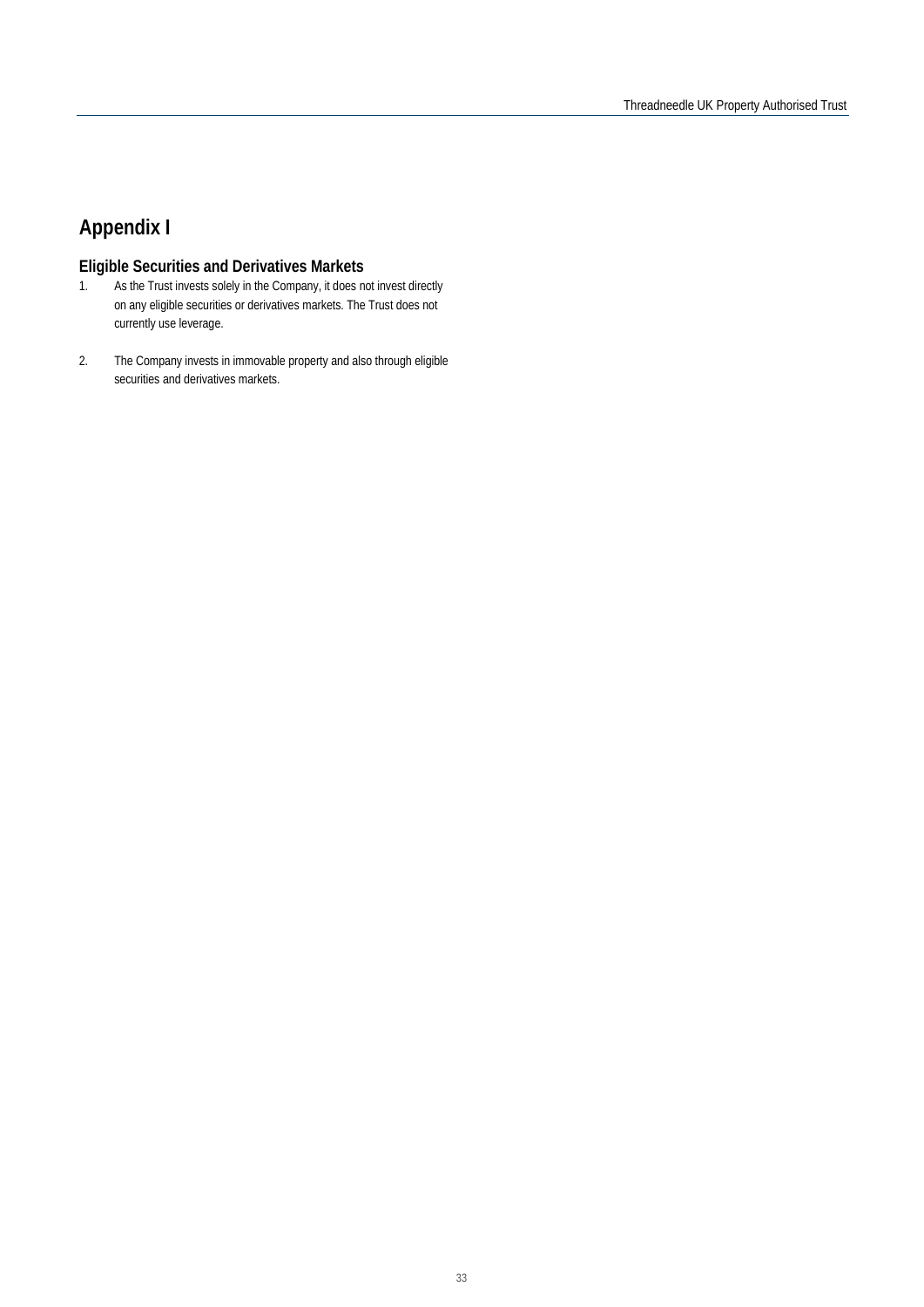# Appendix I

## Eligible Securities and Derivatives Markets

1. As the Trust invests solely in the Company, it does not invest directly on any eligible securities or derivatives markets. The Trust does not currently use leverage.

2. The Company invests in immovable property and also through eligible securities and derivatives markets.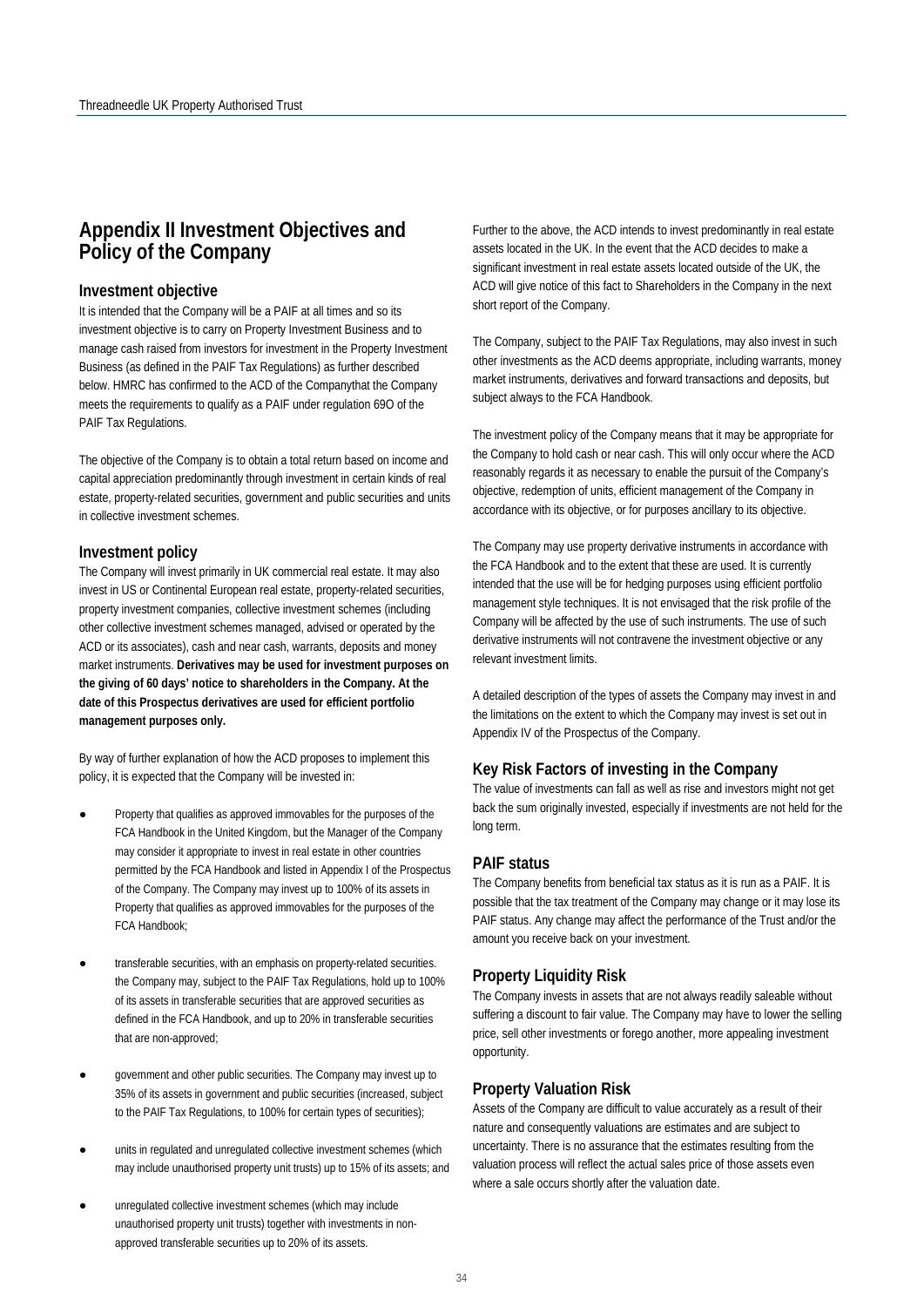## Appendix II Investment Objectives and Policy of the Company

### Investment objective

It is intended that the Company will be a PAIF at all times and so its investment objective is to carry on Property Investment Business and to manage cash raised from investors for investment in the Property Investment Business (as defined in the PAIF Tax Regulations) as further described below. HMRC has confirmed to the ACD of the Companythat the Company meets the requirements to qualify as a PAIF under regulation 69O of the PAIF Tax Regulations.

The objective of the Company is to obtain a total return based on income and capital appreciation predominantly through investment in certain kinds of real estate, property-related securities, government and public securities and units in collective investment schemes.

### Investment policy

The Company will invest primarily in UK commercial real estate. It may also invest in US or Continental European real estate, property-related securities, property investment companies, collective investment schemes (including other collective investment schemes managed, advised or operated by the ACD or its associates), cash and near cash, warrants, deposits and money market instruments. **Derivatives may be used for investment purposes on the giving of 60 days' notice to shareholders in the Company. At the date of this Prospectus derivatives are used for efficient portfolio management purposes only.**

By way of further explanation of how the ACD proposes to implement this policy, it is expected that the Company will be invested in:

- Property that qualifies as approved immovables for the purposes of the FCA Handbook in the United Kingdom, but the Manager of the Company may consider it appropriate to invest in real estate in other countries permitted by the FCA Handbook and listed in Appendix I of the Prospectus of the Company. The Company may invest up to 100% of its assets in Property that qualifies as approved immovables for the purposes of the FCA Handbook;
- transferable securities, with an emphasis on property-related securities. the Company may, subject to the PAIF Tax Regulations, hold up to 100% of its assets in transferable securities that are approved securities as defined in the FCA Handbook, and up to 20% in transferable securities that are non-approved;
- government and other public securities. The Company may invest up to 35% of its assets in government and public securities (increased, subject to the PAIF Tax Regulations, to 100% for certain types of securities);
- units in regulated and unregulated collective investment schemes (which may include unauthorised property unit trusts) up to 15% of its assets; and
- unregulated collective investment schemes (which may include unauthorised property unit trusts) together with investments in non-approved transferable securities up to 20% of its assets.

Further to the above, the ACD intends to invest predominantly in real estate assets located in the UK. In the event that the ACD decides to make a significant investment in real estate assets located outside of the UK, the ACD will give notice of this fact to Shareholders in the Company in the next short report of the Company.

The Company, subject to the PAIF Tax Regulations, may also invest in such other investments as the ACD deems appropriate, including warrants, money market instruments, derivatives and forward transactions and deposits, but subject always to the FCA Handbook.

The investment policy of the Company means that it may be appropriate for the Company to hold cash or near cash. This will only occur where the ACD reasonably regards it as necessary to enable the pursuit of the Company's objective, redemption of units, efficient management of the Company in accordance with its objective, or for purposes ancillary to its objective.

The Company may use property derivative instruments in accordance with the FCA Handbook and to the extent that these are used. It is currently intended that the use will be for hedging purposes using efficient portfolio management style techniques. It is not envisaged that the risk profile of the Company will be affected by the use of such instruments. The use of such derivative instruments will not contravene the investment objective or any relevant investment limits.

A detailed description of the types of assets the Company may invest in and the limitations on the extent to which the Company may invest is set out in Appendix IV of the Prospectus of the Company.

### Key Risk Factors of investing in the Company

The value of investments can fall as well as rise and investors might not get back the sum originally invested, especially if investments are not held for the long term.

### PAIF status

The Company benefits from beneficial tax status as it is run as a PAIF. It is possible that the tax treatment of the Company may change or it may lose its PAIF status. Any change may affect the performance of the Trust and/or the amount you receive back on your investment.

### Property Liquidity Risk

The Company invests in assets that are not always readily saleable without suffering a discount to fair value. The Company may have to lower the selling price, sell other investments or forego another, more appealing investment opportunity.

### Property Valuation Risk

Assets of the Company are difficult to value accurately as a result of their nature and consequently valuations are estimates and are subject to uncertainty. There is no assurance that the estimates resulting from the valuation process will reflect the actual sales price of those assets even where a sale occurs shortly after the valuation date.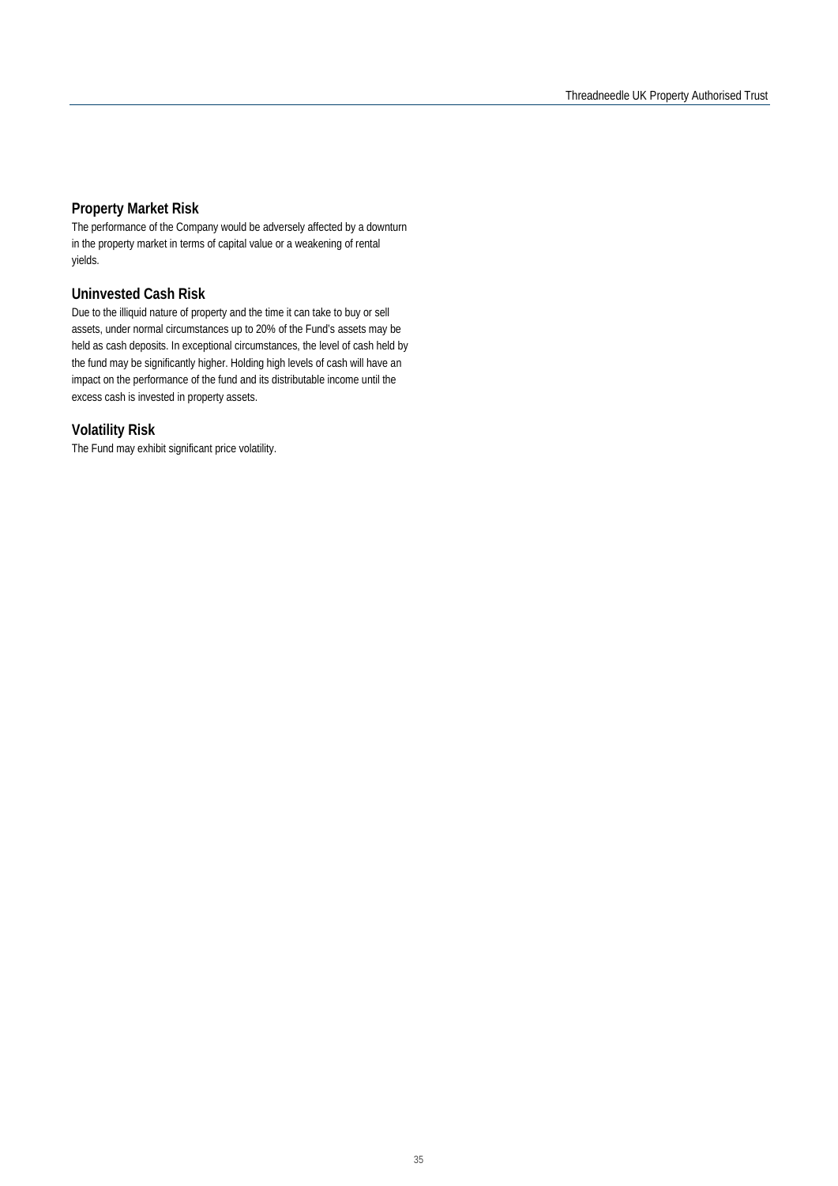## Property Market Risk

The performance of the Company would be adversely affected by a downturn in the property market in terms of capital value or a weakening of rental yields.

## Uninvested Cash Risk

Due to the illiquid nature of property and the time it can take to buy or sell assets, under normal circumstances up to 20% of the Fund's assets may be held as cash deposits. In exceptional circumstances, the level of cash held by the fund may be significantly higher. Holding high levels of cash will have an impact on the performance of the fund and its distributable income until the excess cash is invested in property assets.

## Volatility Risk

The Fund may exhibit significant price volatility.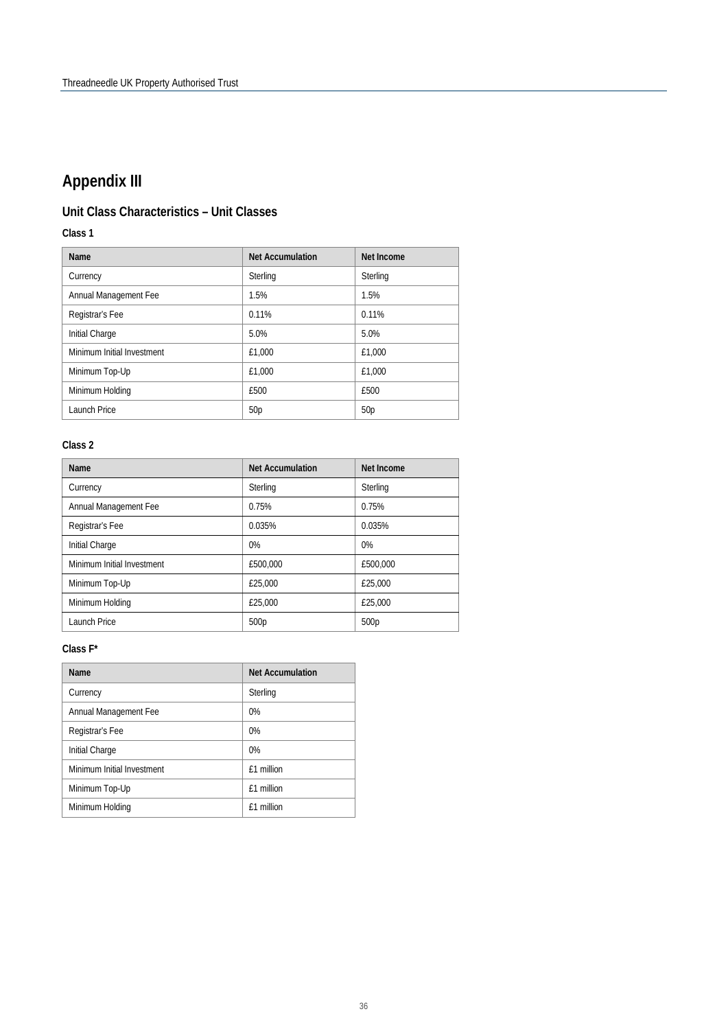# Appendix III

## Unit Class Characteristics – Unit Classes

### Class 1

| Name | Net Accumulation | Net Income |
| --- | --- | --- |
| Currency | Sterling | Sterling |
| Annual Management Fee | 1.5% | 1.5% |
| Registrar's Fee | 0.11% | 0.11% |
| Initial Charge | 5.0% | 5.0% |
| Minimum Initial Investment | £1,000 | £1,000 |
| Minimum Top-Up | £1,000 | £1,000 |
| Minimum Holding | £500 | £500 |
| Launch Price | 50p | 50p |

### Class 2

| Name | Net Accumulation | Net Income |
| --- | --- | --- |
| Currency | Sterling | Sterling |
| Annual Management Fee | 0.75% | 0.75% |
| Registrar's Fee | 0.035% | 0.035% |
| Initial Charge | 0% | 0% |
| Minimum Initial Investment | £500,000 | £500,000 |
| Minimum Top-Up | £25,000 | £25,000 |
| Minimum Holding | £25,000 | £25,000 |
| Launch Price | 500p | 500p |

### Class F*

| Name | Net Accumulation |
| --- | --- |
| Currency | Sterling |
| Annual Management Fee | 0% |
| Registrar's Fee | 0% |
| Initial Charge | 0% |
| Minimum Initial Investment | £1 million |
| Minimum Top-Up | £1 million |
| Minimum Holding | £1 million |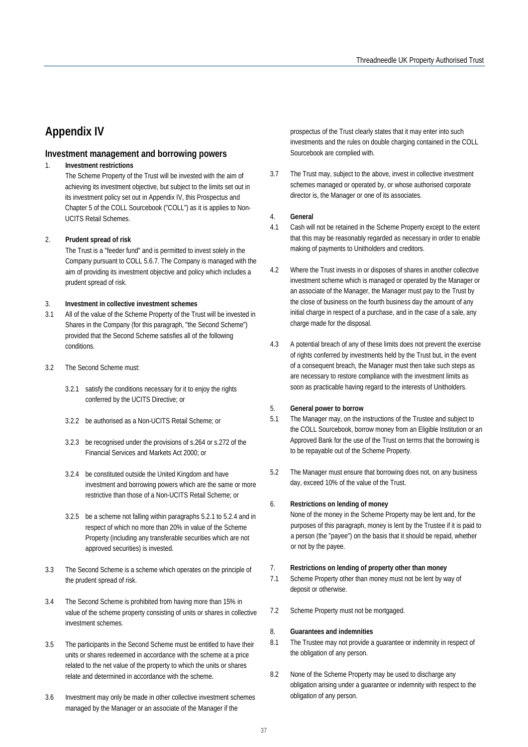# Appendix IV

## Investment management and borrowing powers

1. **Investment restrictions**

   The Scheme Property of the Trust will be invested with the aim of achieving its investment objective, but subject to the limits set out in its investment policy set out in Appendix IV, this Prospectus and Chapter 5 of the COLL Sourcebook ("COLL") as it is applies to Non-UCITS Retail Schemes.

2. **Prudent spread of risk**

   The Trust is a "feeder fund" and is permitted to invest solely in the Company pursuant to COLL 5.6.7. The Company is managed with the aim of providing its investment objective and policy which includes a prudent spread of risk.

3. **Investment in collective investment schemes**

3.1 All of the value of the Scheme Property of the Trust will be invested in Shares in the Company (for this paragraph, "the Second Scheme") provided that the Second Scheme satisfies all of the following conditions.

3.2 The Second Scheme must:

   3.2.1 satisfy the conditions necessary for it to enjoy the rights conferred by the UCITS Directive; or

   3.2.2 be authorised as a Non-UCITS Retail Scheme; or

   3.2.3 be recognised under the provisions of s.264 or s.272 of the Financial Services and Markets Act 2000; or

   3.2.4 be constituted outside the United Kingdom and have investment and borrowing powers which are the same or more restrictive than those of a Non-UCITS Retail Scheme; or

   3.2.5 be a scheme not falling within paragraphs 5.2.1 to 5.2.4 and in respect of which no more than 20% in value of the Scheme Property (including any transferable securities which are not approved securities) is invested.

3.3 The Second Scheme is a scheme which operates on the principle of the prudent spread of risk.

3.4 The Second Scheme is prohibited from having more than 15% in value of the scheme property consisting of units or shares in collective investment schemes.

3.5 The participants in the Second Scheme must be entitled to have their units or shares redeemed in accordance with the scheme at a price related to the net value of the property to which the units or shares relate and determined in accordance with the scheme.

3.6 Investment may only be made in other collective investment schemes managed by the Manager or an associate of the Manager if the prospectus of the Trust clearly states that it may enter into such investments and the rules on double charging contained in the COLL Sourcebook are complied with.

3.7 The Trust may, subject to the above, invest in collective investment schemes managed or operated by, or whose authorised corporate director is, the Manager or one of its associates.

4. **General**

4.1 Cash will not be retained in the Scheme Property except to the extent that this may be reasonably regarded as necessary in order to enable making of payments to Unitholders and creditors.

4.2 Where the Trust invests in or disposes of shares in another collective investment scheme which is managed or operated by the Manager or an associate of the Manager, the Manager must pay to the Trust by the close of business on the fourth business day the amount of any initial charge in respect of a purchase, and in the case of a sale, any charge made for the disposal.

4.3 A potential breach of any of these limits does not prevent the exercise of rights conferred by investments held by the Trust but, in the event of a consequent breach, the Manager must then take such steps as are necessary to restore compliance with the investment limits as soon as practicable having regard to the interests of Unitholders.

5. **General power to borrow**

5.1 The Manager may, on the instructions of the Trustee and subject to the COLL Sourcebook, borrow money from an Eligible Institution or an Approved Bank for the use of the Trust on terms that the borrowing is to be repayable out of the Scheme Property.

5.2 The Manager must ensure that borrowing does not, on any business day, exceed 10% of the value of the Trust.

6. **Restrictions on lending of money**

   None of the money in the Scheme Property may be lent and, for the purposes of this paragraph, money is lent by the Trustee if it is paid to a person (the "payee") on the basis that it should be repaid, whether or not by the payee.

7. **Restrictions on lending of property other than money**

7.1 Scheme Property other than money must not be lent by way of deposit or otherwise.

7.2 Scheme Property must not be mortgaged.

8. **Guarantees and indemnities**

8.1 The Trustee may not provide a guarantee or indemnity in respect of the obligation of any person.

8.2 None of the Scheme Property may be used to discharge any obligation arising under a guarantee or indemnity with respect to the obligation of any person.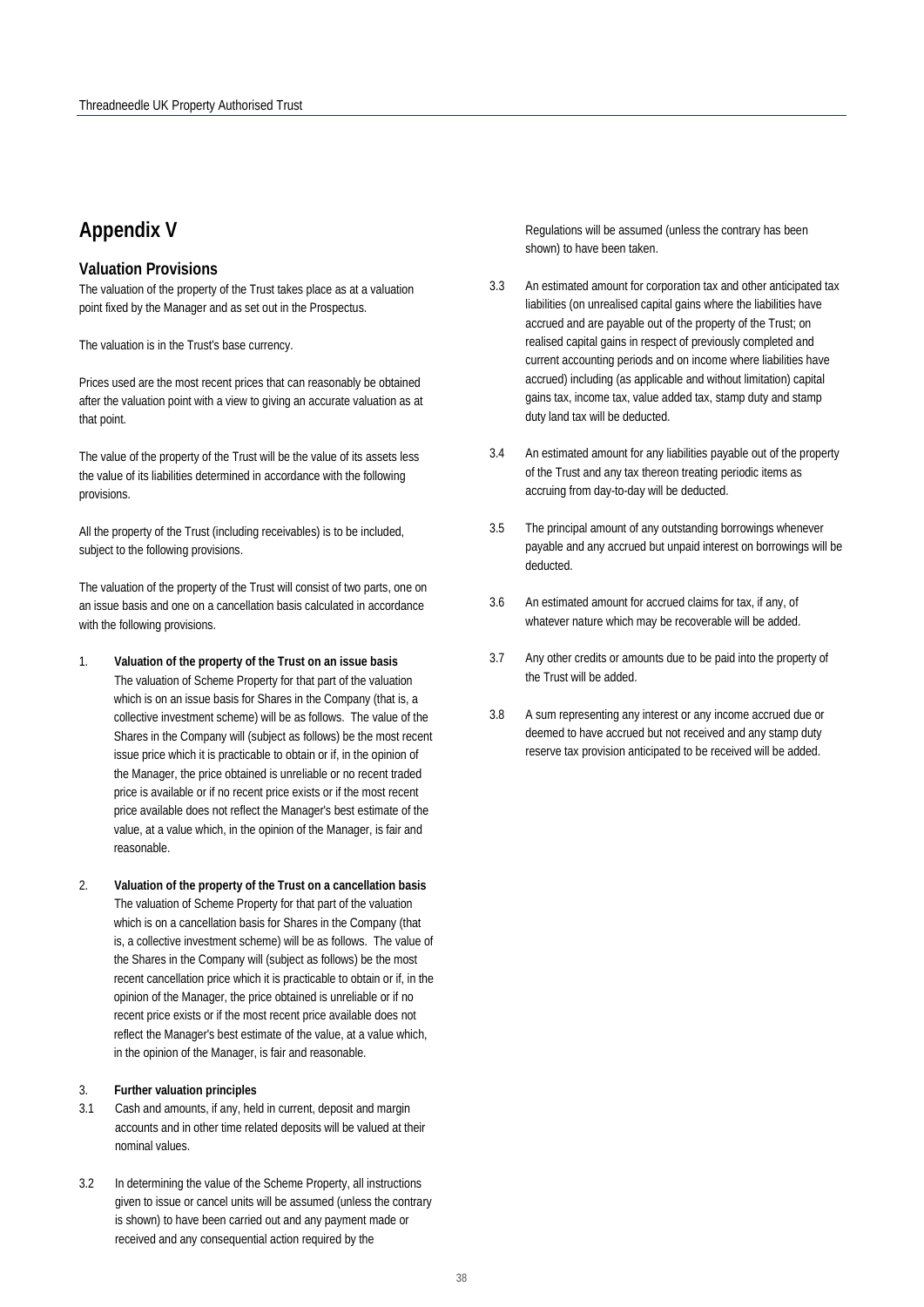# Appendix V

## Valuation Provisions

The valuation of the property of the Trust takes place as at a valuation point fixed by the Manager and as set out in the Prospectus.

The valuation is in the Trust's base currency.

Prices used are the most recent prices that can reasonably be obtained after the valuation point with a view to giving an accurate valuation as at that point.

The value of the property of the Trust will be the value of its assets less the value of its liabilities determined in accordance with the following provisions.

All the property of the Trust (including receivables) is to be included, subject to the following provisions.

The valuation of the property of the Trust will consist of two parts, one on an issue basis and one on a cancellation basis calculated in accordance with the following provisions.

1. **Valuation of the property of the Trust on an issue basis**
   The valuation of Scheme Property for that part of the valuation which is on an issue basis for Shares in the Company (that is, a collective investment scheme) will be as follows. The value of the Shares in the Company will (subject as follows) be the most recent issue price which it is practicable to obtain or if, in the opinion of the Manager, the price obtained is unreliable or no recent traded price is available or if no recent price exists or if the most recent price available does not reflect the Manager's best estimate of the value, at a value which, in the opinion of the Manager, is fair and reasonable.

2. **Valuation of the property of the Trust on a cancellation basis**
   The valuation of Scheme Property for that part of the valuation which is on a cancellation basis for Shares in the Company (that is, a collective investment scheme) will be as follows. The value of the Shares in the Company will (subject as follows) be the most recent cancellation price which it is practicable to obtain or if, in the opinion of the Manager, the price obtained is unreliable or if no recent price exists or if the most recent price available does not reflect the Manager's best estimate of the value, at a value which, in the opinion of the Manager, is fair and reasonable.

3. **Further valuation principles**

3.1 Cash and amounts, if any, held in current, deposit and margin accounts and in other time related deposits will be valued at their nominal values.

3.2 In determining the value of the Scheme Property, all instructions given to issue or cancel units will be assumed (unless the contrary is shown) to have been carried out and any payment made or received and any consequential action required by the Regulations will be assumed (unless the contrary has been shown) to have been taken.

3.3 An estimated amount for corporation tax and other anticipated tax liabilities (on unrealised capital gains where the liabilities have accrued and are payable out of the property of the Trust; on realised capital gains in respect of previously completed and current accounting periods and on income where liabilities have accrued) including (as applicable and without limitation) capital gains tax, income tax, value added tax, stamp duty and stamp duty land tax will be deducted.

3.4 An estimated amount for any liabilities payable out of the property of the Trust and any tax thereon treating periodic items as accruing from day-to-day will be deducted.

3.5 The principal amount of any outstanding borrowings whenever payable and any accrued but unpaid interest on borrowings will be deducted.

3.6 An estimated amount for accrued claims for tax, if any, of whatever nature which may be recoverable will be added.

3.7 Any other credits or amounts due to be paid into the property of the Trust will be added.

3.8 A sum representing any interest or any income accrued due or deemed to have accrued but not received and any stamp duty reserve tax provision anticipated to be received will be added.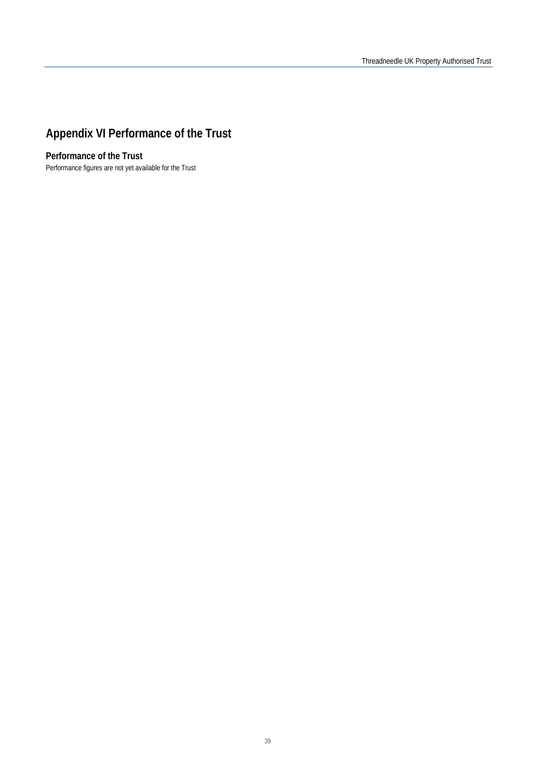# Appendix VI Performance of the Trust

## Performance of the Trust

Performance figures are not yet available for the Trust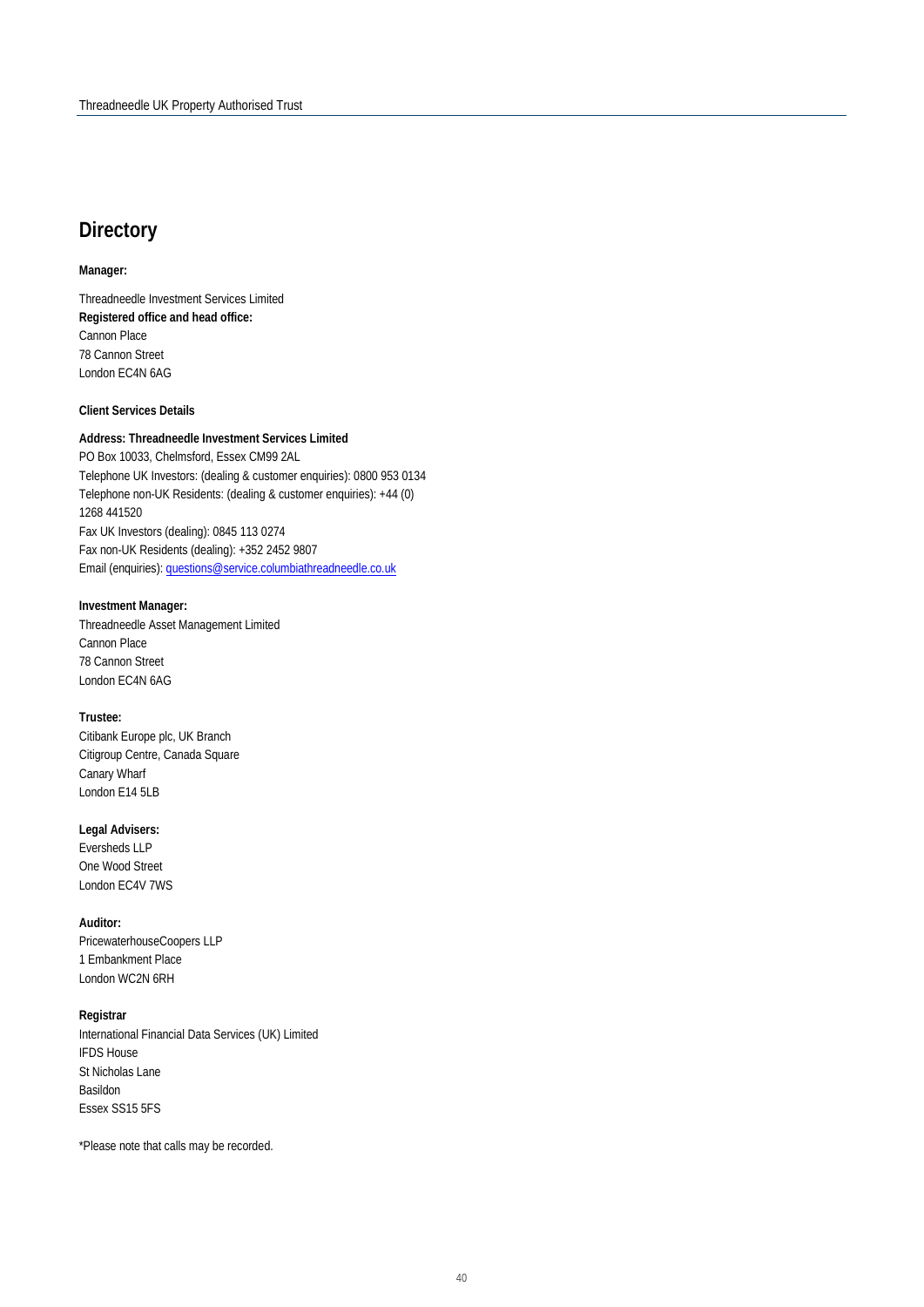# Directory

**Manager:**

Threadneedle Investment Services Limited
**Registered office and head office:**
Cannon Place
78 Cannon Street
London EC4N 6AG

**Client Services Details**

**Address: Threadneedle Investment Services Limited**
PO Box 10033, Chelmsford, Essex CM99 2AL
Telephone UK Investors: (dealing & customer enquiries): 0800 953 0134
Telephone non-UK Residents: (dealing & customer enquiries): +44 (0) 1268 441520
Fax UK Investors (dealing): 0845 113 0274
Fax non-UK Residents (dealing): +352 2452 9807
Email (enquiries): questions@service.columbiathreadneedle.co.uk

**Investment Manager:**
Threadneedle Asset Management Limited
Cannon Place
78 Cannon Street
London EC4N 6AG

**Trustee:**
Citibank Europe plc, UK Branch
Citigroup Centre, Canada Square
Canary Wharf
London E14 5LB

**Legal Advisers:**
Eversheds LLP
One Wood Street
London EC4V 7WS

**Auditor:**
PricewaterhouseCoopers LLP
1 Embankment Place
London WC2N 6RH

**Registrar**
International Financial Data Services (UK) Limited
IFDS House
St Nicholas Lane
Basildon
Essex SS15 5FS

*Please note that calls may be recorded.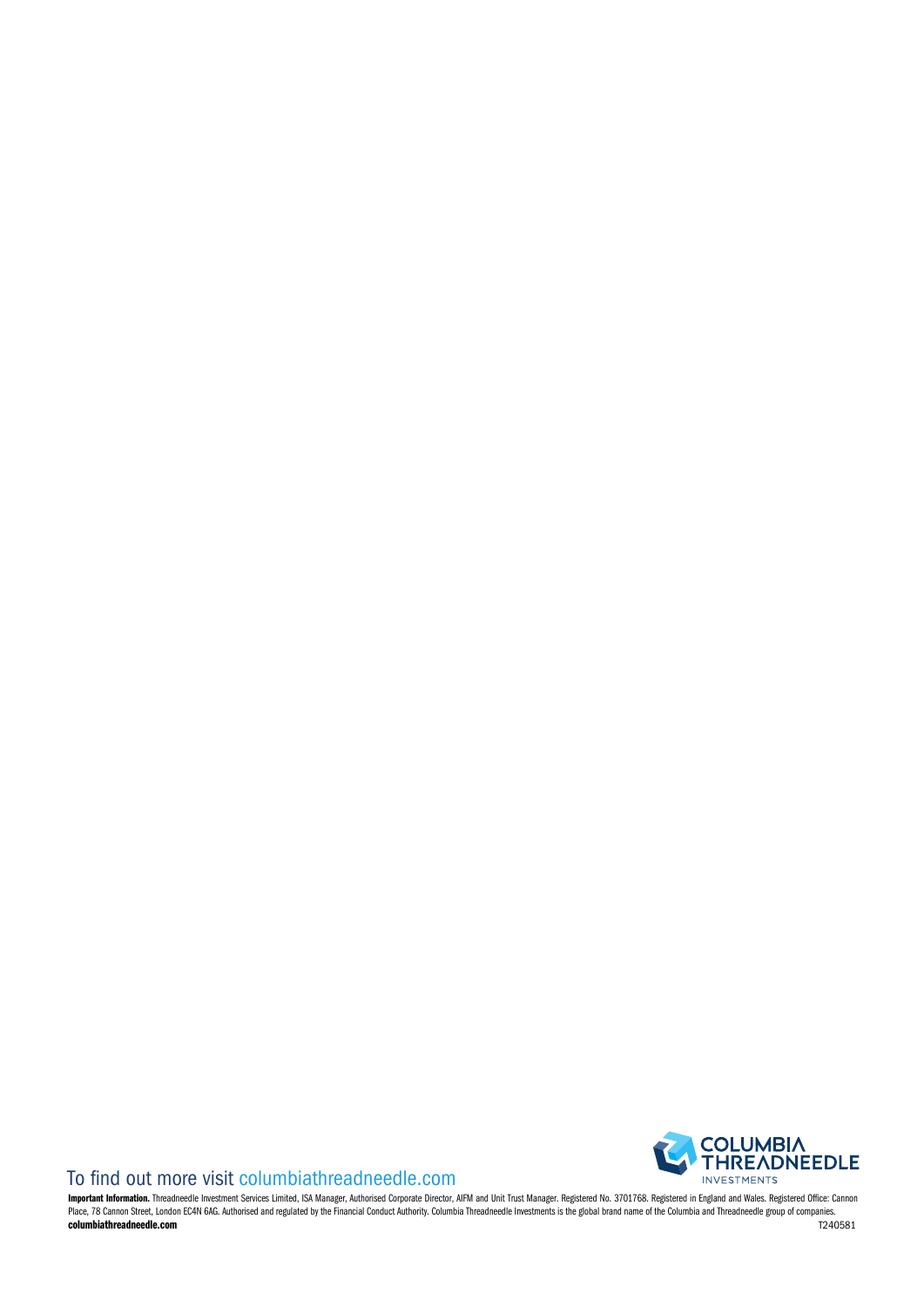To find out more visit columbiathreadneedle.com

COLUMBIA THREADNEEDLE INVESTMENTS

**Important Information.** Threadneedle Investment Services Limited, ISA Manager, Authorised Corporate Director, AIFM and Unit Trust Manager. Registered No. 3701768. Registered in England and Wales. Registered Office: Cannon Place, 78 Cannon Street, London EC4N 6AG. Authorised and regulated by the Financial Conduct Authority. Columbia Threadneedle Investments is the global brand name of the Columbia and Threadneedle group of companies.

**columbiathreadneedle.com**

T240581